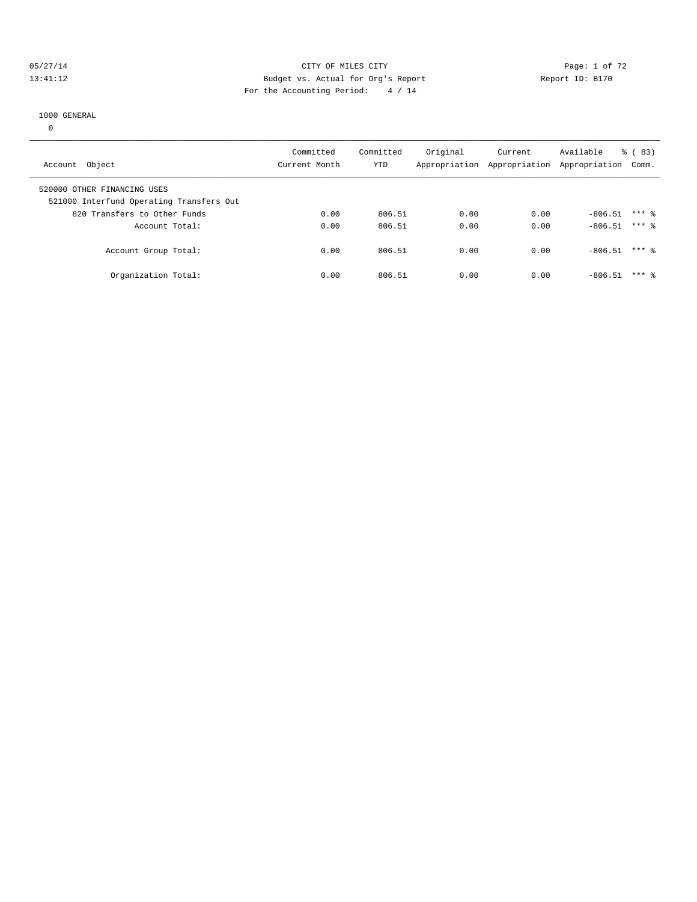05/27/14 CITY OF MILES CITY
13:41:12 Budget vs. Actual for Org's Report Report ID: B170
For the Accounting Period: 4 / 14

1000 GENERAL
0

| Account Object | Committed Current Month | Committed YTD | Original Appropriation | Current Appropriation | Available Appropriation | % ( 83) Comm. |
|---|---|---|---|---|---|---|
| 520000 OTHER FINANCING USES | | | | | | |
| 521000 Interfund Operating Transfers Out | | | | | | |
| 820 Transfers to Other Funds | 0.00 | 806.51 | 0.00 | 0.00 | -806.51 | *** % |
| Account Total: | 0.00 | 806.51 | 0.00 | 0.00 | -806.51 | *** % |
| Account Group Total: | 0.00 | 806.51 | 0.00 | 0.00 | -806.51 | *** % |
| Organization Total: | 0.00 | 806.51 | 0.00 | 0.00 | -806.51 | *** % |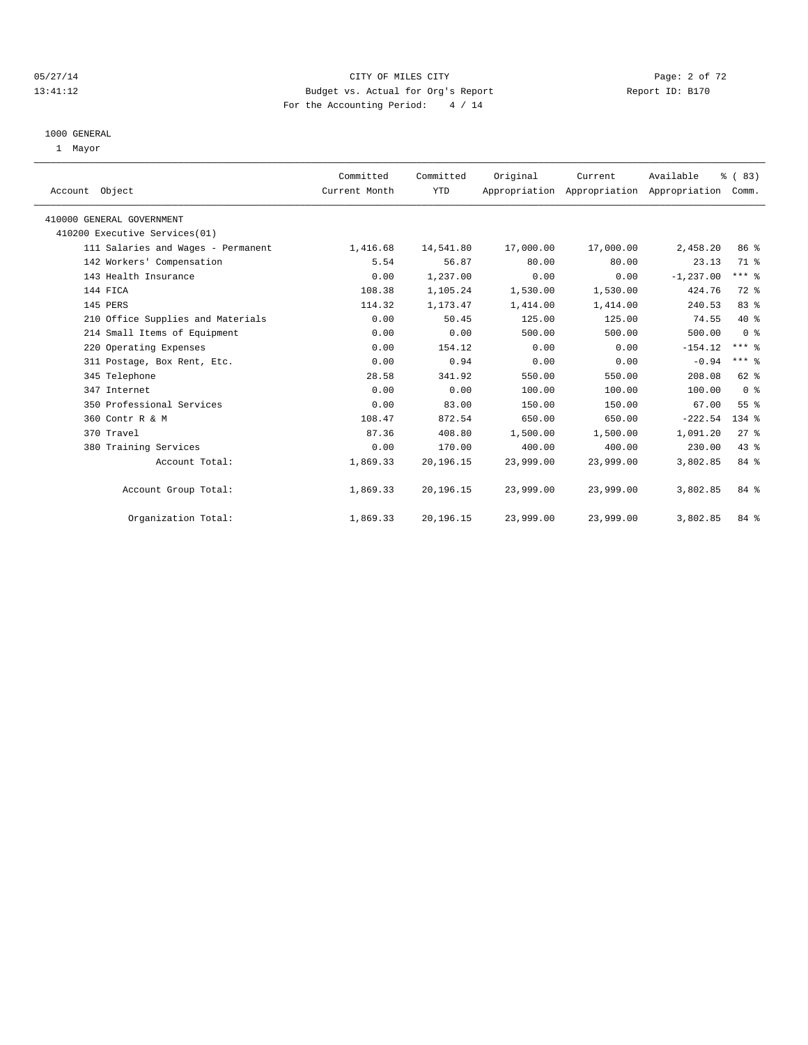CITY OF MILES CITY
Budget vs. Actual for Org's Report
For the Accounting Period: 4 / 14

05/27/14
13:41:12

Report ID: B170

1000 GENERAL
1 Mayor

| Account Object | Committed Current Month | Committed YTD | Original Appropriation | Current Appropriation | Available Appropriation | % ( 83) Comm. |
|---|---|---|---|---|---|---|
| 410000 GENERAL GOVERNMENT | | | | | | |
| 410200 Executive Services(01) | | | | | | |
| 111 Salaries and Wages - Permanent | 1,416.68 | 14,541.80 | 17,000.00 | 17,000.00 | 2,458.20 | 86 % |
| 142 Workers' Compensation | 5.54 | 56.87 | 80.00 | 80.00 | 23.13 | 71 % |
| 143 Health Insurance | 0.00 | 1,237.00 | 0.00 | 0.00 | -1,237.00 | *** % |
| 144 FICA | 108.38 | 1,105.24 | 1,530.00 | 1,530.00 | 424.76 | 72 % |
| 145 PERS | 114.32 | 1,173.47 | 1,414.00 | 1,414.00 | 240.53 | 83 % |
| 210 Office Supplies and Materials | 0.00 | 50.45 | 125.00 | 125.00 | 74.55 | 40 % |
| 214 Small Items of Equipment | 0.00 | 0.00 | 500.00 | 500.00 | 500.00 | 0 % |
| 220 Operating Expenses | 0.00 | 154.12 | 0.00 | 0.00 | -154.12 | *** % |
| 311 Postage, Box Rent, Etc. | 0.00 | 0.94 | 0.00 | 0.00 | -0.94 | *** % |
| 345 Telephone | 28.58 | 341.92 | 550.00 | 550.00 | 208.08 | 62 % |
| 347 Internet | 0.00 | 0.00 | 100.00 | 100.00 | 100.00 | 0 % |
| 350 Professional Services | 0.00 | 83.00 | 150.00 | 150.00 | 67.00 | 55 % |
| 360 Contr R & M | 108.47 | 872.54 | 650.00 | 650.00 | -222.54 | 134 % |
| 370 Travel | 87.36 | 408.80 | 1,500.00 | 1,500.00 | 1,091.20 | 27 % |
| 380 Training Services | 0.00 | 170.00 | 400.00 | 400.00 | 230.00 | 43 % |
| Account Total: | 1,869.33 | 20,196.15 | 23,999.00 | 23,999.00 | 3,802.85 | 84 % |
| Account Group Total: | 1,869.33 | 20,196.15 | 23,999.00 | 23,999.00 | 3,802.85 | 84 % |
| Organization Total: | 1,869.33 | 20,196.15 | 23,999.00 | 23,999.00 | 3,802.85 | 84 % |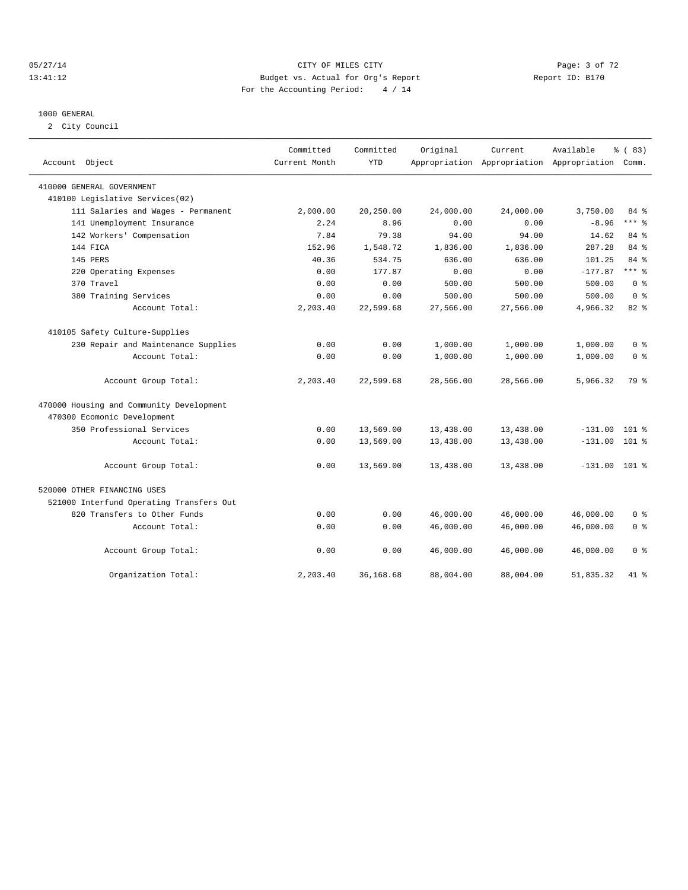CITY OF MILES CITY
Budget vs. Actual for Org's Report
For the Accounting Period: 4 / 14

05/27/14
13:41:12

Report ID: B170

1000 GENERAL

2 City Council

| Account Object | Committed Current Month | Committed YTD | Original Appropriation | Current Appropriation | Available Appropriation | % ( 83) Comm. |
|---|---|---|---|---|---|---|
| 410000 GENERAL GOVERNMENT | | | | | | |
| 410100 Legislative Services(02) | | | | | | |
| 111 Salaries and Wages - Permanent | 2,000.00 | 20,250.00 | 24,000.00 | 24,000.00 | 3,750.00 | 84 % |
| 141 Unemployment Insurance | 2.24 | 8.96 | 0.00 | 0.00 | -8.96 | *** % |
| 142 Workers' Compensation | 7.84 | 79.38 | 94.00 | 94.00 | 14.62 | 84 % |
| 144 FICA | 152.96 | 1,548.72 | 1,836.00 | 1,836.00 | 287.28 | 84 % |
| 145 PERS | 40.36 | 534.75 | 636.00 | 636.00 | 101.25 | 84 % |
| 220 Operating Expenses | 0.00 | 177.87 | 0.00 | 0.00 | -177.87 | *** % |
| 370 Travel | 0.00 | 0.00 | 500.00 | 500.00 | 500.00 | 0 % |
| 380 Training Services | 0.00 | 0.00 | 500.00 | 500.00 | 500.00 | 0 % |
| Account Total: | 2,203.40 | 22,599.68 | 27,566.00 | 27,566.00 | 4,966.32 | 82 % |
| 410105 Safety Culture-Supplies | | | | | | |
| 230 Repair and Maintenance Supplies | 0.00 | 0.00 | 1,000.00 | 1,000.00 | 1,000.00 | 0 % |
| Account Total: | 0.00 | 0.00 | 1,000.00 | 1,000.00 | 1,000.00 | 0 % |
| Account Group Total: | 2,203.40 | 22,599.68 | 28,566.00 | 28,566.00 | 5,966.32 | 79 % |
| 470000 Housing and Community Development | | | | | | |
| 470300 Ecomonic Development | | | | | | |
| 350 Professional Services | 0.00 | 13,569.00 | 13,438.00 | 13,438.00 | -131.00 | 101 % |
| Account Total: | 0.00 | 13,569.00 | 13,438.00 | 13,438.00 | -131.00 | 101 % |
| Account Group Total: | 0.00 | 13,569.00 | 13,438.00 | 13,438.00 | -131.00 | 101 % |
| 520000 OTHER FINANCING USES | | | | | | |
| 521000 Interfund Operating Transfers Out | | | | | | |
| 820 Transfers to Other Funds | 0.00 | 0.00 | 46,000.00 | 46,000.00 | 46,000.00 | 0 % |
| Account Total: | 0.00 | 0.00 | 46,000.00 | 46,000.00 | 46,000.00 | 0 % |
| Account Group Total: | 0.00 | 0.00 | 46,000.00 | 46,000.00 | 46,000.00 | 0 % |
| Organization Total: | 2,203.40 | 36,168.68 | 88,004.00 | 88,004.00 | 51,835.32 | 41 % |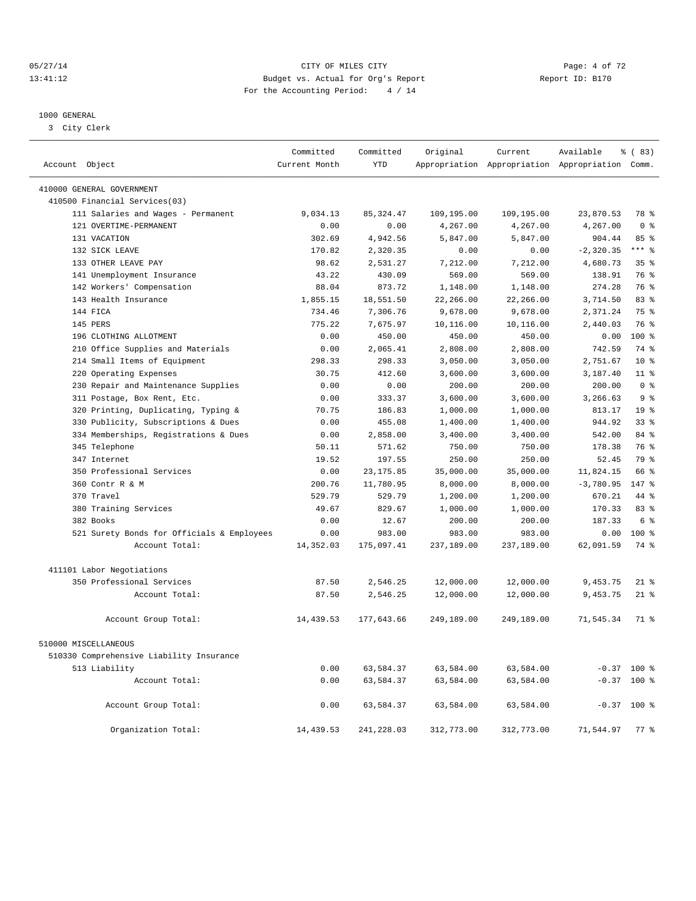CITY OF MILES CITY
Budget vs. Actual for Org's Report
For the Accounting Period: 4 / 14

05/27/14
13:41:12

Report ID: B170

1000 GENERAL

3 City Clerk

| Account Object | Committed Current Month | Committed YTD | Original Appropriation | Current Appropriation | Available Appropriation | % ( 83) Comm. |
|---|---|---|---|---|---|---|
| 410000 GENERAL GOVERNMENT | | | | | | |
| 410500 Financial Services(03) | | | | | | |
| 111 Salaries and Wages - Permanent | 9,034.13 | 85,324.47 | 109,195.00 | 109,195.00 | 23,870.53 | 78 % |
| 121 OVERTIME-PERMANENT | 0.00 | 0.00 | 4,267.00 | 4,267.00 | 4,267.00 | 0 % |
| 131 VACATION | 302.69 | 4,942.56 | 5,847.00 | 5,847.00 | 904.44 | 85 % |
| 132 SICK LEAVE | 170.82 | 2,320.35 | 0.00 | 0.00 | -2,320.35 | *** % |
| 133 OTHER LEAVE PAY | 98.62 | 2,531.27 | 7,212.00 | 7,212.00 | 4,680.73 | 35 % |
| 141 Unemployment Insurance | 43.22 | 430.09 | 569.00 | 569.00 | 138.91 | 76 % |
| 142 Workers' Compensation | 88.04 | 873.72 | 1,148.00 | 1,148.00 | 274.28 | 76 % |
| 143 Health Insurance | 1,855.15 | 18,551.50 | 22,266.00 | 22,266.00 | 3,714.50 | 83 % |
| 144 FICA | 734.46 | 7,306.76 | 9,678.00 | 9,678.00 | 2,371.24 | 75 % |
| 145 PERS | 775.22 | 7,675.97 | 10,116.00 | 10,116.00 | 2,440.03 | 76 % |
| 196 CLOTHING ALLOTMENT | 0.00 | 450.00 | 450.00 | 450.00 | 0.00 | 100 % |
| 210 Office Supplies and Materials | 0.00 | 2,065.41 | 2,808.00 | 2,808.00 | 742.59 | 74 % |
| 214 Small Items of Equipment | 298.33 | 298.33 | 3,050.00 | 3,050.00 | 2,751.67 | 10 % |
| 220 Operating Expenses | 30.75 | 412.60 | 3,600.00 | 3,600.00 | 3,187.40 | 11 % |
| 230 Repair and Maintenance Supplies | 0.00 | 0.00 | 200.00 | 200.00 | 200.00 | 0 % |
| 311 Postage, Box Rent, Etc. | 0.00 | 333.37 | 3,600.00 | 3,600.00 | 3,266.63 | 9 % |
| 320 Printing, Duplicating, Typing & | 70.75 | 186.83 | 1,000.00 | 1,000.00 | 813.17 | 19 % |
| 330 Publicity, Subscriptions & Dues | 0.00 | 455.08 | 1,400.00 | 1,400.00 | 944.92 | 33 % |
| 334 Memberships, Registrations & Dues | 0.00 | 2,858.00 | 3,400.00 | 3,400.00 | 542.00 | 84 % |
| 345 Telephone | 50.11 | 571.62 | 750.00 | 750.00 | 178.38 | 76 % |
| 347 Internet | 19.52 | 197.55 | 250.00 | 250.00 | 52.45 | 79 % |
| 350 Professional Services | 0.00 | 23,175.85 | 35,000.00 | 35,000.00 | 11,824.15 | 66 % |
| 360 Contr R & M | 200.76 | 11,780.95 | 8,000.00 | 8,000.00 | -3,780.95 | 147 % |
| 370 Travel | 529.79 | 529.79 | 1,200.00 | 1,200.00 | 670.21 | 44 % |
| 380 Training Services | 49.67 | 829.67 | 1,000.00 | 1,000.00 | 170.33 | 83 % |
| 382 Books | 0.00 | 12.67 | 200.00 | 200.00 | 187.33 | 6 % |
| 521 Surety Bonds for Officials & Employees | 0.00 | 983.00 | 983.00 | 983.00 | 0.00 | 100 % |
| Account Total: | 14,352.03 | 175,097.41 | 237,189.00 | 237,189.00 | 62,091.59 | 74 % |
| 411101 Labor Negotiations | | | | | | |
| 350 Professional Services | 87.50 | 2,546.25 | 12,000.00 | 12,000.00 | 9,453.75 | 21 % |
| Account Total: | 87.50 | 2,546.25 | 12,000.00 | 12,000.00 | 9,453.75 | 21 % |
| Account Group Total: | 14,439.53 | 177,643.66 | 249,189.00 | 249,189.00 | 71,545.34 | 71 % |
| 510000 MISCELLANEOUS | | | | | | |
| 510330 Comprehensive Liability Insurance | | | | | | |
| 513 Liability | 0.00 | 63,584.37 | 63,584.00 | 63,584.00 | -0.37 | 100 % |
| Account Total: | 0.00 | 63,584.37 | 63,584.00 | 63,584.00 | -0.37 | 100 % |
| Account Group Total: | 0.00 | 63,584.37 | 63,584.00 | 63,584.00 | -0.37 | 100 % |
| Organization Total: | 14,439.53 | 241,228.03 | 312,773.00 | 312,773.00 | 71,544.97 | 77 % |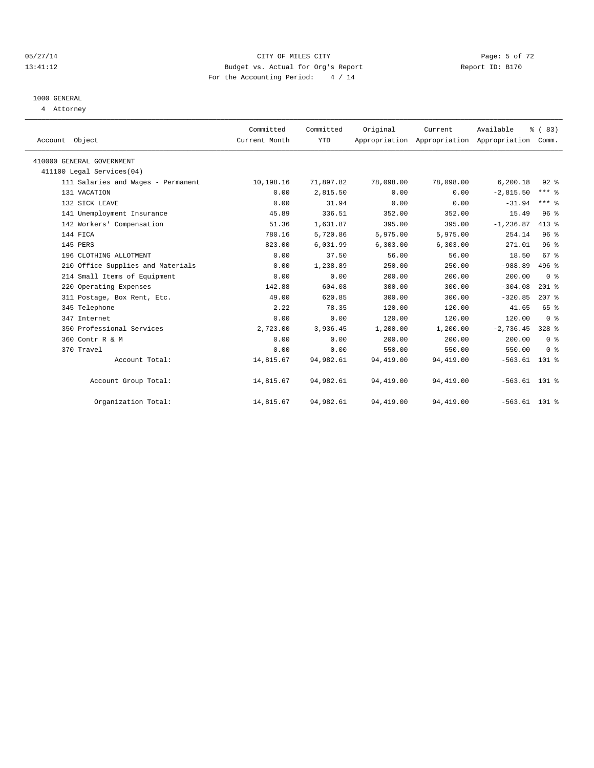CITY OF MILES CITY
Budget vs. Actual for Org's Report
For the Accounting Period: 4 / 14

05/27/14
13:41:12

Report ID: B170

1000 GENERAL
4 Attorney

| Account Object | Committed Current Month | Committed YTD | Original Appropriation | Current Appropriation | Available Appropriation | % ( 83) Comm. |
|---|---|---|---|---|---|---|
| 410000 GENERAL GOVERNMENT | | | | | | |
| 411100 Legal Services(04) | | | | | | |
| 111 Salaries and Wages - Permanent | 10,198.16 | 71,897.82 | 78,098.00 | 78,098.00 | 6,200.18 | 92 % |
| 131 VACATION | 0.00 | 2,815.50 | 0.00 | 0.00 | -2,815.50 | *** % |
| 132 SICK LEAVE | 0.00 | 31.94 | 0.00 | 0.00 | -31.94 | *** % |
| 141 Unemployment Insurance | 45.89 | 336.51 | 352.00 | 352.00 | 15.49 | 96 % |
| 142 Workers' Compensation | 51.36 | 1,631.87 | 395.00 | 395.00 | -1,236.87 | 413 % |
| 144 FICA | 780.16 | 5,720.86 | 5,975.00 | 5,975.00 | 254.14 | 96 % |
| 145 PERS | 823.00 | 6,031.99 | 6,303.00 | 6,303.00 | 271.01 | 96 % |
| 196 CLOTHING ALLOTMENT | 0.00 | 37.50 | 56.00 | 56.00 | 18.50 | 67 % |
| 210 Office Supplies and Materials | 0.00 | 1,238.89 | 250.00 | 250.00 | -988.89 | 496 % |
| 214 Small Items of Equipment | 0.00 | 0.00 | 200.00 | 200.00 | 200.00 | 0 % |
| 220 Operating Expenses | 142.88 | 604.08 | 300.00 | 300.00 | -304.08 | 201 % |
| 311 Postage, Box Rent, Etc. | 49.00 | 620.85 | 300.00 | 300.00 | -320.85 | 207 % |
| 345 Telephone | 2.22 | 78.35 | 120.00 | 120.00 | 41.65 | 65 % |
| 347 Internet | 0.00 | 0.00 | 120.00 | 120.00 | 120.00 | 0 % |
| 350 Professional Services | 2,723.00 | 3,936.45 | 1,200.00 | 1,200.00 | -2,736.45 | 328 % |
| 360 Contr R & M | 0.00 | 0.00 | 200.00 | 200.00 | 200.00 | 0 % |
| 370 Travel | 0.00 | 0.00 | 550.00 | 550.00 | 550.00 | 0 % |
| Account Total: | 14,815.67 | 94,982.61 | 94,419.00 | 94,419.00 | -563.61 | 101 % |
| Account Group Total: | 14,815.67 | 94,982.61 | 94,419.00 | 94,419.00 | -563.61 | 101 % |
| Organization Total: | 14,815.67 | 94,982.61 | 94,419.00 | 94,419.00 | -563.61 | 101 % |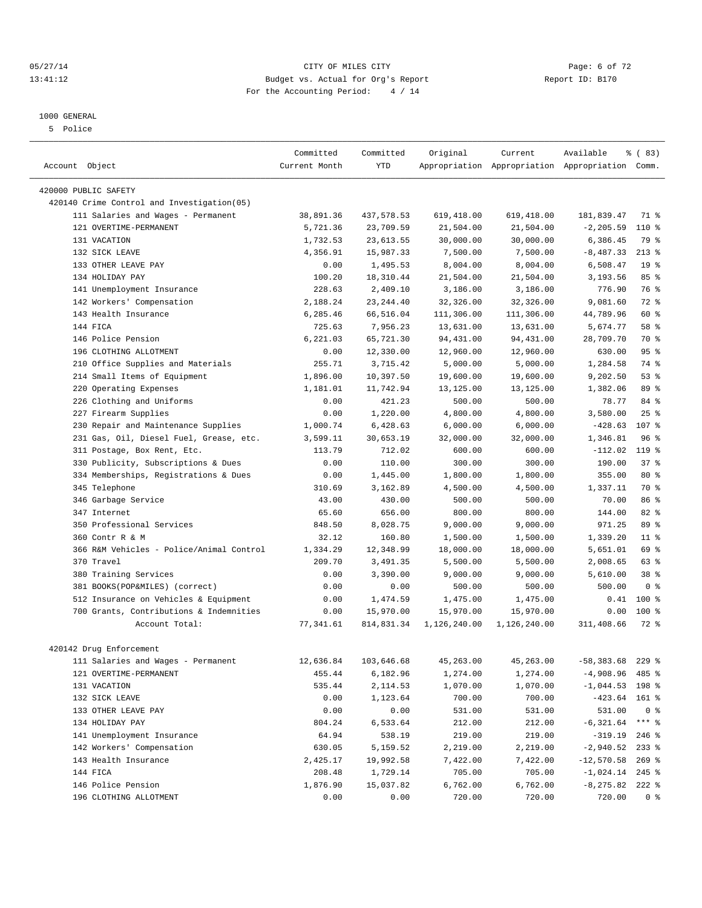05/27/14 CITY OF MILES CITY
13:41:12 Budget vs. Actual for Org's Report Report ID: B170
For the Accounting Period: 4 / 14

1000 GENERAL
5 Police

| Account Object | Committed Current Month | Committed YTD | Original Appropriation | Current Appropriation | Available Appropriation | % ( 83) Comm. |
|---|---|---|---|---|---|---|
| 420000 PUBLIC SAFETY | | | | | | |
| 420140 Crime Control and Investigation(05) | | | | | | |
| 111 Salaries and Wages - Permanent | 38,891.36 | 437,578.53 | 619,418.00 | 619,418.00 | 181,839.47 | 71 % |
| 121 OVERTIME-PERMANENT | 5,721.36 | 23,709.59 | 21,504.00 | 21,504.00 | -2,205.59 | 110 % |
| 131 VACATION | 1,732.53 | 23,613.55 | 30,000.00 | 30,000.00 | 6,386.45 | 79 % |
| 132 SICK LEAVE | 4,356.91 | 15,987.33 | 7,500.00 | 7,500.00 | -8,487.33 | 213 % |
| 133 OTHER LEAVE PAY | 0.00 | 1,495.53 | 8,004.00 | 8,004.00 | 6,508.47 | 19 % |
| 134 HOLIDAY PAY | 100.20 | 18,310.44 | 21,504.00 | 21,504.00 | 3,193.56 | 85 % |
| 141 Unemployment Insurance | 228.63 | 2,409.10 | 3,186.00 | 3,186.00 | 776.90 | 76 % |
| 142 Workers' Compensation | 2,188.24 | 23,244.40 | 32,326.00 | 32,326.00 | 9,081.60 | 72 % |
| 143 Health Insurance | 6,285.46 | 66,516.04 | 111,306.00 | 111,306.00 | 44,789.96 | 60 % |
| 144 FICA | 725.63 | 7,956.23 | 13,631.00 | 13,631.00 | 5,674.77 | 58 % |
| 146 Police Pension | 6,221.03 | 65,721.30 | 94,431.00 | 94,431.00 | 28,709.70 | 70 % |
| 196 CLOTHING ALLOTMENT | 0.00 | 12,330.00 | 12,960.00 | 12,960.00 | 630.00 | 95 % |
| 210 Office Supplies and Materials | 255.71 | 3,715.42 | 5,000.00 | 5,000.00 | 1,284.58 | 74 % |
| 214 Small Items of Equipment | 1,896.00 | 10,397.50 | 19,600.00 | 19,600.00 | 9,202.50 | 53 % |
| 220 Operating Expenses | 1,181.01 | 11,742.94 | 13,125.00 | 13,125.00 | 1,382.06 | 89 % |
| 226 Clothing and Uniforms | 0.00 | 421.23 | 500.00 | 500.00 | 78.77 | 84 % |
| 227 Firearm Supplies | 0.00 | 1,220.00 | 4,800.00 | 4,800.00 | 3,580.00 | 25 % |
| 230 Repair and Maintenance Supplies | 1,000.74 | 6,428.63 | 6,000.00 | 6,000.00 | -428.63 | 107 % |
| 231 Gas, Oil, Diesel Fuel, Grease, etc. | 3,599.11 | 30,653.19 | 32,000.00 | 32,000.00 | 1,346.81 | 96 % |
| 311 Postage, Box Rent, Etc. | 113.79 | 712.02 | 600.00 | 600.00 | -112.02 | 119 % |
| 330 Publicity, Subscriptions & Dues | 0.00 | 110.00 | 300.00 | 300.00 | 190.00 | 37 % |
| 334 Memberships, Registrations & Dues | 0.00 | 1,445.00 | 1,800.00 | 1,800.00 | 355.00 | 80 % |
| 345 Telephone | 310.69 | 3,162.89 | 4,500.00 | 4,500.00 | 1,337.11 | 70 % |
| 346 Garbage Service | 43.00 | 430.00 | 500.00 | 500.00 | 70.00 | 86 % |
| 347 Internet | 65.60 | 656.00 | 800.00 | 800.00 | 144.00 | 82 % |
| 350 Professional Services | 848.50 | 8,028.75 | 9,000.00 | 9,000.00 | 971.25 | 89 % |
| 360 Contr R & M | 32.12 | 160.80 | 1,500.00 | 1,500.00 | 1,339.20 | 11 % |
| 366 R&M Vehicles - Police/Animal Control | 1,334.29 | 12,348.99 | 18,000.00 | 18,000.00 | 5,651.01 | 69 % |
| 370 Travel | 209.70 | 3,491.35 | 5,500.00 | 5,500.00 | 2,008.65 | 63 % |
| 380 Training Services | 0.00 | 3,390.00 | 9,000.00 | 9,000.00 | 5,610.00 | 38 % |
| 381 BOOKS(POP&MILES) (correct) | 0.00 | 0.00 | 500.00 | 500.00 | 500.00 | 0 % |
| 512 Insurance on Vehicles & Equipment | 0.00 | 1,474.59 | 1,475.00 | 1,475.00 | 0.41 | 100 % |
| 700 Grants, Contributions & Indemnities | 0.00 | 15,970.00 | 15,970.00 | 15,970.00 | 0.00 | 100 % |
| Account Total: | 77,341.61 | 814,831.34 | 1,126,240.00 | 1,126,240.00 | 311,408.66 | 72 % |
| 420142 Drug Enforcement | | | | | | |
| 111 Salaries and Wages - Permanent | 12,636.84 | 103,646.68 | 45,263.00 | 45,263.00 | -58,383.68 | 229 % |
| 121 OVERTIME-PERMANENT | 455.44 | 6,182.96 | 1,274.00 | 1,274.00 | -4,908.96 | 485 % |
| 131 VACATION | 535.44 | 2,114.53 | 1,070.00 | 1,070.00 | -1,044.53 | 198 % |
| 132 SICK LEAVE | 0.00 | 1,123.64 | 700.00 | 700.00 | -423.64 | 161 % |
| 133 OTHER LEAVE PAY | 0.00 | 0.00 | 531.00 | 531.00 | 531.00 | 0 % |
| 134 HOLIDAY PAY | 804.24 | 6,533.64 | 212.00 | 212.00 | -6,321.64 | *** % |
| 141 Unemployment Insurance | 64.94 | 538.19 | 219.00 | 219.00 | -319.19 | 246 % |
| 142 Workers' Compensation | 630.05 | 5,159.52 | 2,219.00 | 2,219.00 | -2,940.52 | 233 % |
| 143 Health Insurance | 2,425.17 | 19,992.58 | 7,422.00 | 7,422.00 | -12,570.58 | 269 % |
| 144 FICA | 208.48 | 1,729.14 | 705.00 | 705.00 | -1,024.14 | 245 % |
| 146 Police Pension | 1,876.90 | 15,037.82 | 6,762.00 | 6,762.00 | -8,275.82 | 222 % |
| 196 CLOTHING ALLOTMENT | 0.00 | 0.00 | 720.00 | 720.00 | 720.00 | 0 % |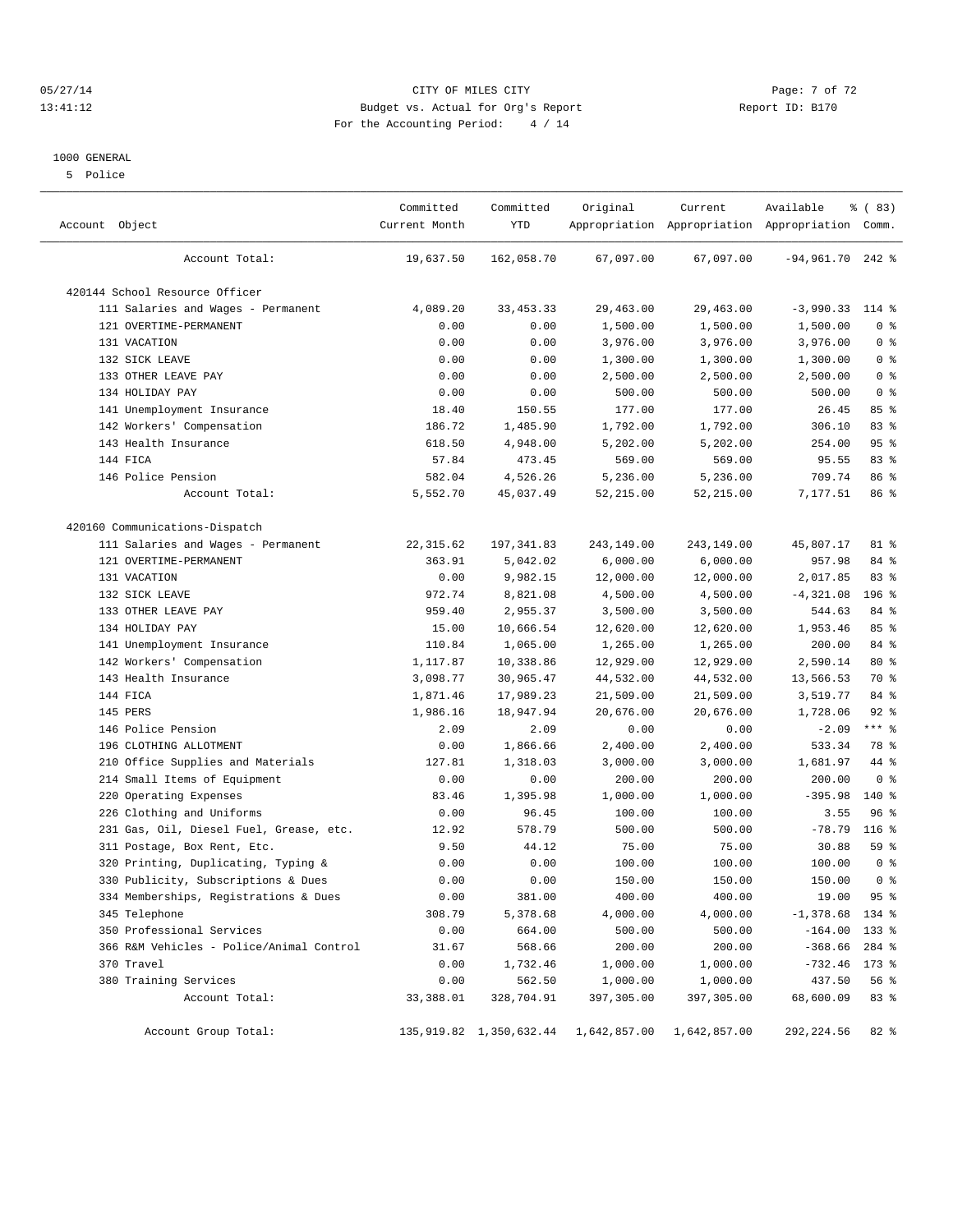05/27/14 CITY OF MILES CITY
13:41:12 Budget vs. Actual for Org's Report Report ID: B170
For the Accounting Period: 4 / 14

1000 GENERAL

5 Police

| Account Object | Committed Current Month | Committed YTD | Original Appropriation | Current Appropriation | Available Appropriation | % ( 83) Comm. |
|---|---|---|---|---|---|---|
| Account Total: | 19,637.50 | 162,058.70 | 67,097.00 | 67,097.00 | -94,961.70 | 242 % |
| 420144 School Resource Officer | | | | | | |
| 111 Salaries and Wages - Permanent | 4,089.20 | 33,453.33 | 29,463.00 | 29,463.00 | -3,990.33 | 114 % |
| 121 OVERTIME-PERMANENT | 0.00 | 0.00 | 1,500.00 | 1,500.00 | 1,500.00 | 0 % |
| 131 VACATION | 0.00 | 0.00 | 3,976.00 | 3,976.00 | 3,976.00 | 0 % |
| 132 SICK LEAVE | 0.00 | 0.00 | 1,300.00 | 1,300.00 | 1,300.00 | 0 % |
| 133 OTHER LEAVE PAY | 0.00 | 0.00 | 2,500.00 | 2,500.00 | 2,500.00 | 0 % |
| 134 HOLIDAY PAY | 0.00 | 0.00 | 500.00 | 500.00 | 500.00 | 0 % |
| 141 Unemployment Insurance | 18.40 | 150.55 | 177.00 | 177.00 | 26.45 | 85 % |
| 142 Workers' Compensation | 186.72 | 1,485.90 | 1,792.00 | 1,792.00 | 306.10 | 83 % |
| 143 Health Insurance | 618.50 | 4,948.00 | 5,202.00 | 5,202.00 | 254.00 | 95 % |
| 144 FICA | 57.84 | 473.45 | 569.00 | 569.00 | 95.55 | 83 % |
| 146 Police Pension | 582.04 | 4,526.26 | 5,236.00 | 5,236.00 | 709.74 | 86 % |
| Account Total: | 5,552.70 | 45,037.49 | 52,215.00 | 52,215.00 | 7,177.51 | 86 % |
| 420160 Communications-Dispatch | | | | | | |
| 111 Salaries and Wages - Permanent | 22,315.62 | 197,341.83 | 243,149.00 | 243,149.00 | 45,807.17 | 81 % |
| 121 OVERTIME-PERMANENT | 363.91 | 5,042.02 | 6,000.00 | 6,000.00 | 957.98 | 84 % |
| 131 VACATION | 0.00 | 9,982.15 | 12,000.00 | 12,000.00 | 2,017.85 | 83 % |
| 132 SICK LEAVE | 972.74 | 8,821.08 | 4,500.00 | 4,500.00 | -4,321.08 | 196 % |
| 133 OTHER LEAVE PAY | 959.40 | 2,955.37 | 3,500.00 | 3,500.00 | 544.63 | 84 % |
| 134 HOLIDAY PAY | 15.00 | 10,666.54 | 12,620.00 | 12,620.00 | 1,953.46 | 85 % |
| 141 Unemployment Insurance | 110.84 | 1,065.00 | 1,265.00 | 1,265.00 | 200.00 | 84 % |
| 142 Workers' Compensation | 1,117.87 | 10,338.86 | 12,929.00 | 12,929.00 | 2,590.14 | 80 % |
| 143 Health Insurance | 3,098.77 | 30,965.47 | 44,532.00 | 44,532.00 | 13,566.53 | 70 % |
| 144 FICA | 1,871.46 | 17,989.23 | 21,509.00 | 21,509.00 | 3,519.77 | 84 % |
| 145 PERS | 1,986.16 | 18,947.94 | 20,676.00 | 20,676.00 | 1,728.06 | 92 % |
| 146 Police Pension | 2.09 | 2.09 | 0.00 | 0.00 | -2.09 | *** % |
| 196 CLOTHING ALLOTMENT | 0.00 | 1,866.66 | 2,400.00 | 2,400.00 | 533.34 | 78 % |
| 210 Office Supplies and Materials | 127.81 | 1,318.03 | 3,000.00 | 3,000.00 | 1,681.97 | 44 % |
| 214 Small Items of Equipment | 0.00 | 0.00 | 200.00 | 200.00 | 200.00 | 0 % |
| 220 Operating Expenses | 83.46 | 1,395.98 | 1,000.00 | 1,000.00 | -395.98 | 140 % |
| 226 Clothing and Uniforms | 0.00 | 96.45 | 100.00 | 100.00 | 3.55 | 96 % |
| 231 Gas, Oil, Diesel Fuel, Grease, etc. | 12.92 | 578.79 | 500.00 | 500.00 | -78.79 | 116 % |
| 311 Postage, Box Rent, Etc. | 9.50 | 44.12 | 75.00 | 75.00 | 30.88 | 59 % |
| 320 Printing, Duplicating, Typing & | 0.00 | 0.00 | 100.00 | 100.00 | 100.00 | 0 % |
| 330 Publicity, Subscriptions & Dues | 0.00 | 0.00 | 150.00 | 150.00 | 150.00 | 0 % |
| 334 Memberships, Registrations & Dues | 0.00 | 381.00 | 400.00 | 400.00 | 19.00 | 95 % |
| 345 Telephone | 308.79 | 5,378.68 | 4,000.00 | 4,000.00 | -1,378.68 | 134 % |
| 350 Professional Services | 0.00 | 664.00 | 500.00 | 500.00 | -164.00 | 133 % |
| 366 R&M Vehicles - Police/Animal Control | 31.67 | 568.66 | 200.00 | 200.00 | -368.66 | 284 % |
| 370 Travel | 0.00 | 1,732.46 | 1,000.00 | 1,000.00 | -732.46 | 173 % |
| 380 Training Services | 0.00 | 562.50 | 1,000.00 | 1,000.00 | 437.50 | 56 % |
| Account Total: | 33,388.01 | 328,704.91 | 397,305.00 | 397,305.00 | 68,600.09 | 83 % |
| Account Group Total: | 135,919.82 | 1,350,632.44 | 1,642,857.00 | 1,642,857.00 | 292,224.56 | 82 % |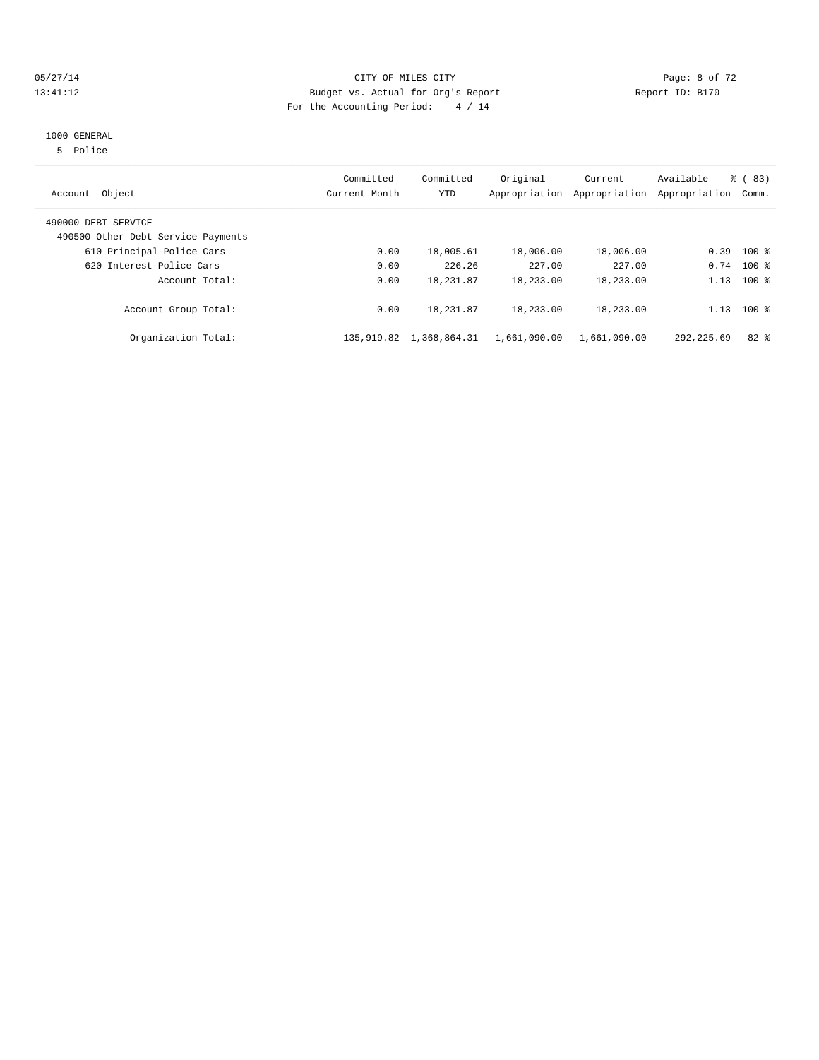CITY OF MILES CITY
Budget vs. Actual for Org's Report
For the Accounting Period: 4 / 14

1000 GENERAL
5 Police

| Account Object | Committed Current Month | Committed YTD | Original Appropriation | Current Appropriation | Available Appropriation | % ( 83) Comm. |
|---|---|---|---|---|---|---|
| 490000 DEBT SERVICE | | | | | | |
| 490500 Other Debt Service Payments | | | | | | |
| 610 Principal-Police Cars | 0.00 | 18,005.61 | 18,006.00 | 18,006.00 | 0.39 | 100 % |
| 620 Interest-Police Cars | 0.00 | 226.26 | 227.00 | 227.00 | 0.74 | 100 % |
| Account Total: | 0.00 | 18,231.87 | 18,233.00 | 18,233.00 | 1.13 | 100 % |
| Account Group Total: | 0.00 | 18,231.87 | 18,233.00 | 18,233.00 | 1.13 | 100 % |
| Organization Total: | 135,919.82 | 1,368,864.31 | 1,661,090.00 | 1,661,090.00 | 292,225.69 | 82 % |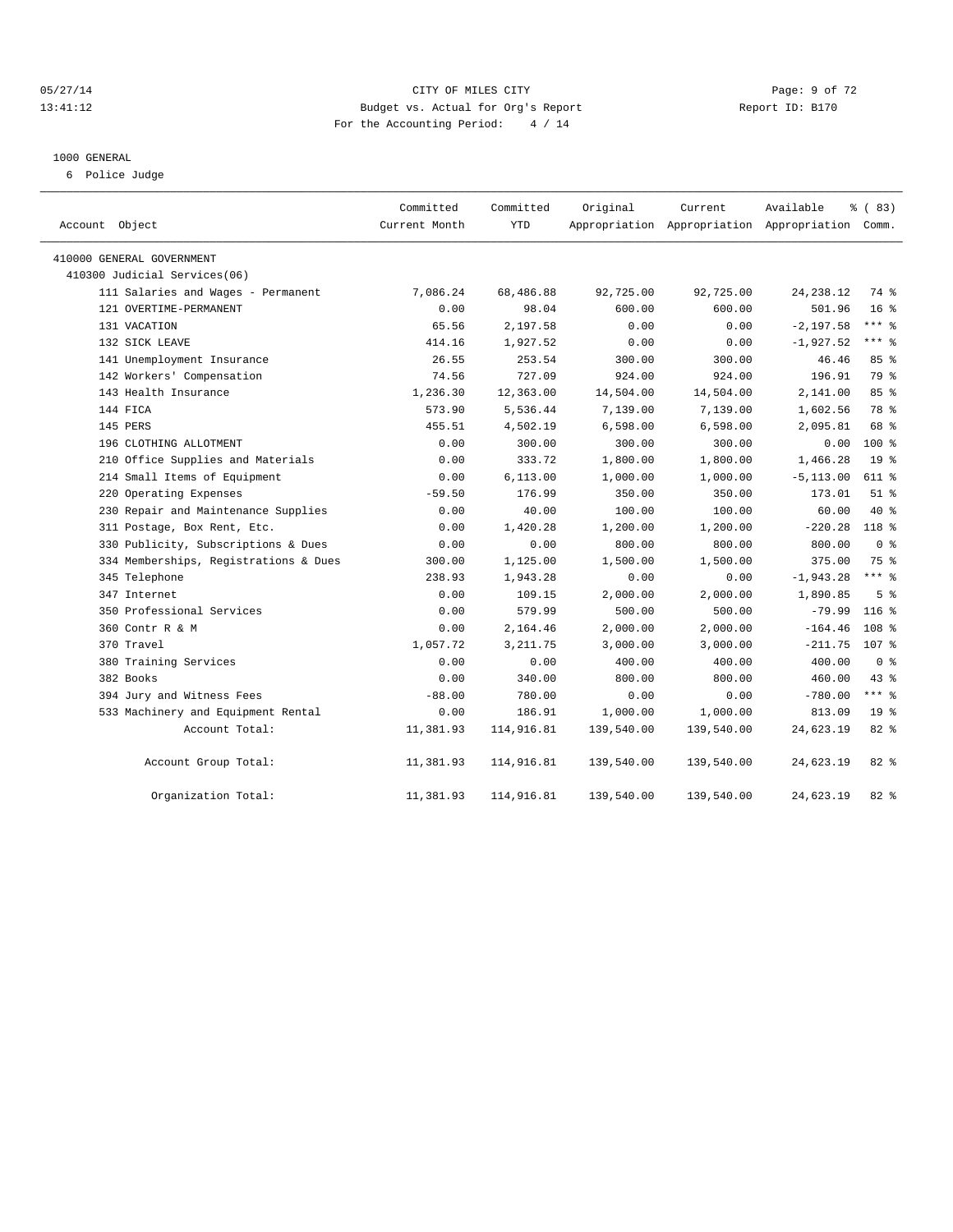CITY OF MILES CITY
Budget vs. Actual for Org's Report
For the Accounting Period: 4 / 14

05/27/14
13:41:12

Report ID: B170

1000 GENERAL

6 Police Judge

| Account Object | Committed Current Month | Committed YTD | Original Appropriation | Current Appropriation | Available Appropriation | % ( 83) Comm. |
|---|---|---|---|---|---|---|
| 410000 GENERAL GOVERNMENT | | | | | | |
| 410300 Judicial Services(06) | | | | | | |
| 111 Salaries and Wages - Permanent | 7,086.24 | 68,486.88 | 92,725.00 | 92,725.00 | 24,238.12 | 74 % |
| 121 OVERTIME-PERMANENT | 0.00 | 98.04 | 600.00 | 600.00 | 501.96 | 16 % |
| 131 VACATION | 65.56 | 2,197.58 | 0.00 | 0.00 | -2,197.58 | *** % |
| 132 SICK LEAVE | 414.16 | 1,927.52 | 0.00 | 0.00 | -1,927.52 | *** % |
| 141 Unemployment Insurance | 26.55 | 253.54 | 300.00 | 300.00 | 46.46 | 85 % |
| 142 Workers' Compensation | 74.56 | 727.09 | 924.00 | 924.00 | 196.91 | 79 % |
| 143 Health Insurance | 1,236.30 | 12,363.00 | 14,504.00 | 14,504.00 | 2,141.00 | 85 % |
| 144 FICA | 573.90 | 5,536.44 | 7,139.00 | 7,139.00 | 1,602.56 | 78 % |
| 145 PERS | 455.51 | 4,502.19 | 6,598.00 | 6,598.00 | 2,095.81 | 68 % |
| 196 CLOTHING ALLOTMENT | 0.00 | 300.00 | 300.00 | 300.00 | 0.00 | 100 % |
| 210 Office Supplies and Materials | 0.00 | 333.72 | 1,800.00 | 1,800.00 | 1,466.28 | 19 % |
| 214 Small Items of Equipment | 0.00 | 6,113.00 | 1,000.00 | 1,000.00 | -5,113.00 | 611 % |
| 220 Operating Expenses | -59.50 | 176.99 | 350.00 | 350.00 | 173.01 | 51 % |
| 230 Repair and Maintenance Supplies | 0.00 | 40.00 | 100.00 | 100.00 | 60.00 | 40 % |
| 311 Postage, Box Rent, Etc. | 0.00 | 1,420.28 | 1,200.00 | 1,200.00 | -220.28 | 118 % |
| 330 Publicity, Subscriptions & Dues | 0.00 | 0.00 | 800.00 | 800.00 | 800.00 | 0 % |
| 334 Memberships, Registrations & Dues | 300.00 | 1,125.00 | 1,500.00 | 1,500.00 | 375.00 | 75 % |
| 345 Telephone | 238.93 | 1,943.28 | 0.00 | 0.00 | -1,943.28 | *** % |
| 347 Internet | 0.00 | 109.15 | 2,000.00 | 2,000.00 | 1,890.85 | 5 % |
| 350 Professional Services | 0.00 | 579.99 | 500.00 | 500.00 | -79.99 | 116 % |
| 360 Contr R & M | 0.00 | 2,164.46 | 2,000.00 | 2,000.00 | -164.46 | 108 % |
| 370 Travel | 1,057.72 | 3,211.75 | 3,000.00 | 3,000.00 | -211.75 | 107 % |
| 380 Training Services | 0.00 | 0.00 | 400.00 | 400.00 | 400.00 | 0 % |
| 382 Books | 0.00 | 340.00 | 800.00 | 800.00 | 460.00 | 43 % |
| 394 Jury and Witness Fees | -88.00 | 780.00 | 0.00 | 0.00 | -780.00 | *** % |
| 533 Machinery and Equipment Rental | 0.00 | 186.91 | 1,000.00 | 1,000.00 | 813.09 | 19 % |
| Account Total: | 11,381.93 | 114,916.81 | 139,540.00 | 139,540.00 | 24,623.19 | 82 % |
| Account Group Total: | 11,381.93 | 114,916.81 | 139,540.00 | 139,540.00 | 24,623.19 | 82 % |
| Organization Total: | 11,381.93 | 114,916.81 | 139,540.00 | 139,540.00 | 24,623.19 | 82 % |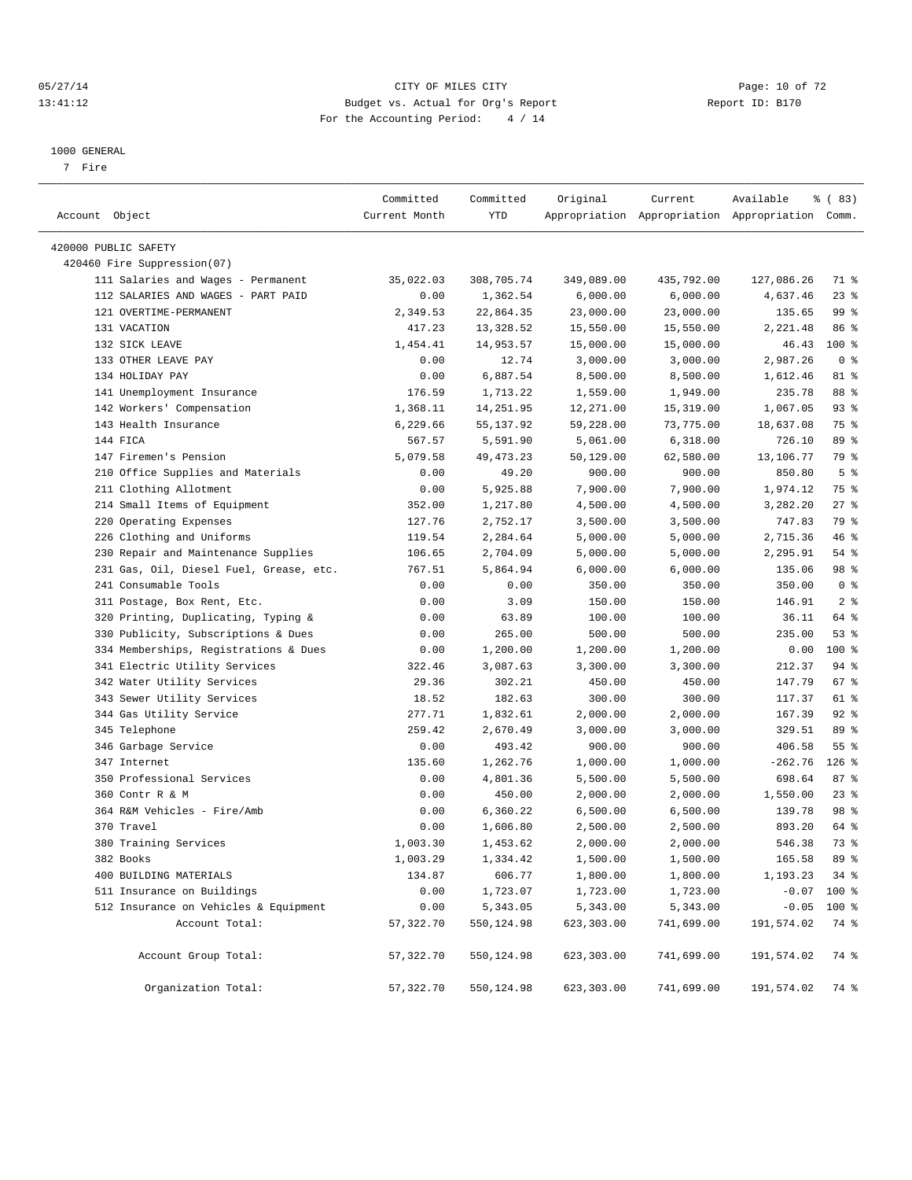CITY OF MILES CITY

Budget vs. Actual for Org's Report

For the Accounting Period: 4 / 14

05/27/14
13:41:12

Report ID: B170

1000 GENERAL

7 Fire

| Account Object | Committed Current Month | Committed YTD | Original Appropriation | Current Appropriation | Available Appropriation | % ( 83) Comm. |
|---|---|---|---|---|---|---|
| 420000 PUBLIC SAFETY | | | | | | |
| 420460 Fire Suppression(07) | | | | | | |
| 111 Salaries and Wages - Permanent | 35,022.03 | 308,705.74 | 349,089.00 | 435,792.00 | 127,086.26 | 71 % |
| 112 SALARIES AND WAGES - PART PAID | 0.00 | 1,362.54 | 6,000.00 | 6,000.00 | 4,637.46 | 23 % |
| 121 OVERTIME-PERMANENT | 2,349.53 | 22,864.35 | 23,000.00 | 23,000.00 | 135.65 | 99 % |
| 131 VACATION | 417.23 | 13,328.52 | 15,550.00 | 15,550.00 | 2,221.48 | 86 % |
| 132 SICK LEAVE | 1,454.41 | 14,953.57 | 15,000.00 | 15,000.00 | 46.43 | 100 % |
| 133 OTHER LEAVE PAY | 0.00 | 12.74 | 3,000.00 | 3,000.00 | 2,987.26 | 0 % |
| 134 HOLIDAY PAY | 0.00 | 6,887.54 | 8,500.00 | 8,500.00 | 1,612.46 | 81 % |
| 141 Unemployment Insurance | 176.59 | 1,713.22 | 1,559.00 | 1,949.00 | 235.78 | 88 % |
| 142 Workers' Compensation | 1,368.11 | 14,251.95 | 12,271.00 | 15,319.00 | 1,067.05 | 93 % |
| 143 Health Insurance | 6,229.66 | 55,137.92 | 59,228.00 | 73,775.00 | 18,637.08 | 75 % |
| 144 FICA | 567.57 | 5,591.90 | 5,061.00 | 6,318.00 | 726.10 | 89 % |
| 147 Firemen's Pension | 5,079.58 | 49,473.23 | 50,129.00 | 62,580.00 | 13,106.77 | 79 % |
| 210 Office Supplies and Materials | 0.00 | 49.20 | 900.00 | 900.00 | 850.80 | 5 % |
| 211 Clothing Allotment | 0.00 | 5,925.88 | 7,900.00 | 7,900.00 | 1,974.12 | 75 % |
| 214 Small Items of Equipment | 352.00 | 1,217.80 | 4,500.00 | 4,500.00 | 3,282.20 | 27 % |
| 220 Operating Expenses | 127.76 | 2,752.17 | 3,500.00 | 3,500.00 | 747.83 | 79 % |
| 226 Clothing and Uniforms | 119.54 | 2,284.64 | 5,000.00 | 5,000.00 | 2,715.36 | 46 % |
| 230 Repair and Maintenance Supplies | 106.65 | 2,704.09 | 5,000.00 | 5,000.00 | 2,295.91 | 54 % |
| 231 Gas, Oil, Diesel Fuel, Grease, etc. | 767.51 | 5,864.94 | 6,000.00 | 6,000.00 | 135.06 | 98 % |
| 241 Consumable Tools | 0.00 | 0.00 | 350.00 | 350.00 | 350.00 | 0 % |
| 311 Postage, Box Rent, Etc. | 0.00 | 3.09 | 150.00 | 150.00 | 146.91 | 2 % |
| 320 Printing, Duplicating, Typing & | 0.00 | 63.89 | 100.00 | 100.00 | 36.11 | 64 % |
| 330 Publicity, Subscriptions & Dues | 0.00 | 265.00 | 500.00 | 500.00 | 235.00 | 53 % |
| 334 Memberships, Registrations & Dues | 0.00 | 1,200.00 | 1,200.00 | 1,200.00 | 0.00 | 100 % |
| 341 Electric Utility Services | 322.46 | 3,087.63 | 3,300.00 | 3,300.00 | 212.37 | 94 % |
| 342 Water Utility Services | 29.36 | 302.21 | 450.00 | 450.00 | 147.79 | 67 % |
| 343 Sewer Utility Services | 18.52 | 182.63 | 300.00 | 300.00 | 117.37 | 61 % |
| 344 Gas Utility Service | 277.71 | 1,832.61 | 2,000.00 | 2,000.00 | 167.39 | 92 % |
| 345 Telephone | 259.42 | 2,670.49 | 3,000.00 | 3,000.00 | 329.51 | 89 % |
| 346 Garbage Service | 0.00 | 493.42 | 900.00 | 900.00 | 406.58 | 55 % |
| 347 Internet | 135.60 | 1,262.76 | 1,000.00 | 1,000.00 | -262.76 | 126 % |
| 350 Professional Services | 0.00 | 4,801.36 | 5,500.00 | 5,500.00 | 698.64 | 87 % |
| 360 Contr R & M | 0.00 | 450.00 | 2,000.00 | 2,000.00 | 1,550.00 | 23 % |
| 364 R&M Vehicles - Fire/Amb | 0.00 | 6,360.22 | 6,500.00 | 6,500.00 | 139.78 | 98 % |
| 370 Travel | 0.00 | 1,606.80 | 2,500.00 | 2,500.00 | 893.20 | 64 % |
| 380 Training Services | 1,003.30 | 1,453.62 | 2,000.00 | 2,000.00 | 546.38 | 73 % |
| 382 Books | 1,003.29 | 1,334.42 | 1,500.00 | 1,500.00 | 165.58 | 89 % |
| 400 BUILDING MATERIALS | 134.87 | 606.77 | 1,800.00 | 1,800.00 | 1,193.23 | 34 % |
| 511 Insurance on Buildings | 0.00 | 1,723.07 | 1,723.00 | 1,723.00 | -0.07 | 100 % |
| 512 Insurance on Vehicles & Equipment | 0.00 | 5,343.05 | 5,343.00 | 5,343.00 | -0.05 | 100 % |
| Account Total: | 57,322.70 | 550,124.98 | 623,303.00 | 741,699.00 | 191,574.02 | 74 % |
| Account Group Total: | 57,322.70 | 550,124.98 | 623,303.00 | 741,699.00 | 191,574.02 | 74 % |
| Organization Total: | 57,322.70 | 550,124.98 | 623,303.00 | 741,699.00 | 191,574.02 | 74 % |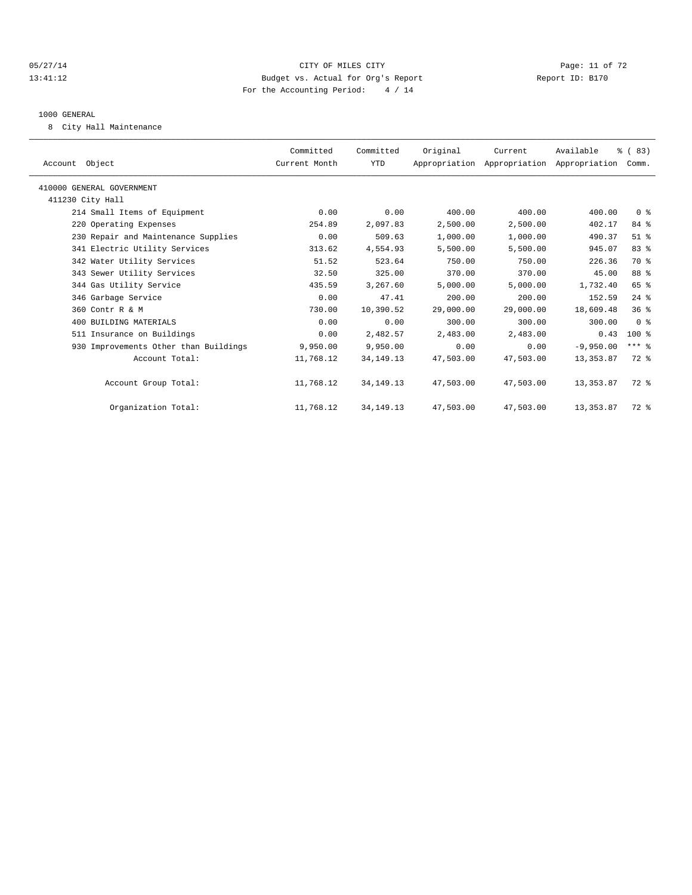CITY OF MILES CITY
Budget vs. Actual for Org's Report
For the Accounting Period: 4 / 14

05/27/14
13:41:12

Report ID: B170

1000 GENERAL

8 City Hall Maintenance

| Account Object | Committed Current Month | Committed YTD | Original Appropriation | Current Appropriation | Available Appropriation | % ( 83) Comm. |
|---|---|---|---|---|---|---|
| 410000 GENERAL GOVERNMENT | | | | | | |
| 411230 City Hall | | | | | | |
| 214 Small Items of Equipment | 0.00 | 0.00 | 400.00 | 400.00 | 400.00 | 0 % |
| 220 Operating Expenses | 254.89 | 2,097.83 | 2,500.00 | 2,500.00 | 402.17 | 84 % |
| 230 Repair and Maintenance Supplies | 0.00 | 509.63 | 1,000.00 | 1,000.00 | 490.37 | 51 % |
| 341 Electric Utility Services | 313.62 | 4,554.93 | 5,500.00 | 5,500.00 | 945.07 | 83 % |
| 342 Water Utility Services | 51.52 | 523.64 | 750.00 | 750.00 | 226.36 | 70 % |
| 343 Sewer Utility Services | 32.50 | 325.00 | 370.00 | 370.00 | 45.00 | 88 % |
| 344 Gas Utility Service | 435.59 | 3,267.60 | 5,000.00 | 5,000.00 | 1,732.40 | 65 % |
| 346 Garbage Service | 0.00 | 47.41 | 200.00 | 200.00 | 152.59 | 24 % |
| 360 Contr R & M | 730.00 | 10,390.52 | 29,000.00 | 29,000.00 | 18,609.48 | 36 % |
| 400 BUILDING MATERIALS | 0.00 | 0.00 | 300.00 | 300.00 | 300.00 | 0 % |
| 511 Insurance on Buildings | 0.00 | 2,482.57 | 2,483.00 | 2,483.00 | 0.43 | 100 % |
| 930 Improvements Other than Buildings | 9,950.00 | 9,950.00 | 0.00 | 0.00 | -9,950.00 | *** % |
| Account Total: | 11,768.12 | 34,149.13 | 47,503.00 | 47,503.00 | 13,353.87 | 72 % |
| Account Group Total: | 11,768.12 | 34,149.13 | 47,503.00 | 47,503.00 | 13,353.87 | 72 % |
| Organization Total: | 11,768.12 | 34,149.13 | 47,503.00 | 47,503.00 | 13,353.87 | 72 % |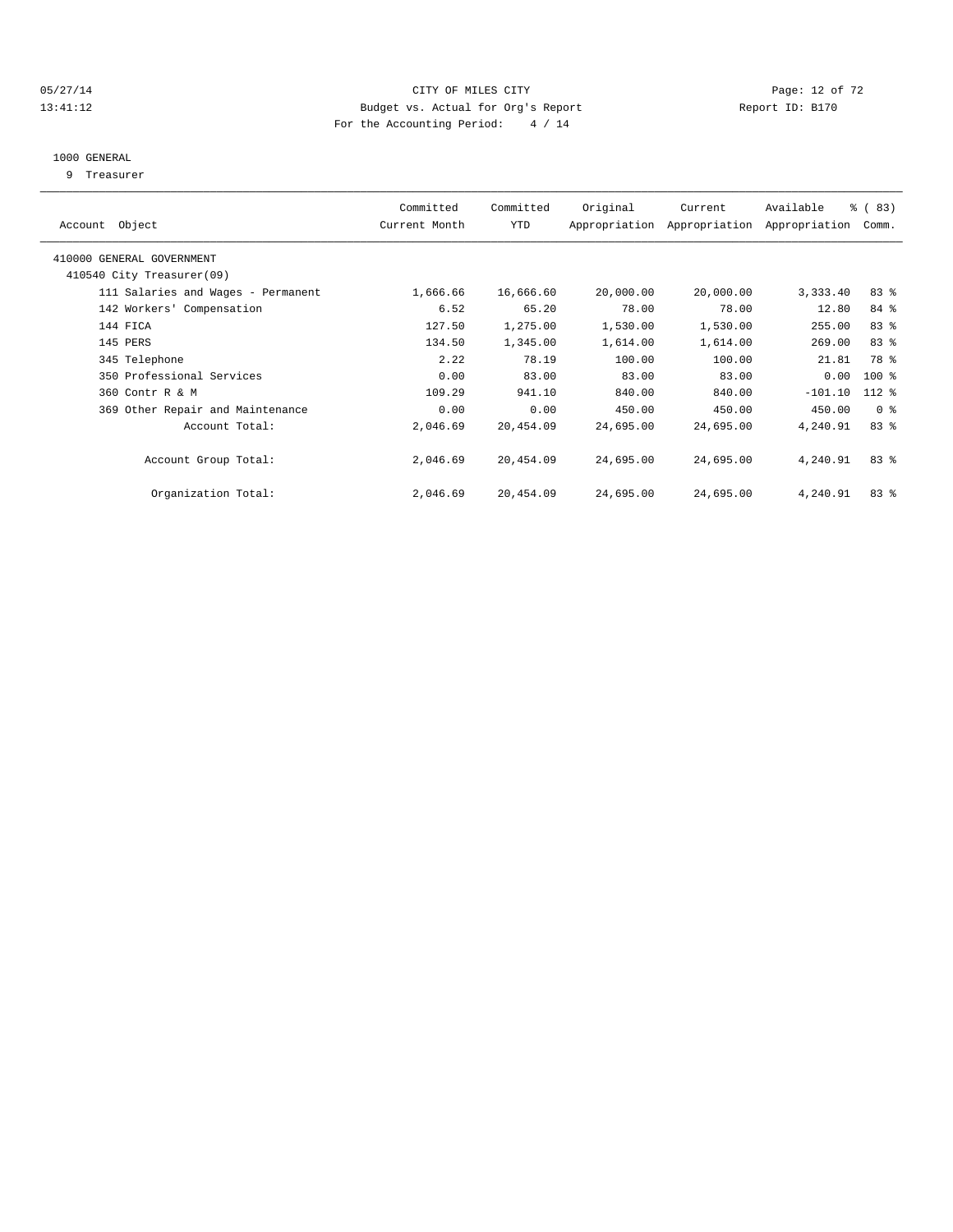CITY OF MILES CITY
Budget vs. Actual for Org's Report
For the Accounting Period: 4 / 14

05/27/14
13:41:12

Report ID: B170

1000 GENERAL
9 Treasurer

| Account Object | Committed Current Month | Committed YTD | Original Appropriation | Current Appropriation | Available Appropriation | % ( 83) Comm. |
|---|---|---|---|---|---|---|
| 410000 GENERAL GOVERNMENT | | | | | | |
| 410540 City Treasurer(09) | | | | | | |
| 111 Salaries and Wages - Permanent | 1,666.66 | 16,666.60 | 20,000.00 | 20,000.00 | 3,333.40 | 83 % |
| 142 Workers' Compensation | 6.52 | 65.20 | 78.00 | 78.00 | 12.80 | 84 % |
| 144 FICA | 127.50 | 1,275.00 | 1,530.00 | 1,530.00 | 255.00 | 83 % |
| 145 PERS | 134.50 | 1,345.00 | 1,614.00 | 1,614.00 | 269.00 | 83 % |
| 345 Telephone | 2.22 | 78.19 | 100.00 | 100.00 | 21.81 | 78 % |
| 350 Professional Services | 0.00 | 83.00 | 83.00 | 83.00 | 0.00 | 100 % |
| 360 Contr R & M | 109.29 | 941.10 | 840.00 | 840.00 | -101.10 | 112 % |
| 369 Other Repair and Maintenance | 0.00 | 0.00 | 450.00 | 450.00 | 450.00 | 0 % |
| Account Total: | 2,046.69 | 20,454.09 | 24,695.00 | 24,695.00 | 4,240.91 | 83 % |
| Account Group Total: | 2,046.69 | 20,454.09 | 24,695.00 | 24,695.00 | 4,240.91 | 83 % |
| Organization Total: | 2,046.69 | 20,454.09 | 24,695.00 | 24,695.00 | 4,240.91 | 83 % |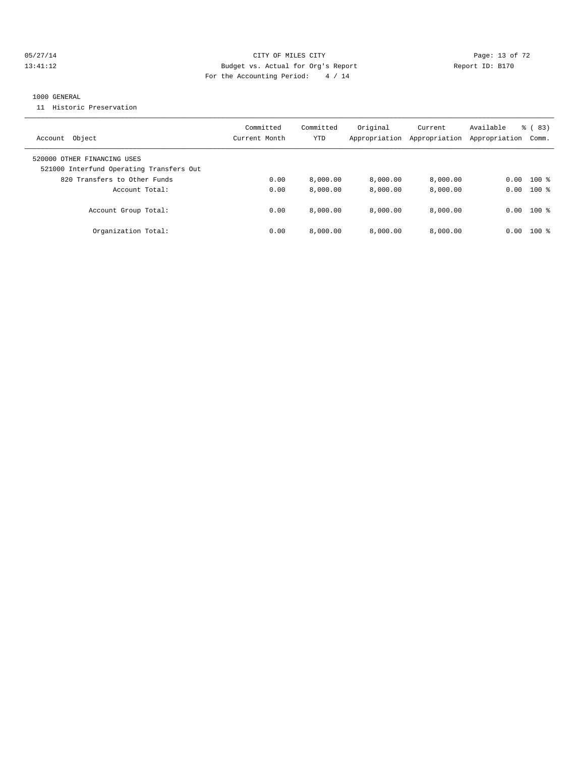CITY OF MILES CITY
Budget vs. Actual for Org's Report
For the Accounting Period: 4 / 14

05/27/14
13:41:12

Report ID: B170

1000 GENERAL

11 Historic Preservation

| Account Object | Committed Current Month | Committed YTD | Original Appropriation | Current Appropriation | Available Appropriation | % ( 83) Comm. |
|---|---|---|---|---|---|---|
| 520000 OTHER FINANCING USES | | | | | | |
| 521000 Interfund Operating Transfers Out | | | | | | |
| 820 Transfers to Other Funds | 0.00 | 8,000.00 | 8,000.00 | 8,000.00 | 0.00 | 100 % |
| Account Total: | 0.00 | 8,000.00 | 8,000.00 | 8,000.00 | 0.00 | 100 % |
| Account Group Total: | 0.00 | 8,000.00 | 8,000.00 | 8,000.00 | 0.00 | 100 % |
| Organization Total: | 0.00 | 8,000.00 | 8,000.00 | 8,000.00 | 0.00 | 100 % |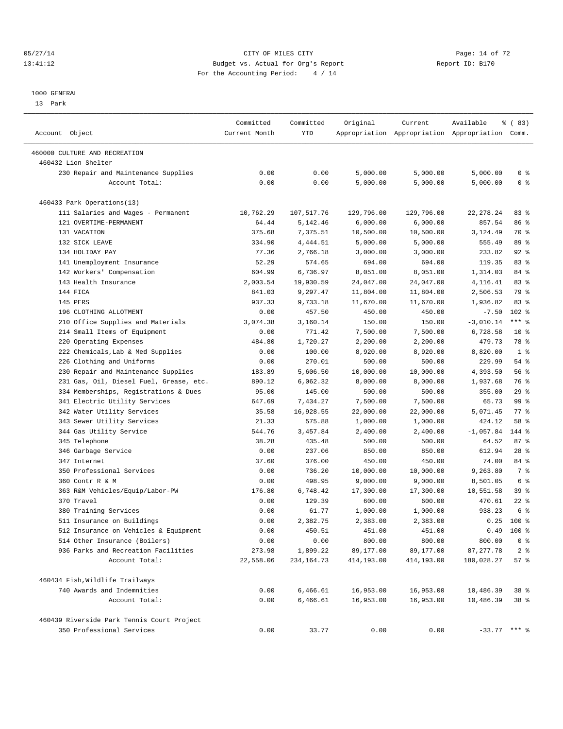CITY OF MILES CITY
Budget vs. Actual for Org's Report
For the Accounting Period: 4 / 14

05/27/14
13:41:12

Report ID: B170

1000 GENERAL
13 Park

| Account Object | Committed Current Month | Committed YTD | Original Appropriation | Current Appropriation | Available Appropriation | % ( 83) Comm. |
|---|---|---|---|---|---|---|
| 460000 CULTURE AND RECREATION | | | | | | |
| 460432 Lion Shelter | | | | | | |
| 230 Repair and Maintenance Supplies | 0.00 | 0.00 | 5,000.00 | 5,000.00 | 5,000.00 | 0 % |
| Account Total: | 0.00 | 0.00 | 5,000.00 | 5,000.00 | 5,000.00 | 0 % |
| 460433 Park Operations(13) | | | | | | |
| 111 Salaries and Wages - Permanent | 10,762.29 | 107,517.76 | 129,796.00 | 129,796.00 | 22,278.24 | 83 % |
| 121 OVERTIME-PERMANENT | 64.44 | 5,142.46 | 6,000.00 | 6,000.00 | 857.54 | 86 % |
| 131 VACATION | 375.68 | 7,375.51 | 10,500.00 | 10,500.00 | 3,124.49 | 70 % |
| 132 SICK LEAVE | 334.90 | 4,444.51 | 5,000.00 | 5,000.00 | 555.49 | 89 % |
| 134 HOLIDAY PAY | 77.36 | 2,766.18 | 3,000.00 | 3,000.00 | 233.82 | 92 % |
| 141 Unemployment Insurance | 52.29 | 574.65 | 694.00 | 694.00 | 119.35 | 83 % |
| 142 Workers' Compensation | 604.99 | 6,736.97 | 8,051.00 | 8,051.00 | 1,314.03 | 84 % |
| 143 Health Insurance | 2,003.54 | 19,930.59 | 24,047.00 | 24,047.00 | 4,116.41 | 83 % |
| 144 FICA | 841.03 | 9,297.47 | 11,804.00 | 11,804.00 | 2,506.53 | 79 % |
| 145 PERS | 937.33 | 9,733.18 | 11,670.00 | 11,670.00 | 1,936.82 | 83 % |
| 196 CLOTHING ALLOTMENT | 0.00 | 457.50 | 450.00 | 450.00 | -7.50 | 102 % |
| 210 Office Supplies and Materials | 3,074.38 | 3,160.14 | 150.00 | 150.00 | -3,010.14 | *** % |
| 214 Small Items of Equipment | 0.00 | 771.42 | 7,500.00 | 7,500.00 | 6,728.58 | 10 % |
| 220 Operating Expenses | 484.80 | 1,720.27 | 2,200.00 | 2,200.00 | 479.73 | 78 % |
| 222 Chemicals,Lab & Med Supplies | 0.00 | 100.00 | 8,920.00 | 8,920.00 | 8,820.00 | 1 % |
| 226 Clothing and Uniforms | 0.00 | 270.01 | 500.00 | 500.00 | 229.99 | 54 % |
| 230 Repair and Maintenance Supplies | 183.89 | 5,606.50 | 10,000.00 | 10,000.00 | 4,393.50 | 56 % |
| 231 Gas, Oil, Diesel Fuel, Grease, etc. | 890.12 | 6,062.32 | 8,000.00 | 8,000.00 | 1,937.68 | 76 % |
| 334 Memberships, Registrations & Dues | 95.00 | 145.00 | 500.00 | 500.00 | 355.00 | 29 % |
| 341 Electric Utility Services | 647.69 | 7,434.27 | 7,500.00 | 7,500.00 | 65.73 | 99 % |
| 342 Water Utility Services | 35.58 | 16,928.55 | 22,000.00 | 22,000.00 | 5,071.45 | 77 % |
| 343 Sewer Utility Services | 21.33 | 575.88 | 1,000.00 | 1,000.00 | 424.12 | 58 % |
| 344 Gas Utility Service | 544.76 | 3,457.84 | 2,400.00 | 2,400.00 | -1,057.84 | 144 % |
| 345 Telephone | 38.28 | 435.48 | 500.00 | 500.00 | 64.52 | 87 % |
| 346 Garbage Service | 0.00 | 237.06 | 850.00 | 850.00 | 612.94 | 28 % |
| 347 Internet | 37.60 | 376.00 | 450.00 | 450.00 | 74.00 | 84 % |
| 350 Professional Services | 0.00 | 736.20 | 10,000.00 | 10,000.00 | 9,263.80 | 7 % |
| 360 Contr R & M | 0.00 | 498.95 | 9,000.00 | 9,000.00 | 8,501.05 | 6 % |
| 363 R&M Vehicles/Equip/Labor-PW | 176.80 | 6,748.42 | 17,300.00 | 17,300.00 | 10,551.58 | 39 % |
| 370 Travel | 0.00 | 129.39 | 600.00 | 600.00 | 470.61 | 22 % |
| 380 Training Services | 0.00 | 61.77 | 1,000.00 | 1,000.00 | 938.23 | 6 % |
| 511 Insurance on Buildings | 0.00 | 2,382.75 | 2,383.00 | 2,383.00 | 0.25 | 100 % |
| 512 Insurance on Vehicles & Equipment | 0.00 | 450.51 | 451.00 | 451.00 | 0.49 | 100 % |
| 514 Other Insurance (Boilers) | 0.00 | 0.00 | 800.00 | 800.00 | 800.00 | 0 % |
| 936 Parks and Recreation Facilities | 273.98 | 1,899.22 | 89,177.00 | 89,177.00 | 87,277.78 | 2 % |
| Account Total: | 22,558.06 | 234,164.73 | 414,193.00 | 414,193.00 | 180,028.27 | 57 % |
| 460434 Fish,Wildlife Trailways | | | | | | |
| 740 Awards and Indemnities | 0.00 | 6,466.61 | 16,953.00 | 16,953.00 | 10,486.39 | 38 % |
| Account Total: | 0.00 | 6,466.61 | 16,953.00 | 16,953.00 | 10,486.39 | 38 % |
| 460439 Riverside Park Tennis Court Project | | | | | | |
| 350 Professional Services | 0.00 | 33.77 | 0.00 | 0.00 | -33.77 | *** % |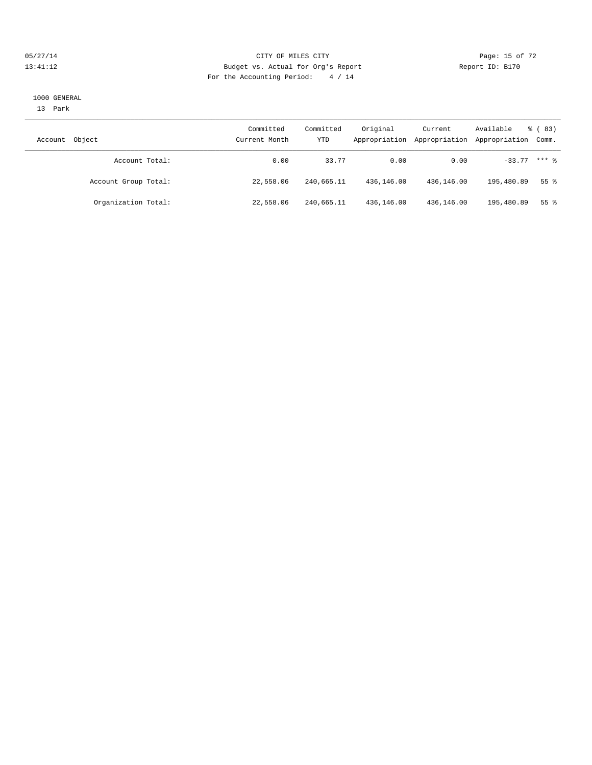CITY OF MILES CITY

Budget vs. Actual for Org's Report

For the Accounting Period: 4 / 14

05/27/14
13:41:12

Report ID: B170

1000 GENERAL

13 Park

| Account Object | Committed Current Month | Committed YTD | Original Appropriation | Current Appropriation | Available Appropriation | % ( 83) Comm. |
|---|---|---|---|---|---|---|
| Account Total: | 0.00 | 33.77 | 0.00 | 0.00 | -33.77 | *** % |
| Account Group Total: | 22,558.06 | 240,665.11 | 436,146.00 | 436,146.00 | 195,480.89 | 55 % |
| Organization Total: | 22,558.06 | 240,665.11 | 436,146.00 | 436,146.00 | 195,480.89 | 55 % |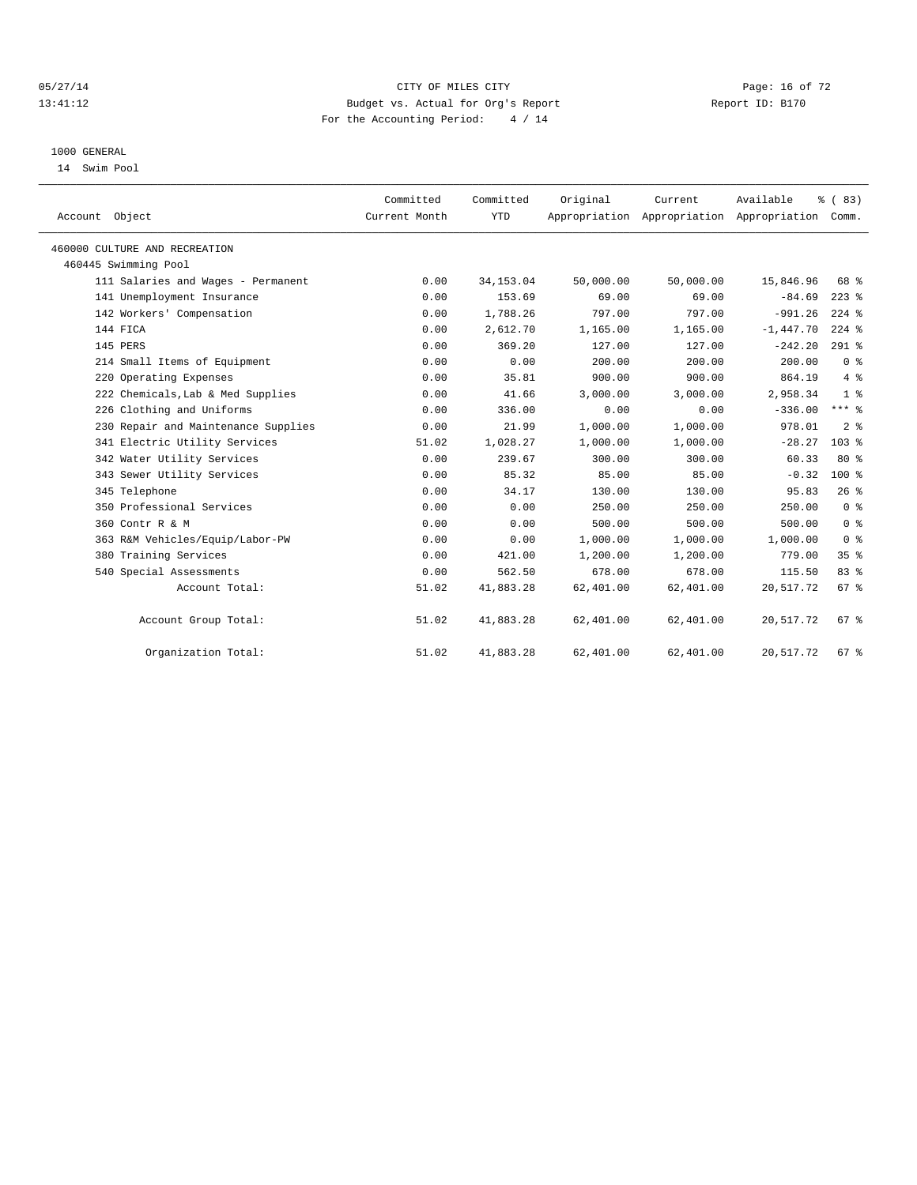CITY OF MILES CITY
Budget vs. Actual for Org's Report
For the Accounting Period: 4 / 14

05/27/14
13:41:12

Report ID: B170

1000 GENERAL
14 Swim Pool

| Account Object | Committed Current Month | Committed YTD | Original Appropriation | Current Appropriation | Available Appropriation | % ( 83) Comm. |
|---|---|---|---|---|---|---|
| 460000 CULTURE AND RECREATION | | | | | | |
| 460445 Swimming Pool | | | | | | |
| 111 Salaries and Wages - Permanent | 0.00 | 34,153.04 | 50,000.00 | 50,000.00 | 15,846.96 | 68 % |
| 141 Unemployment Insurance | 0.00 | 153.69 | 69.00 | 69.00 | -84.69 | 223 % |
| 142 Workers' Compensation | 0.00 | 1,788.26 | 797.00 | 797.00 | -991.26 | 224 % |
| 144 FICA | 0.00 | 2,612.70 | 1,165.00 | 1,165.00 | -1,447.70 | 224 % |
| 145 PERS | 0.00 | 369.20 | 127.00 | 127.00 | -242.20 | 291 % |
| 214 Small Items of Equipment | 0.00 | 0.00 | 200.00 | 200.00 | 200.00 | 0 % |
| 220 Operating Expenses | 0.00 | 35.81 | 900.00 | 900.00 | 864.19 | 4 % |
| 222 Chemicals,Lab & Med Supplies | 0.00 | 41.66 | 3,000.00 | 3,000.00 | 2,958.34 | 1 % |
| 226 Clothing and Uniforms | 0.00 | 336.00 | 0.00 | 0.00 | -336.00 | *** % |
| 230 Repair and Maintenance Supplies | 0.00 | 21.99 | 1,000.00 | 1,000.00 | 978.01 | 2 % |
| 341 Electric Utility Services | 51.02 | 1,028.27 | 1,000.00 | 1,000.00 | -28.27 | 103 % |
| 342 Water Utility Services | 0.00 | 239.67 | 300.00 | 300.00 | 60.33 | 80 % |
| 343 Sewer Utility Services | 0.00 | 85.32 | 85.00 | 85.00 | -0.32 | 100 % |
| 345 Telephone | 0.00 | 34.17 | 130.00 | 130.00 | 95.83 | 26 % |
| 350 Professional Services | 0.00 | 0.00 | 250.00 | 250.00 | 250.00 | 0 % |
| 360 Contr R & M | 0.00 | 0.00 | 500.00 | 500.00 | 500.00 | 0 % |
| 363 R&M Vehicles/Equip/Labor-PW | 0.00 | 0.00 | 1,000.00 | 1,000.00 | 1,000.00 | 0 % |
| 380 Training Services | 0.00 | 421.00 | 1,200.00 | 1,200.00 | 779.00 | 35 % |
| 540 Special Assessments | 0.00 | 562.50 | 678.00 | 678.00 | 115.50 | 83 % |
| Account Total: | 51.02 | 41,883.28 | 62,401.00 | 62,401.00 | 20,517.72 | 67 % |
| Account Group Total: | 51.02 | 41,883.28 | 62,401.00 | 62,401.00 | 20,517.72 | 67 % |
| Organization Total: | 51.02 | 41,883.28 | 62,401.00 | 62,401.00 | 20,517.72 | 67 % |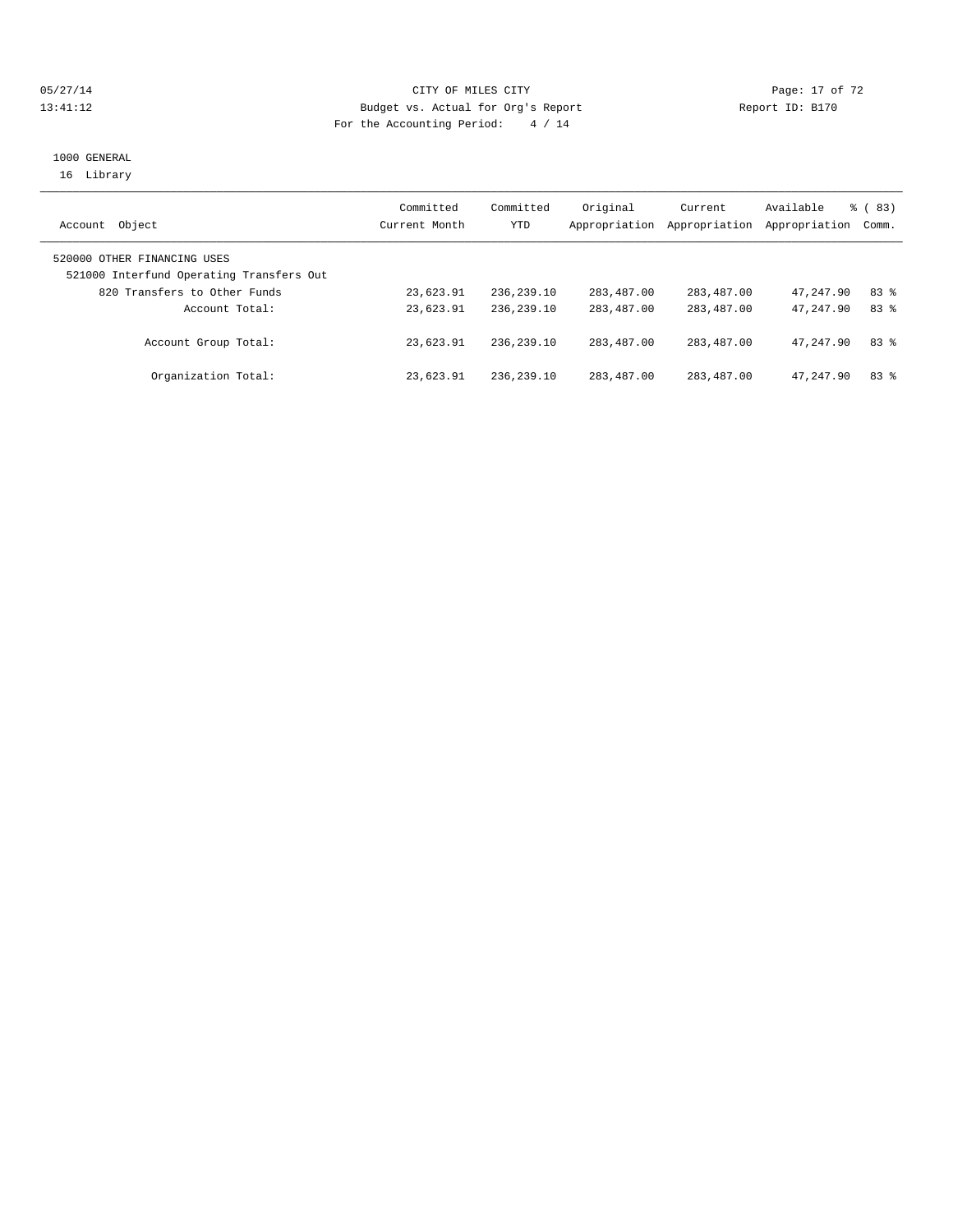CITY OF MILES CITY
Budget vs. Actual for Org's Report
For the Accounting Period: 4 / 14

1000 GENERAL
16 Library

| Account Object | Committed Current Month | Committed YTD | Original Appropriation | Current Appropriation | Available Appropriation | % ( 83) Comm. |
|---|---|---|---|---|---|---|
| 520000 OTHER FINANCING USES | | | | | | |
| 521000 Interfund Operating Transfers Out | | | | | | |
| 820 Transfers to Other Funds | 23,623.91 | 236,239.10 | 283,487.00 | 283,487.00 | 47,247.90 | 83 % |
| Account Total: | 23,623.91 | 236,239.10 | 283,487.00 | 283,487.00 | 47,247.90 | 83 % |
| Account Group Total: | 23,623.91 | 236,239.10 | 283,487.00 | 283,487.00 | 47,247.90 | 83 % |
| Organization Total: | 23,623.91 | 236,239.10 | 283,487.00 | 283,487.00 | 47,247.90 | 83 % |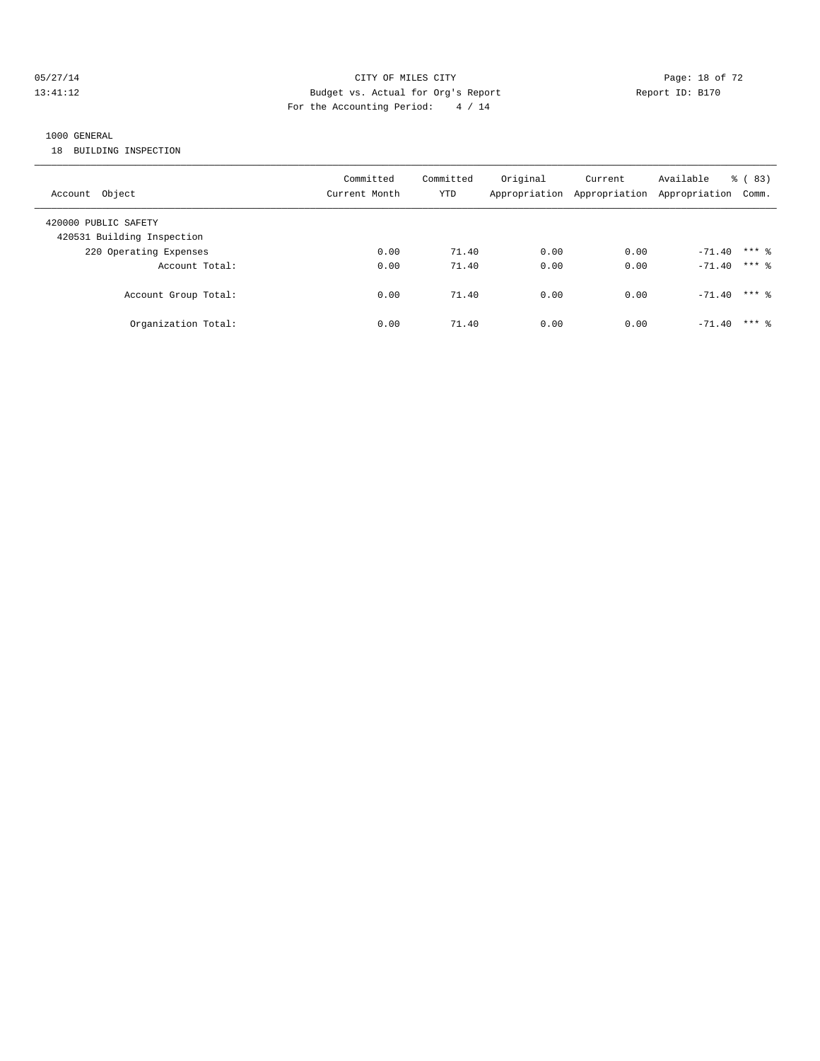CITY OF MILES CITY
Budget vs. Actual for Org's Report
For the Accounting Period: 4 / 14

05/27/14
13:41:12

Report ID: B170

1000 GENERAL
18 BUILDING INSPECTION

| Account Object | Committed Current Month | Committed YTD | Original Appropriation | Current Appropriation | Available Appropriation | % ( 83) Comm. |
|---|---|---|---|---|---|---|
| 420000 PUBLIC SAFETY | | | | | | |
| 420531 Building Inspection | | | | | | |
| 220 Operating Expenses | 0.00 | 71.40 | 0.00 | 0.00 | -71.40 | *** % |
| Account Total: | 0.00 | 71.40 | 0.00 | 0.00 | -71.40 | *** % |
| Account Group Total: | 0.00 | 71.40 | 0.00 | 0.00 | -71.40 | *** % |
| Organization Total: | 0.00 | 71.40 | 0.00 | 0.00 | -71.40 | *** % |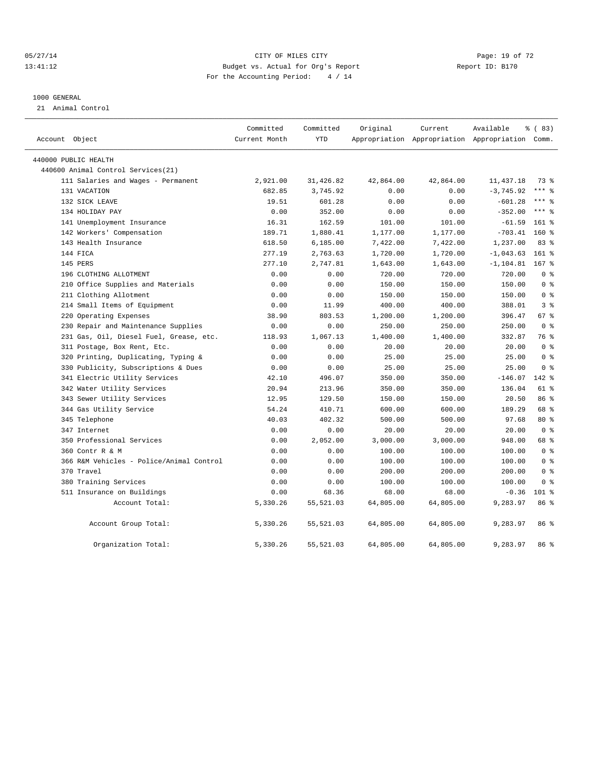CITY OF MILES CITY
Budget vs. Actual for Org's Report
For the Accounting Period: 4 / 14

05/27/14
13:41:12

Report ID: B170

1000 GENERAL
21 Animal Control

| Account Object | Committed Current Month | Committed YTD | Original Appropriation | Current Appropriation | Available Appropriation | % ( 83) Comm. |
|---|---|---|---|---|---|---|
| 440000 PUBLIC HEALTH | | | | | | |
| 440600 Animal Control Services(21) | | | | | | |
| 111 Salaries and Wages - Permanent | 2,921.00 | 31,426.82 | 42,864.00 | 42,864.00 | 11,437.18 | 73 % |
| 131 VACATION | 682.85 | 3,745.92 | 0.00 | 0.00 | -3,745.92 | *** % |
| 132 SICK LEAVE | 19.51 | 601.28 | 0.00 | 0.00 | -601.28 | *** % |
| 134 HOLIDAY PAY | 0.00 | 352.00 | 0.00 | 0.00 | -352.00 | *** % |
| 141 Unemployment Insurance | 16.31 | 162.59 | 101.00 | 101.00 | -61.59 | 161 % |
| 142 Workers' Compensation | 189.71 | 1,880.41 | 1,177.00 | 1,177.00 | -703.41 | 160 % |
| 143 Health Insurance | 618.50 | 6,185.00 | 7,422.00 | 7,422.00 | 1,237.00 | 83 % |
| 144 FICA | 277.19 | 2,763.63 | 1,720.00 | 1,720.00 | -1,043.63 | 161 % |
| 145 PERS | 277.10 | 2,747.81 | 1,643.00 | 1,643.00 | -1,104.81 | 167 % |
| 196 CLOTHING ALLOTMENT | 0.00 | 0.00 | 720.00 | 720.00 | 720.00 | 0 % |
| 210 Office Supplies and Materials | 0.00 | 0.00 | 150.00 | 150.00 | 150.00 | 0 % |
| 211 Clothing Allotment | 0.00 | 0.00 | 150.00 | 150.00 | 150.00 | 0 % |
| 214 Small Items of Equipment | 0.00 | 11.99 | 400.00 | 400.00 | 388.01 | 3 % |
| 220 Operating Expenses | 38.90 | 803.53 | 1,200.00 | 1,200.00 | 396.47 | 67 % |
| 230 Repair and Maintenance Supplies | 0.00 | 0.00 | 250.00 | 250.00 | 250.00 | 0 % |
| 231 Gas, Oil, Diesel Fuel, Grease, etc. | 118.93 | 1,067.13 | 1,400.00 | 1,400.00 | 332.87 | 76 % |
| 311 Postage, Box Rent, Etc. | 0.00 | 0.00 | 20.00 | 20.00 | 20.00 | 0 % |
| 320 Printing, Duplicating, Typing & | 0.00 | 0.00 | 25.00 | 25.00 | 25.00 | 0 % |
| 330 Publicity, Subscriptions & Dues | 0.00 | 0.00 | 25.00 | 25.00 | 25.00 | 0 % |
| 341 Electric Utility Services | 42.10 | 496.07 | 350.00 | 350.00 | -146.07 | 142 % |
| 342 Water Utility Services | 20.94 | 213.96 | 350.00 | 350.00 | 136.04 | 61 % |
| 343 Sewer Utility Services | 12.95 | 129.50 | 150.00 | 150.00 | 20.50 | 86 % |
| 344 Gas Utility Service | 54.24 | 410.71 | 600.00 | 600.00 | 189.29 | 68 % |
| 345 Telephone | 40.03 | 402.32 | 500.00 | 500.00 | 97.68 | 80 % |
| 347 Internet | 0.00 | 0.00 | 20.00 | 20.00 | 20.00 | 0 % |
| 350 Professional Services | 0.00 | 2,052.00 | 3,000.00 | 3,000.00 | 948.00 | 68 % |
| 360 Contr R & M | 0.00 | 0.00 | 100.00 | 100.00 | 100.00 | 0 % |
| 366 R&M Vehicles - Police/Animal Control | 0.00 | 0.00 | 100.00 | 100.00 | 100.00 | 0 % |
| 370 Travel | 0.00 | 0.00 | 200.00 | 200.00 | 200.00 | 0 % |
| 380 Training Services | 0.00 | 0.00 | 100.00 | 100.00 | 100.00 | 0 % |
| 511 Insurance on Buildings | 0.00 | 68.36 | 68.00 | 68.00 | -0.36 | 101 % |
| Account Total: | 5,330.26 | 55,521.03 | 64,805.00 | 64,805.00 | 9,283.97 | 86 % |
| Account Group Total: | 5,330.26 | 55,521.03 | 64,805.00 | 64,805.00 | 9,283.97 | 86 % |
| Organization Total: | 5,330.26 | 55,521.03 | 64,805.00 | 64,805.00 | 9,283.97 | 86 % |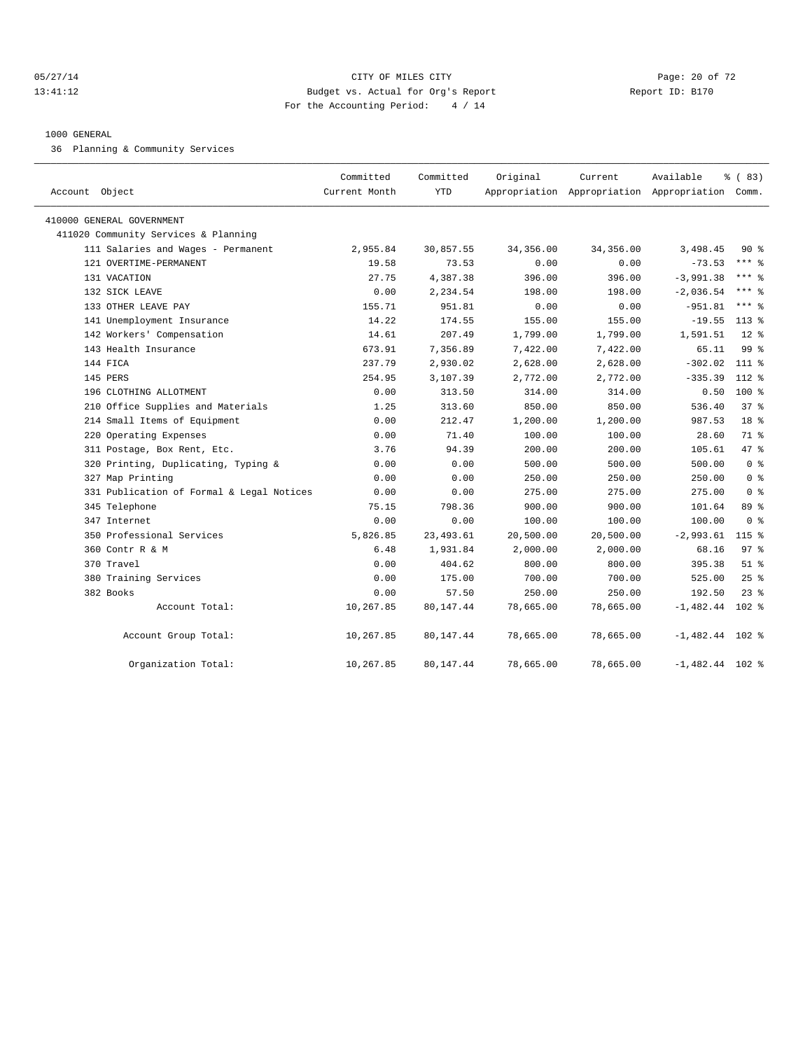CITY OF MILES CITY
Budget vs. Actual for Org's Report
For the Accounting Period: 4 / 14

05/27/14
13:41:12

Report ID: B170

1000 GENERAL

36 Planning & Community Services

| Account Object | Committed Current Month | Committed YTD | Original Appropriation | Current Appropriation | Available Appropriation | % ( 83) Comm. |
|---|---|---|---|---|---|---|
| 410000 GENERAL GOVERNMENT | | | | | | |
| 411020 Community Services & Planning | | | | | | |
| 111 Salaries and Wages - Permanent | 2,955.84 | 30,857.55 | 34,356.00 | 34,356.00 | 3,498.45 | 90 % |
| 121 OVERTIME-PERMANENT | 19.58 | 73.53 | 0.00 | 0.00 | -73.53 | *** % |
| 131 VACATION | 27.75 | 4,387.38 | 396.00 | 396.00 | -3,991.38 | *** % |
| 132 SICK LEAVE | 0.00 | 2,234.54 | 198.00 | 198.00 | -2,036.54 | *** % |
| 133 OTHER LEAVE PAY | 155.71 | 951.81 | 0.00 | 0.00 | -951.81 | *** % |
| 141 Unemployment Insurance | 14.22 | 174.55 | 155.00 | 155.00 | -19.55 | 113 % |
| 142 Workers' Compensation | 14.61 | 207.49 | 1,799.00 | 1,799.00 | 1,591.51 | 12 % |
| 143 Health Insurance | 673.91 | 7,356.89 | 7,422.00 | 7,422.00 | 65.11 | 99 % |
| 144 FICA | 237.79 | 2,930.02 | 2,628.00 | 2,628.00 | -302.02 | 111 % |
| 145 PERS | 254.95 | 3,107.39 | 2,772.00 | 2,772.00 | -335.39 | 112 % |
| 196 CLOTHING ALLOTMENT | 0.00 | 313.50 | 314.00 | 314.00 | 0.50 | 100 % |
| 210 Office Supplies and Materials | 1.25 | 313.60 | 850.00 | 850.00 | 536.40 | 37 % |
| 214 Small Items of Equipment | 0.00 | 212.47 | 1,200.00 | 1,200.00 | 987.53 | 18 % |
| 220 Operating Expenses | 0.00 | 71.40 | 100.00 | 100.00 | 28.60 | 71 % |
| 311 Postage, Box Rent, Etc. | 3.76 | 94.39 | 200.00 | 200.00 | 105.61 | 47 % |
| 320 Printing, Duplicating, Typing & | 0.00 | 0.00 | 500.00 | 500.00 | 500.00 | 0 % |
| 327 Map Printing | 0.00 | 0.00 | 250.00 | 250.00 | 250.00 | 0 % |
| 331 Publication of Formal & Legal Notices | 0.00 | 0.00 | 275.00 | 275.00 | 275.00 | 0 % |
| 345 Telephone | 75.15 | 798.36 | 900.00 | 900.00 | 101.64 | 89 % |
| 347 Internet | 0.00 | 0.00 | 100.00 | 100.00 | 100.00 | 0 % |
| 350 Professional Services | 5,826.85 | 23,493.61 | 20,500.00 | 20,500.00 | -2,993.61 | 115 % |
| 360 Contr R & M | 6.48 | 1,931.84 | 2,000.00 | 2,000.00 | 68.16 | 97 % |
| 370 Travel | 0.00 | 404.62 | 800.00 | 800.00 | 395.38 | 51 % |
| 380 Training Services | 0.00 | 175.00 | 700.00 | 700.00 | 525.00 | 25 % |
| 382 Books | 0.00 | 57.50 | 250.00 | 250.00 | 192.50 | 23 % |
| Account Total: | 10,267.85 | 80,147.44 | 78,665.00 | 78,665.00 | -1,482.44 | 102 % |
| Account Group Total: | 10,267.85 | 80,147.44 | 78,665.00 | 78,665.00 | -1,482.44 | 102 % |
| Organization Total: | 10,267.85 | 80,147.44 | 78,665.00 | 78,665.00 | -1,482.44 | 102 % |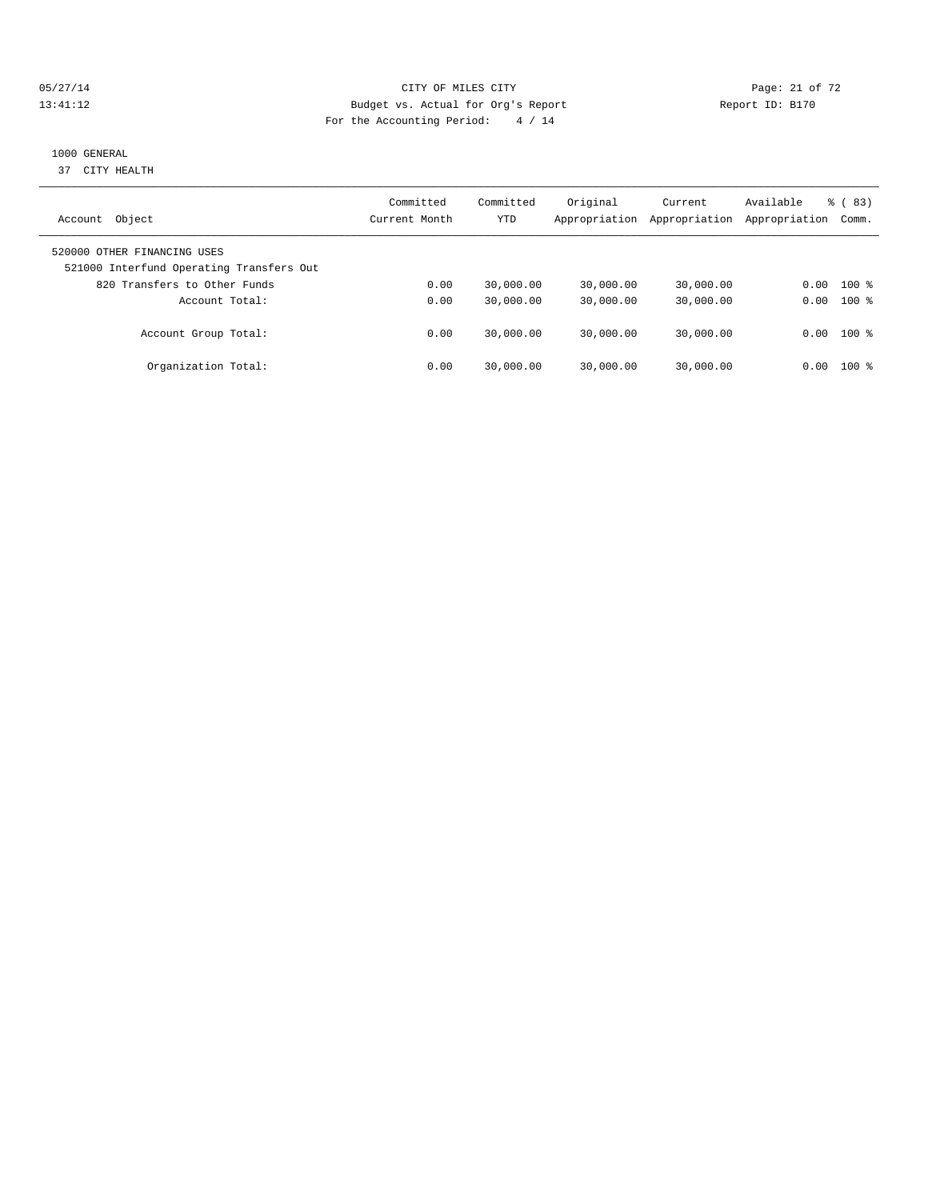CITY OF MILES CITY

Budget vs. Actual for Org's Report

Report ID: B170

05/27/14

13:41:12

For the Accounting Period: 4 / 14

1000 GENERAL

37 CITY HEALTH

| Account Object | Committed Current Month | Committed YTD | Original Appropriation | Current Appropriation | Available Appropriation | % ( 83) Comm. |
|---|---|---|---|---|---|---|
| 520000 OTHER FINANCING USES | | | | | | |
| 521000 Interfund Operating Transfers Out | | | | | | |
| 820 Transfers to Other Funds | 0.00 | 30,000.00 | 30,000.00 | 30,000.00 | 0.00 | 100 % |
| Account Total: | 0.00 | 30,000.00 | 30,000.00 | 30,000.00 | 0.00 | 100 % |
| Account Group Total: | 0.00 | 30,000.00 | 30,000.00 | 30,000.00 | 0.00 | 100 % |
| Organization Total: | 0.00 | 30,000.00 | 30,000.00 | 30,000.00 | 0.00 | 100 % |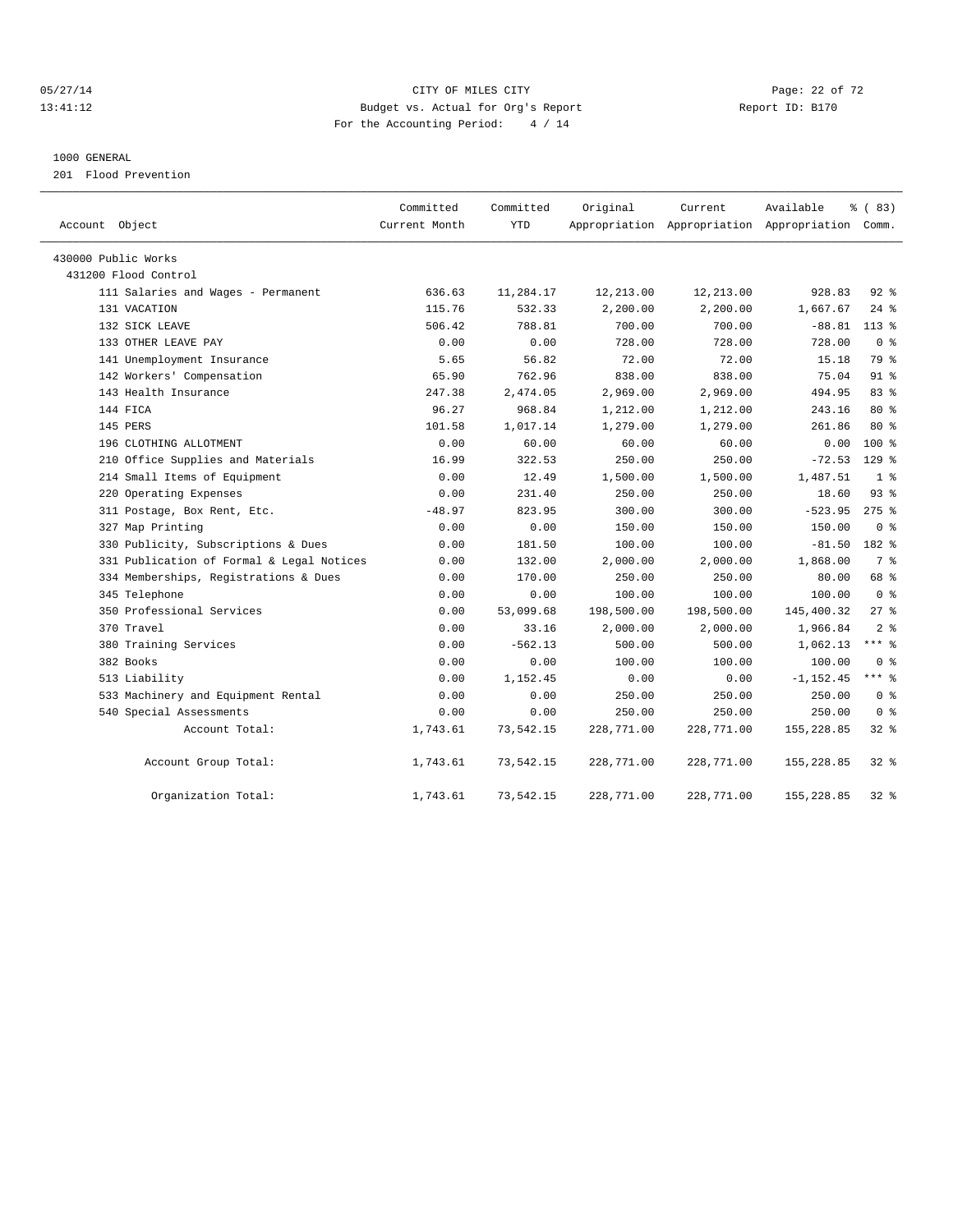CITY OF MILES CITY
Budget vs. Actual for Org's Report
For the Accounting Period: 4 / 14

05/27/14
13:41:12

Report ID: B170

1000 GENERAL
201 Flood Prevention

| Account Object | Committed Current Month | Committed YTD | Original Appropriation | Current Appropriation | Available Appropriation | % ( 83) Comm. |
|---|---|---|---|---|---|---|
| 430000 Public Works | | | | | | |
| 431200 Flood Control | | | | | | |
| 111 Salaries and Wages - Permanent | 636.63 | 11,284.17 | 12,213.00 | 12,213.00 | 928.83 | 92 % |
| 131 VACATION | 115.76 | 532.33 | 2,200.00 | 2,200.00 | 1,667.67 | 24 % |
| 132 SICK LEAVE | 506.42 | 788.81 | 700.00 | 700.00 | -88.81 | 113 % |
| 133 OTHER LEAVE PAY | 0.00 | 0.00 | 728.00 | 728.00 | 728.00 | 0 % |
| 141 Unemployment Insurance | 5.65 | 56.82 | 72.00 | 72.00 | 15.18 | 79 % |
| 142 Workers' Compensation | 65.90 | 762.96 | 838.00 | 838.00 | 75.04 | 91 % |
| 143 Health Insurance | 247.38 | 2,474.05 | 2,969.00 | 2,969.00 | 494.95 | 83 % |
| 144 FICA | 96.27 | 968.84 | 1,212.00 | 1,212.00 | 243.16 | 80 % |
| 145 PERS | 101.58 | 1,017.14 | 1,279.00 | 1,279.00 | 261.86 | 80 % |
| 196 CLOTHING ALLOTMENT | 0.00 | 60.00 | 60.00 | 60.00 | 0.00 | 100 % |
| 210 Office Supplies and Materials | 16.99 | 322.53 | 250.00 | 250.00 | -72.53 | 129 % |
| 214 Small Items of Equipment | 0.00 | 12.49 | 1,500.00 | 1,500.00 | 1,487.51 | 1 % |
| 220 Operating Expenses | 0.00 | 231.40 | 250.00 | 250.00 | 18.60 | 93 % |
| 311 Postage, Box Rent, Etc. | -48.97 | 823.95 | 300.00 | 300.00 | -523.95 | 275 % |
| 327 Map Printing | 0.00 | 0.00 | 150.00 | 150.00 | 150.00 | 0 % |
| 330 Publicity, Subscriptions & Dues | 0.00 | 181.50 | 100.00 | 100.00 | -81.50 | 182 % |
| 331 Publication of Formal & Legal Notices | 0.00 | 132.00 | 2,000.00 | 2,000.00 | 1,868.00 | 7 % |
| 334 Memberships, Registrations & Dues | 0.00 | 170.00 | 250.00 | 250.00 | 80.00 | 68 % |
| 345 Telephone | 0.00 | 0.00 | 100.00 | 100.00 | 100.00 | 0 % |
| 350 Professional Services | 0.00 | 53,099.68 | 198,500.00 | 198,500.00 | 145,400.32 | 27 % |
| 370 Travel | 0.00 | 33.16 | 2,000.00 | 2,000.00 | 1,966.84 | 2 % |
| 380 Training Services | 0.00 | -562.13 | 500.00 | 500.00 | 1,062.13 | *** % |
| 382 Books | 0.00 | 0.00 | 100.00 | 100.00 | 100.00 | 0 % |
| 513 Liability | 0.00 | 1,152.45 | 0.00 | 0.00 | -1,152.45 | *** % |
| 533 Machinery and Equipment Rental | 0.00 | 0.00 | 250.00 | 250.00 | 250.00 | 0 % |
| 540 Special Assessments | 0.00 | 0.00 | 250.00 | 250.00 | 250.00 | 0 % |
| Account Total: | 1,743.61 | 73,542.15 | 228,771.00 | 228,771.00 | 155,228.85 | 32 % |
| Account Group Total: | 1,743.61 | 73,542.15 | 228,771.00 | 228,771.00 | 155,228.85 | 32 % |
| Organization Total: | 1,743.61 | 73,542.15 | 228,771.00 | 228,771.00 | 155,228.85 | 32 % |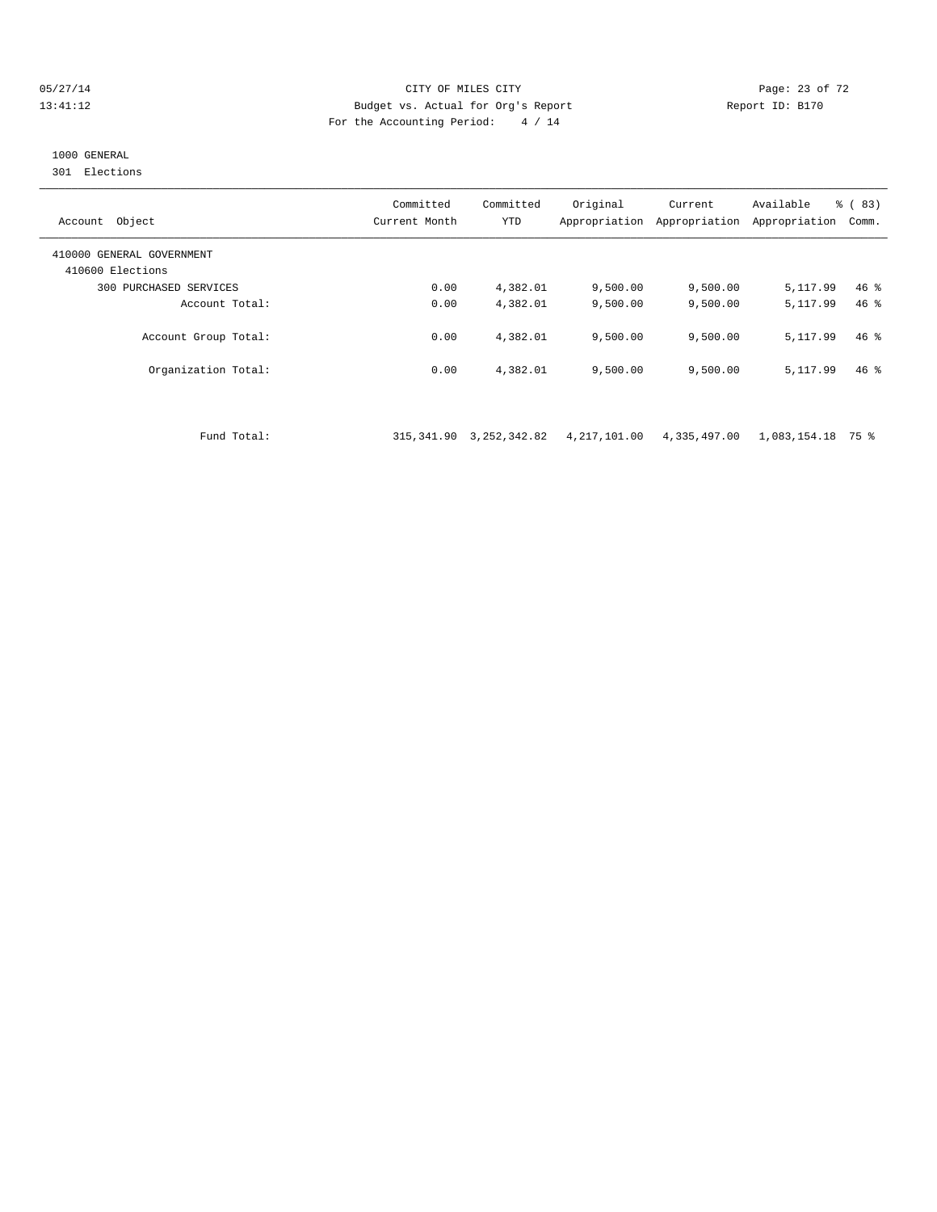CITY OF MILES CITY
Budget vs. Actual for Org's Report
For the Accounting Period: 4 / 14

05/27/14
13:41:12

Report ID: B170

1000 GENERAL
301 Elections

| Account Object | Committed Current Month | Committed YTD | Original Appropriation | Current Appropriation | Available Appropriation | % ( 83) Comm. |
|---|---|---|---|---|---|---|
| 410000 GENERAL GOVERNMENT | | | | | | |
| 410600 Elections | | | | | | |
| 300 PURCHASED SERVICES | 0.00 | 4,382.01 | 9,500.00 | 9,500.00 | 5,117.99 | 46 % |
| Account Total: | 0.00 | 4,382.01 | 9,500.00 | 9,500.00 | 5,117.99 | 46 % |
| Account Group Total: | 0.00 | 4,382.01 | 9,500.00 | 9,500.00 | 5,117.99 | 46 % |
| Organization Total: | 0.00 | 4,382.01 | 9,500.00 | 9,500.00 | 5,117.99 | 46 % |
| Fund Total: | 315,341.90 | 3,252,342.82 | 4,217,101.00 | 4,335,497.00 | 1,083,154.18 | 75 % |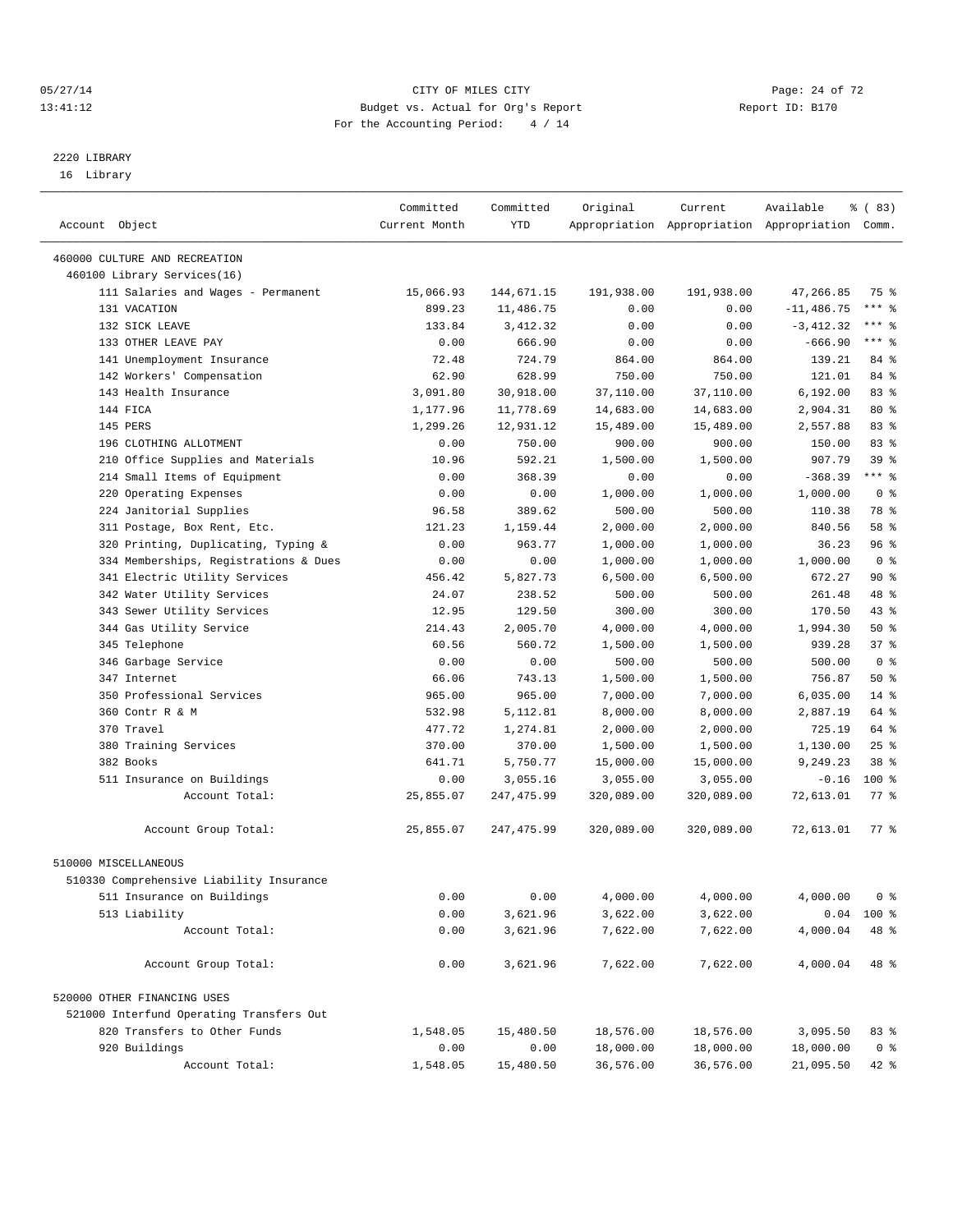CITY OF MILES CITY
Budget vs. Actual for Org's Report
For the Accounting Period: 4 / 14

05/27/14
13:41:12

Report ID: B170

## 2220 LIBRARY

16 Library

| Account Object | Committed Current Month | Committed YTD | Original Appropriation | Current Appropriation | Available Appropriation | % ( 83) Comm. |
|---|---|---|---|---|---|---|
| 460000 CULTURE AND RECREATION | | | | | | |
| 460100 Library Services(16) | | | | | | |
| 111 Salaries and Wages - Permanent | 15,066.93 | 144,671.15 | 191,938.00 | 191,938.00 | 47,266.85 | 75 % |
| 131 VACATION | 899.23 | 11,486.75 | 0.00 | 0.00 | -11,486.75 | *** % |
| 132 SICK LEAVE | 133.84 | 3,412.32 | 0.00 | 0.00 | -3,412.32 | *** % |
| 133 OTHER LEAVE PAY | 0.00 | 666.90 | 0.00 | 0.00 | -666.90 | *** % |
| 141 Unemployment Insurance | 72.48 | 724.79 | 864.00 | 864.00 | 139.21 | 84 % |
| 142 Workers' Compensation | 62.90 | 628.99 | 750.00 | 750.00 | 121.01 | 84 % |
| 143 Health Insurance | 3,091.80 | 30,918.00 | 37,110.00 | 37,110.00 | 6,192.00 | 83 % |
| 144 FICA | 1,177.96 | 11,778.69 | 14,683.00 | 14,683.00 | 2,904.31 | 80 % |
| 145 PERS | 1,299.26 | 12,931.12 | 15,489.00 | 15,489.00 | 2,557.88 | 83 % |
| 196 CLOTHING ALLOTMENT | 0.00 | 750.00 | 900.00 | 900.00 | 150.00 | 83 % |
| 210 Office Supplies and Materials | 10.96 | 592.21 | 1,500.00 | 1,500.00 | 907.79 | 39 % |
| 214 Small Items of Equipment | 0.00 | 368.39 | 0.00 | 0.00 | -368.39 | *** % |
| 220 Operating Expenses | 0.00 | 0.00 | 1,000.00 | 1,000.00 | 1,000.00 | 0 % |
| 224 Janitorial Supplies | 96.58 | 389.62 | 500.00 | 500.00 | 110.38 | 78 % |
| 311 Postage, Box Rent, Etc. | 121.23 | 1,159.44 | 2,000.00 | 2,000.00 | 840.56 | 58 % |
| 320 Printing, Duplicating, Typing & | 0.00 | 963.77 | 1,000.00 | 1,000.00 | 36.23 | 96 % |
| 334 Memberships, Registrations & Dues | 0.00 | 0.00 | 1,000.00 | 1,000.00 | 1,000.00 | 0 % |
| 341 Electric Utility Services | 456.42 | 5,827.73 | 6,500.00 | 6,500.00 | 672.27 | 90 % |
| 342 Water Utility Services | 24.07 | 238.52 | 500.00 | 500.00 | 261.48 | 48 % |
| 343 Sewer Utility Services | 12.95 | 129.50 | 300.00 | 300.00 | 170.50 | 43 % |
| 344 Gas Utility Service | 214.43 | 2,005.70 | 4,000.00 | 4,000.00 | 1,994.30 | 50 % |
| 345 Telephone | 60.56 | 560.72 | 1,500.00 | 1,500.00 | 939.28 | 37 % |
| 346 Garbage Service | 0.00 | 0.00 | 500.00 | 500.00 | 500.00 | 0 % |
| 347 Internet | 66.06 | 743.13 | 1,500.00 | 1,500.00 | 756.87 | 50 % |
| 350 Professional Services | 965.00 | 965.00 | 7,000.00 | 7,000.00 | 6,035.00 | 14 % |
| 360 Contr R & M | 532.98 | 5,112.81 | 8,000.00 | 8,000.00 | 2,887.19 | 64 % |
| 370 Travel | 477.72 | 1,274.81 | 2,000.00 | 2,000.00 | 725.19 | 64 % |
| 380 Training Services | 370.00 | 370.00 | 1,500.00 | 1,500.00 | 1,130.00 | 25 % |
| 382 Books | 641.71 | 5,750.77 | 15,000.00 | 15,000.00 | 9,249.23 | 38 % |
| 511 Insurance on Buildings | 0.00 | 3,055.16 | 3,055.00 | 3,055.00 | -0.16 | 100 % |
| Account Total: | 25,855.07 | 247,475.99 | 320,089.00 | 320,089.00 | 72,613.01 | 77 % |
| Account Group Total: | 25,855.07 | 247,475.99 | 320,089.00 | 320,089.00 | 72,613.01 | 77 % |
| 510000 MISCELLANEOUS | | | | | | |
| 510330 Comprehensive Liability Insurance | | | | | | |
| 511 Insurance on Buildings | 0.00 | 0.00 | 4,000.00 | 4,000.00 | 4,000.00 | 0 % |
| 513 Liability | 0.00 | 3,621.96 | 3,622.00 | 3,622.00 | 0.04 | 100 % |
| Account Total: | 0.00 | 3,621.96 | 7,622.00 | 7,622.00 | 4,000.04 | 48 % |
| Account Group Total: | 0.00 | 3,621.96 | 7,622.00 | 7,622.00 | 4,000.04 | 48 % |
| 520000 OTHER FINANCING USES | | | | | | |
| 521000 Interfund Operating Transfers Out | | | | | | |
| 820 Transfers to Other Funds | 1,548.05 | 15,480.50 | 18,576.00 | 18,576.00 | 3,095.50 | 83 % |
| 920 Buildings | 0.00 | 0.00 | 18,000.00 | 18,000.00 | 18,000.00 | 0 % |
| Account Total: | 1,548.05 | 15,480.50 | 36,576.00 | 36,576.00 | 21,095.50 | 42 % |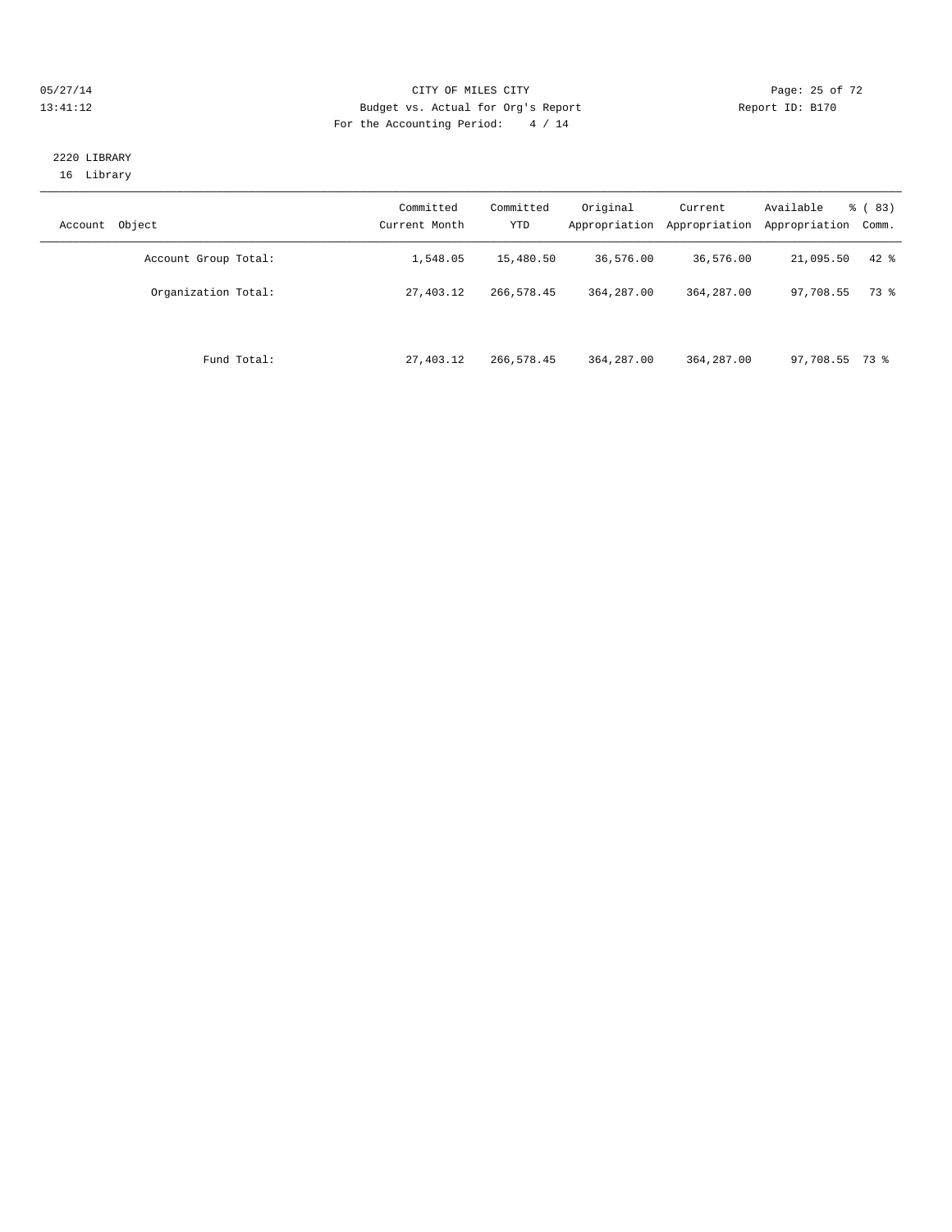05/27/14 CITY OF MILES CITY
13:41:12 Budget vs. Actual for Org's Report Report ID: B170
For the Accounting Period: 4 / 14

2220 LIBRARY
16 Library

| Account Object | Committed Current Month | Committed YTD | Original Appropriation | Current Appropriation | Available Appropriation | % ( 83) Comm. |
|---|---|---|---|---|---|---|
| Account Group Total: | 1,548.05 | 15,480.50 | 36,576.00 | 36,576.00 | 21,095.50 | 42 % |
| Organization Total: | 27,403.12 | 266,578.45 | 364,287.00 | 364,287.00 | 97,708.55 | 73 % |
| Fund Total: | 27,403.12 | 266,578.45 | 364,287.00 | 364,287.00 | 97,708.55 | 73 % |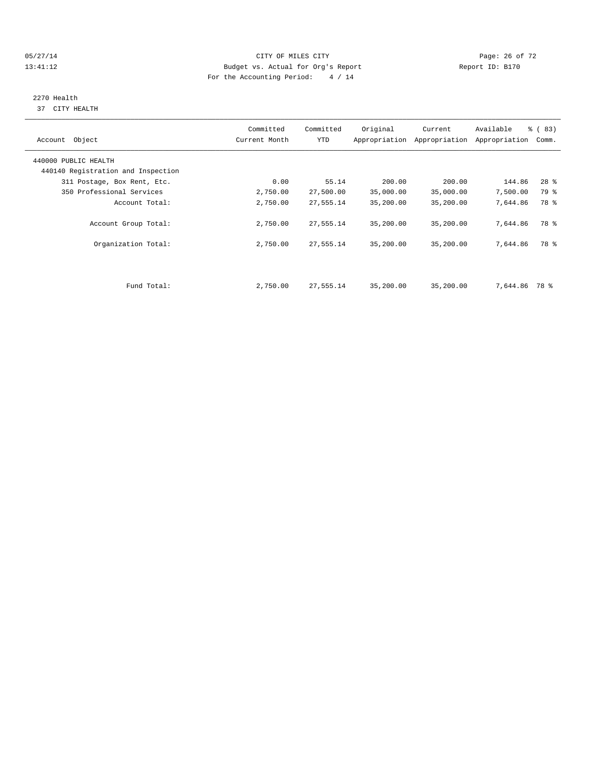CITY OF MILES CITY

Budget vs. Actual for Org's Report

For the Accounting Period: 4 / 14

2270 Health

37 CITY HEALTH

| Account Object | Committed Current Month | Committed YTD | Original Appropriation | Current Appropriation | Available Appropriation | % ( 83) Comm. |
|---|---|---|---|---|---|---|
| 440000 PUBLIC HEALTH | | | | | | |
| 440140 Registration and Inspection | | | | | | |
| 311 Postage, Box Rent, Etc. | 0.00 | 55.14 | 200.00 | 200.00 | 144.86 | 28 % |
| 350 Professional Services | 2,750.00 | 27,500.00 | 35,000.00 | 35,000.00 | 7,500.00 | 79 % |
| Account Total: | 2,750.00 | 27,555.14 | 35,200.00 | 35,200.00 | 7,644.86 | 78 % |
| Account Group Total: | 2,750.00 | 27,555.14 | 35,200.00 | 35,200.00 | 7,644.86 | 78 % |
| Organization Total: | 2,750.00 | 27,555.14 | 35,200.00 | 35,200.00 | 7,644.86 | 78 % |
| Fund Total: | 2,750.00 | 27,555.14 | 35,200.00 | 35,200.00 | 7,644.86 | 78 % |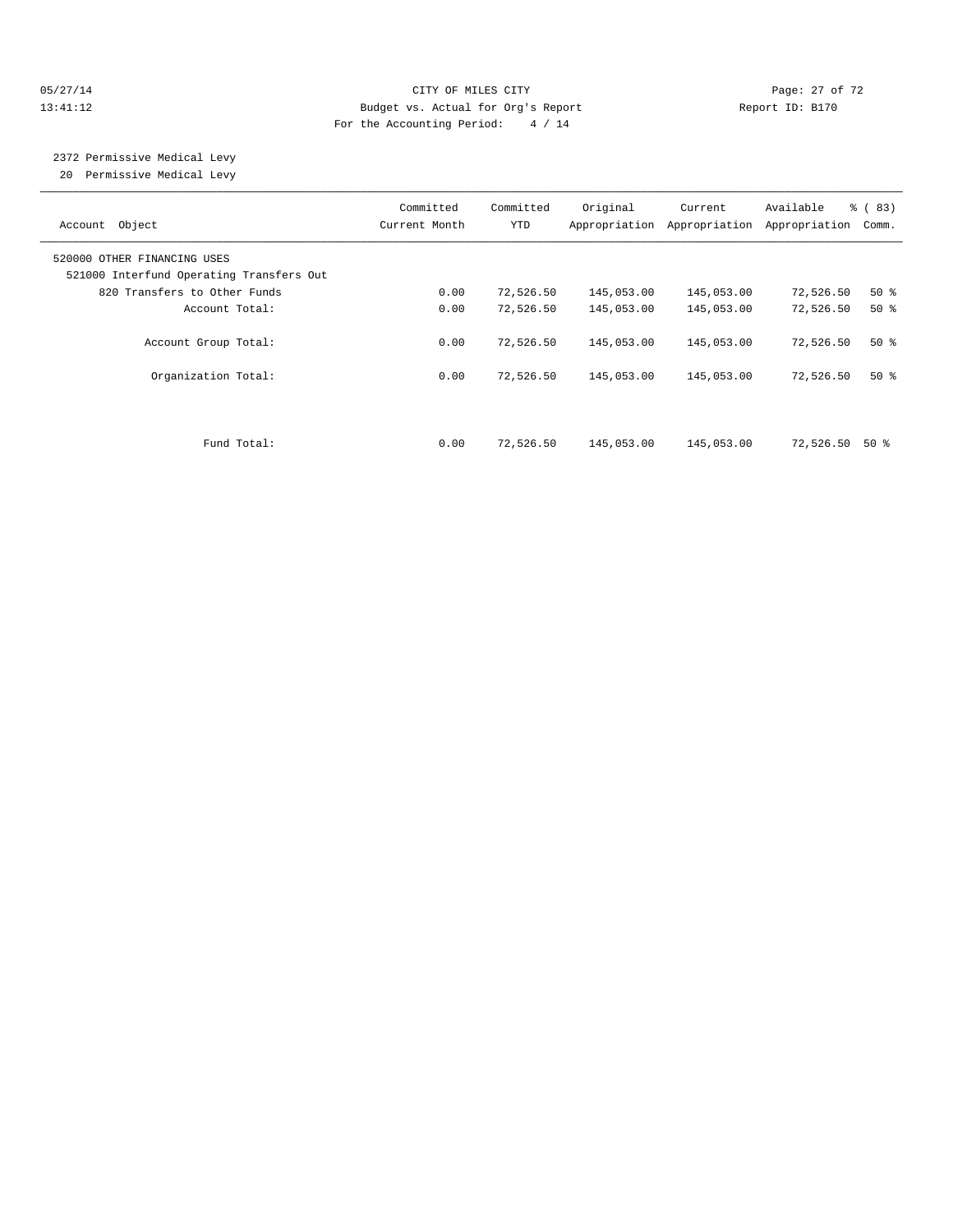05/27/14 CITY OF MILES CITY
13:41:12 Budget vs. Actual for Org's Report Report ID: B170
For the Accounting Period: 4 / 14

2372 Permissive Medical Levy
20 Permissive Medical Levy

| Account Object | Committed Current Month | Committed YTD | Original Appropriation | Current Appropriation | Available Appropriation | % ( 83) Comm. |
|---|---|---|---|---|---|---|
| 520000 OTHER FINANCING USES | | | | | | |
| 521000 Interfund Operating Transfers Out | | | | | | |
| 820 Transfers to Other Funds | 0.00 | 72,526.50 | 145,053.00 | 145,053.00 | 72,526.50 | 50 % |
| Account Total: | 0.00 | 72,526.50 | 145,053.00 | 145,053.00 | 72,526.50 | 50 % |
| Account Group Total: | 0.00 | 72,526.50 | 145,053.00 | 145,053.00 | 72,526.50 | 50 % |
| Organization Total: | 0.00 | 72,526.50 | 145,053.00 | 145,053.00 | 72,526.50 | 50 % |
| Fund Total: | 0.00 | 72,526.50 | 145,053.00 | 145,053.00 | 72,526.50 | 50 % |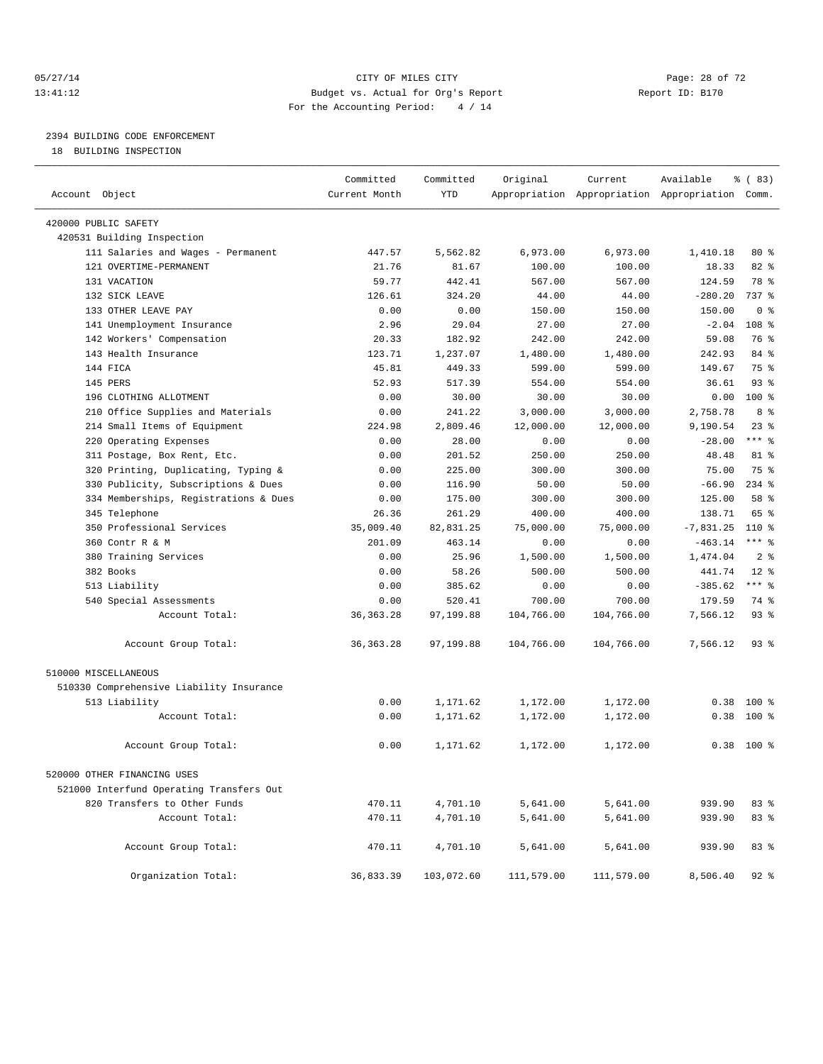CITY OF MILES CITY
Budget vs. Actual for Org's Report
For the Accounting Period: 4 / 14

05/27/14
13:41:12

Report ID: B170

## 2394 BUILDING CODE ENFORCEMENT

18 BUILDING INSPECTION

| Account Object | Committed Current Month | Committed YTD | Original Appropriation | Current Appropriation | Available Appropriation | % ( 83) Comm. |
|---|---|---|---|---|---|---|
| 420000 PUBLIC SAFETY | | | | | | |
| 420531 Building Inspection | | | | | | |
| 111 Salaries and Wages - Permanent | 447.57 | 5,562.82 | 6,973.00 | 6,973.00 | 1,410.18 | 80 % |
| 121 OVERTIME-PERMANENT | 21.76 | 81.67 | 100.00 | 100.00 | 18.33 | 82 % |
| 131 VACATION | 59.77 | 442.41 | 567.00 | 567.00 | 124.59 | 78 % |
| 132 SICK LEAVE | 126.61 | 324.20 | 44.00 | 44.00 | -280.20 | 737 % |
| 133 OTHER LEAVE PAY | 0.00 | 0.00 | 150.00 | 150.00 | 150.00 | 0 % |
| 141 Unemployment Insurance | 2.96 | 29.04 | 27.00 | 27.00 | -2.04 | 108 % |
| 142 Workers' Compensation | 20.33 | 182.92 | 242.00 | 242.00 | 59.08 | 76 % |
| 143 Health Insurance | 123.71 | 1,237.07 | 1,480.00 | 1,480.00 | 242.93 | 84 % |
| 144 FICA | 45.81 | 449.33 | 599.00 | 599.00 | 149.67 | 75 % |
| 145 PERS | 52.93 | 517.39 | 554.00 | 554.00 | 36.61 | 93 % |
| 196 CLOTHING ALLOTMENT | 0.00 | 30.00 | 30.00 | 30.00 | 0.00 | 100 % |
| 210 Office Supplies and Materials | 0.00 | 241.22 | 3,000.00 | 3,000.00 | 2,758.78 | 8 % |
| 214 Small Items of Equipment | 224.98 | 2,809.46 | 12,000.00 | 12,000.00 | 9,190.54 | 23 % |
| 220 Operating Expenses | 0.00 | 28.00 | 0.00 | 0.00 | -28.00 | *** % |
| 311 Postage, Box Rent, Etc. | 0.00 | 201.52 | 250.00 | 250.00 | 48.48 | 81 % |
| 320 Printing, Duplicating, Typing & | 0.00 | 225.00 | 300.00 | 300.00 | 75.00 | 75 % |
| 330 Publicity, Subscriptions & Dues | 0.00 | 116.90 | 50.00 | 50.00 | -66.90 | 234 % |
| 334 Memberships, Registrations & Dues | 0.00 | 175.00 | 300.00 | 300.00 | 125.00 | 58 % |
| 345 Telephone | 26.36 | 261.29 | 400.00 | 400.00 | 138.71 | 65 % |
| 350 Professional Services | 35,009.40 | 82,831.25 | 75,000.00 | 75,000.00 | -7,831.25 | 110 % |
| 360 Contr R & M | 201.09 | 463.14 | 0.00 | 0.00 | -463.14 | *** % |
| 380 Training Services | 0.00 | 25.96 | 1,500.00 | 1,500.00 | 1,474.04 | 2 % |
| 382 Books | 0.00 | 58.26 | 500.00 | 500.00 | 441.74 | 12 % |
| 513 Liability | 0.00 | 385.62 | 0.00 | 0.00 | -385.62 | *** % |
| 540 Special Assessments | 0.00 | 520.41 | 700.00 | 700.00 | 179.59 | 74 % |
| Account Total: | 36,363.28 | 97,199.88 | 104,766.00 | 104,766.00 | 7,566.12 | 93 % |
| Account Group Total: | 36,363.28 | 97,199.88 | 104,766.00 | 104,766.00 | 7,566.12 | 93 % |
| 510000 MISCELLANEOUS | | | | | | |
| 510330 Comprehensive Liability Insurance | | | | | | |
| 513 Liability | 0.00 | 1,171.62 | 1,172.00 | 1,172.00 | 0.38 | 100 % |
| Account Total: | 0.00 | 1,171.62 | 1,172.00 | 1,172.00 | 0.38 | 100 % |
| Account Group Total: | 0.00 | 1,171.62 | 1,172.00 | 1,172.00 | 0.38 | 100 % |
| 520000 OTHER FINANCING USES | | | | | | |
| 521000 Interfund Operating Transfers Out | | | | | | |
| 820 Transfers to Other Funds | 470.11 | 4,701.10 | 5,641.00 | 5,641.00 | 939.90 | 83 % |
| Account Total: | 470.11 | 4,701.10 | 5,641.00 | 5,641.00 | 939.90 | 83 % |
| Account Group Total: | 470.11 | 4,701.10 | 5,641.00 | 5,641.00 | 939.90 | 83 % |
| Organization Total: | 36,833.39 | 103,072.60 | 111,579.00 | 111,579.00 | 8,506.40 | 92 % |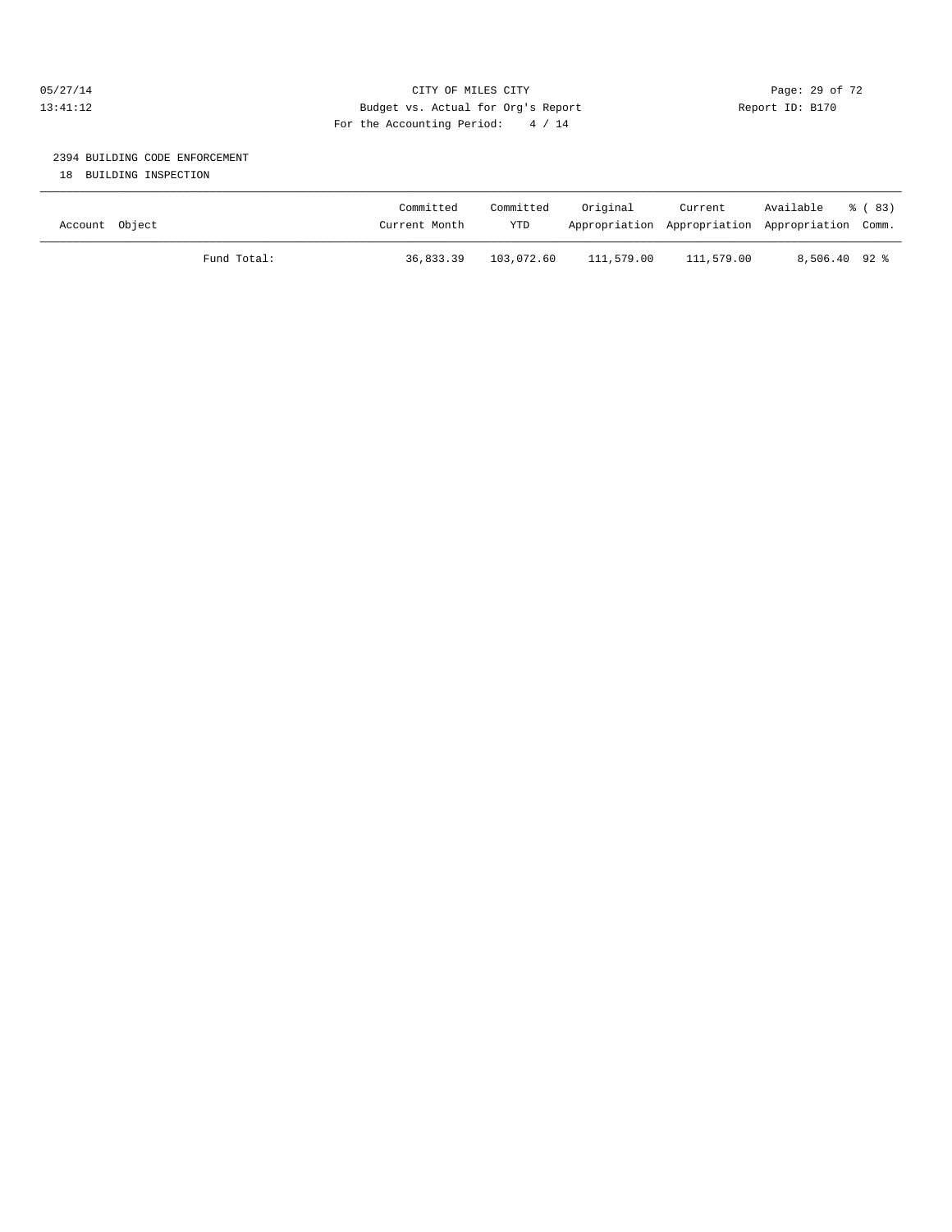05/27/14 CITY OF MILES CITY
13:41:12 Budget vs. Actual for Org's Report Report ID: B170
For the Accounting Period: 4 / 14

2394 BUILDING CODE ENFORCEMENT
18 BUILDING INSPECTION

| Account Object | | Committed Current Month | Committed YTD | Original Appropriation | Current Appropriation | Available Appropriation | % ( 83) Comm. |
|---|---|---|---|---|---|---|---|
| | Fund Total: | 36,833.39 | 103,072.60 | 111,579.00 | 111,579.00 | 8,506.40 | 92 % |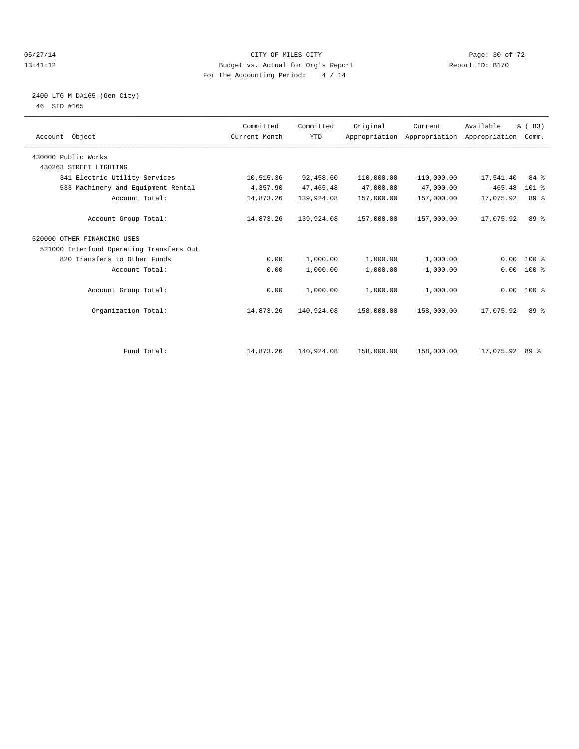CITY OF MILES CITY

Budget vs. Actual for Org's Report

For the Accounting Period: 4 / 14

05/27/14 13:41:12

Report ID: B170

2400 LTG M D#165-(Gen City)

46 SID #165

| Account Object | Committed Current Month | Committed YTD | Original Appropriation | Current Appropriation | Available Appropriation | % ( 83) Comm. |
|---|---|---|---|---|---|---|
| 430000 Public Works | | | | | | |
| 430263 STREET LIGHTING | | | | | | |
| 341 Electric Utility Services | 10,515.36 | 92,458.60 | 110,000.00 | 110,000.00 | 17,541.40 | 84 % |
| 533 Machinery and Equipment Rental | 4,357.90 | 47,465.48 | 47,000.00 | 47,000.00 | -465.48 | 101 % |
| Account Total: | 14,873.26 | 139,924.08 | 157,000.00 | 157,000.00 | 17,075.92 | 89 % |
| Account Group Total: | 14,873.26 | 139,924.08 | 157,000.00 | 157,000.00 | 17,075.92 | 89 % |
| 520000 OTHER FINANCING USES | | | | | | |
| 521000 Interfund Operating Transfers Out | | | | | | |
| 820 Transfers to Other Funds | 0.00 | 1,000.00 | 1,000.00 | 1,000.00 | 0.00 | 100 % |
| Account Total: | 0.00 | 1,000.00 | 1,000.00 | 1,000.00 | 0.00 | 100 % |
| Account Group Total: | 0.00 | 1,000.00 | 1,000.00 | 1,000.00 | 0.00 | 100 % |
| Organization Total: | 14,873.26 | 140,924.08 | 158,000.00 | 158,000.00 | 17,075.92 | 89 % |
| Fund Total: | 14,873.26 | 140,924.08 | 158,000.00 | 158,000.00 | 17,075.92 | 89 % |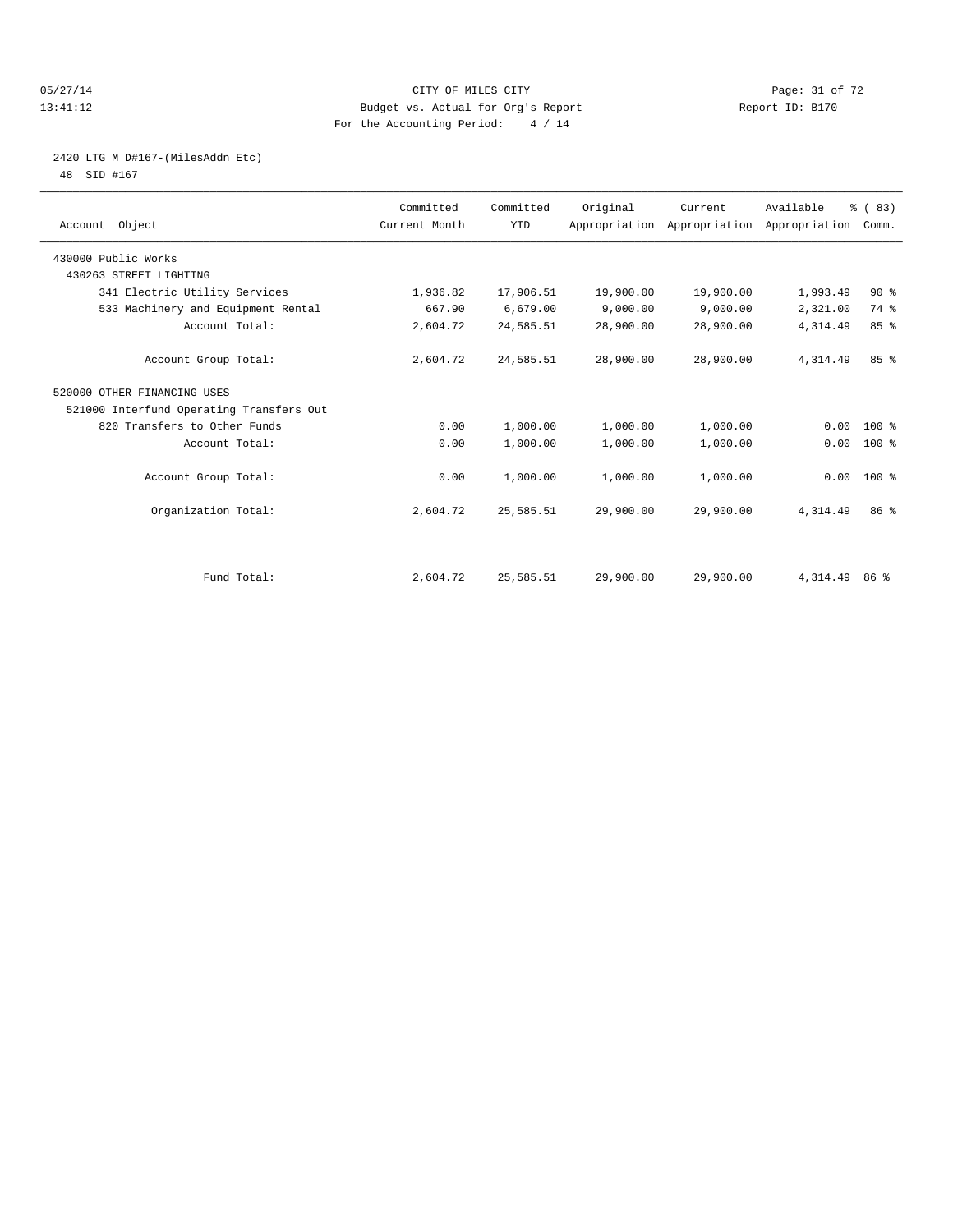CITY OF MILES CITY
Budget vs. Actual for Org's Report
For the Accounting Period: 4 / 14

05/27/14
13:41:12

Report ID: B170

2420 LTG M D#167-(MilesAddn Etc)
48 SID #167

| Account Object | Committed Current Month | Committed YTD | Original Appropriation | Current Appropriation | Available Appropriation | % ( 83) Comm. |
|---|---|---|---|---|---|---|
| 430000 Public Works | | | | | | |
| 430263 STREET LIGHTING | | | | | | |
| 341 Electric Utility Services | 1,936.82 | 17,906.51 | 19,900.00 | 19,900.00 | 1,993.49 | 90 % |
| 533 Machinery and Equipment Rental | 667.90 | 6,679.00 | 9,000.00 | 9,000.00 | 2,321.00 | 74 % |
| Account Total: | 2,604.72 | 24,585.51 | 28,900.00 | 28,900.00 | 4,314.49 | 85 % |
| Account Group Total: | 2,604.72 | 24,585.51 | 28,900.00 | 28,900.00 | 4,314.49 | 85 % |
| 520000 OTHER FINANCING USES | | | | | | |
| 521000 Interfund Operating Transfers Out | | | | | | |
| 820 Transfers to Other Funds | 0.00 | 1,000.00 | 1,000.00 | 1,000.00 | 0.00 | 100 % |
| Account Total: | 0.00 | 1,000.00 | 1,000.00 | 1,000.00 | 0.00 | 100 % |
| Account Group Total: | 0.00 | 1,000.00 | 1,000.00 | 1,000.00 | 0.00 | 100 % |
| Organization Total: | 2,604.72 | 25,585.51 | 29,900.00 | 29,900.00 | 4,314.49 | 86 % |
| Fund Total: | 2,604.72 | 25,585.51 | 29,900.00 | 29,900.00 | 4,314.49 | 86 % |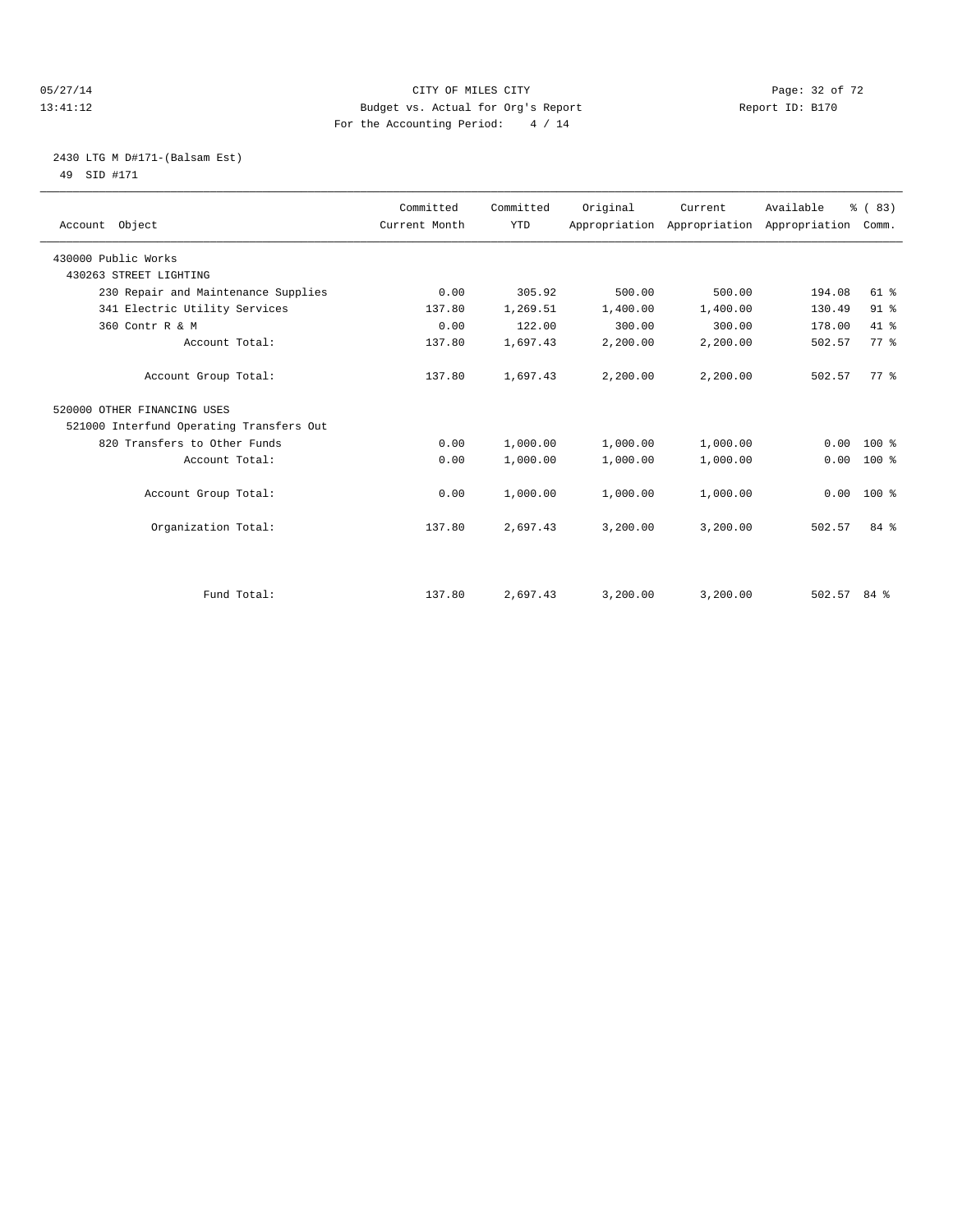CITY OF MILES CITY
Budget vs. Actual for Org's Report
For the Accounting Period: 4 / 14

05/27/14
13:41:12

Report ID: B170

2430 LTG M D#171-(Balsam Est)
49 SID #171

| Account Object | Committed Current Month | Committed YTD | Original Appropriation | Current Appropriation | Available Appropriation | % ( 83) Comm. |
|---|---|---|---|---|---|---|
| 430000 Public Works | | | | | | |
| 430263 STREET LIGHTING | | | | | | |
| 230 Repair and Maintenance Supplies | 0.00 | 305.92 | 500.00 | 500.00 | 194.08 | 61 % |
| 341 Electric Utility Services | 137.80 | 1,269.51 | 1,400.00 | 1,400.00 | 130.49 | 91 % |
| 360 Contr R & M | 0.00 | 122.00 | 300.00 | 300.00 | 178.00 | 41 % |
| Account Total: | 137.80 | 1,697.43 | 2,200.00 | 2,200.00 | 502.57 | 77 % |
| Account Group Total: | 137.80 | 1,697.43 | 2,200.00 | 2,200.00 | 502.57 | 77 % |
| 520000 OTHER FINANCING USES | | | | | | |
| 521000 Interfund Operating Transfers Out | | | | | | |
| 820 Transfers to Other Funds | 0.00 | 1,000.00 | 1,000.00 | 1,000.00 | 0.00 | 100 % |
| Account Total: | 0.00 | 1,000.00 | 1,000.00 | 1,000.00 | 0.00 | 100 % |
| Account Group Total: | 0.00 | 1,000.00 | 1,000.00 | 1,000.00 | 0.00 | 100 % |
| Organization Total: | 137.80 | 2,697.43 | 3,200.00 | 3,200.00 | 502.57 | 84 % |
| Fund Total: | 137.80 | 2,697.43 | 3,200.00 | 3,200.00 | 502.57 | 84 % |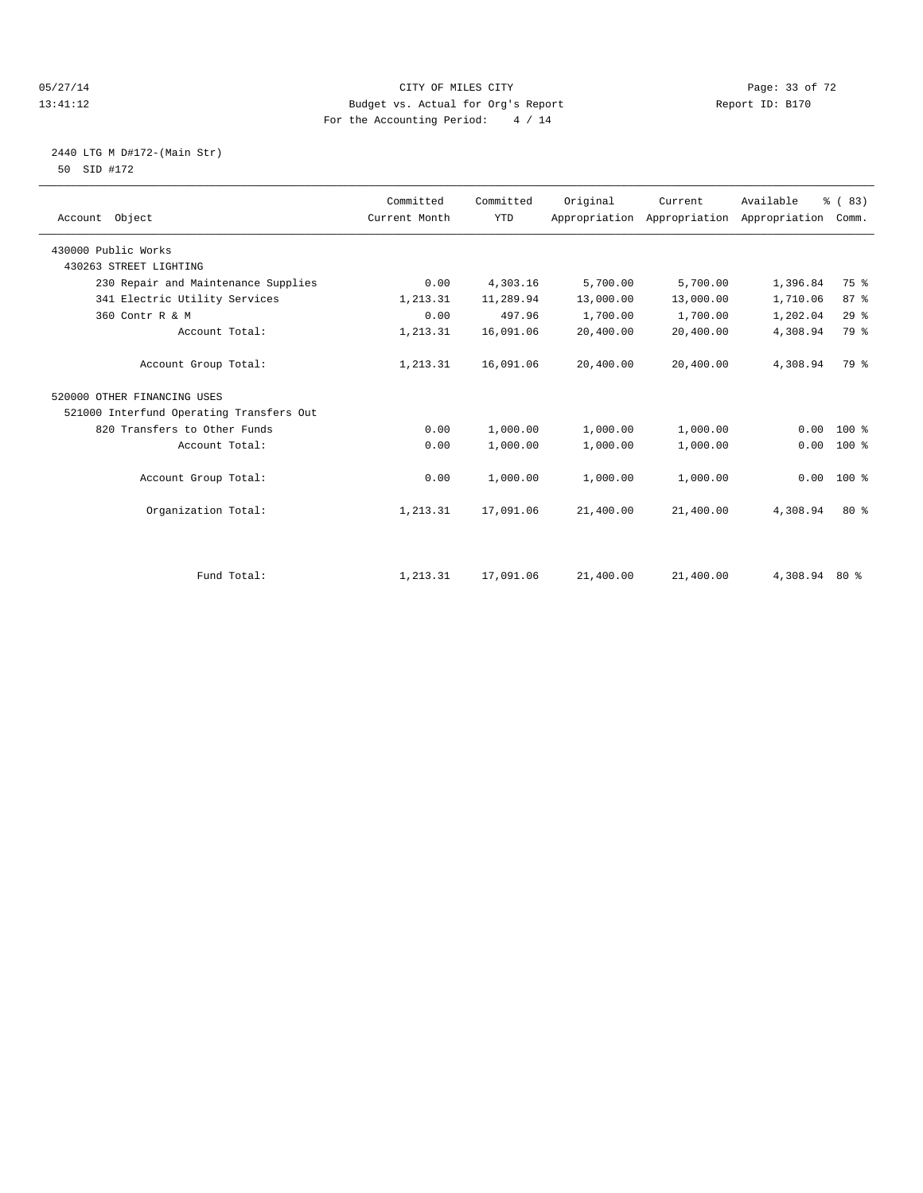CITY OF MILES CITY

Budget vs. Actual for Org's Report

For the Accounting Period: 4 / 14

05/27/14
13:41:12

Report ID: B170

2440 LTG M D#172-(Main Str)
50 SID #172

| Account Object | Committed Current Month | Committed YTD | Original Appropriation | Current Appropriation | Available Appropriation | % ( 83) Comm. |
|---|---|---|---|---|---|---|
| 430000 Public Works | | | | | | |
| 430263 STREET LIGHTING | | | | | | |
| 230 Repair and Maintenance Supplies | 0.00 | 4,303.16 | 5,700.00 | 5,700.00 | 1,396.84 | 75 % |
| 341 Electric Utility Services | 1,213.31 | 11,289.94 | 13,000.00 | 13,000.00 | 1,710.06 | 87 % |
| 360 Contr R & M | 0.00 | 497.96 | 1,700.00 | 1,700.00 | 1,202.04 | 29 % |
| Account Total: | 1,213.31 | 16,091.06 | 20,400.00 | 20,400.00 | 4,308.94 | 79 % |
| Account Group Total: | 1,213.31 | 16,091.06 | 20,400.00 | 20,400.00 | 4,308.94 | 79 % |
| 520000 OTHER FINANCING USES | | | | | | |
| 521000 Interfund Operating Transfers Out | | | | | | |
| 820 Transfers to Other Funds | 0.00 | 1,000.00 | 1,000.00 | 1,000.00 | 0.00 | 100 % |
| Account Total: | 0.00 | 1,000.00 | 1,000.00 | 1,000.00 | 0.00 | 100 % |
| Account Group Total: | 0.00 | 1,000.00 | 1,000.00 | 1,000.00 | 0.00 | 100 % |
| Organization Total: | 1,213.31 | 17,091.06 | 21,400.00 | 21,400.00 | 4,308.94 | 80 % |
| Fund Total: | 1,213.31 | 17,091.06 | 21,400.00 | 21,400.00 | 4,308.94 | 80 % |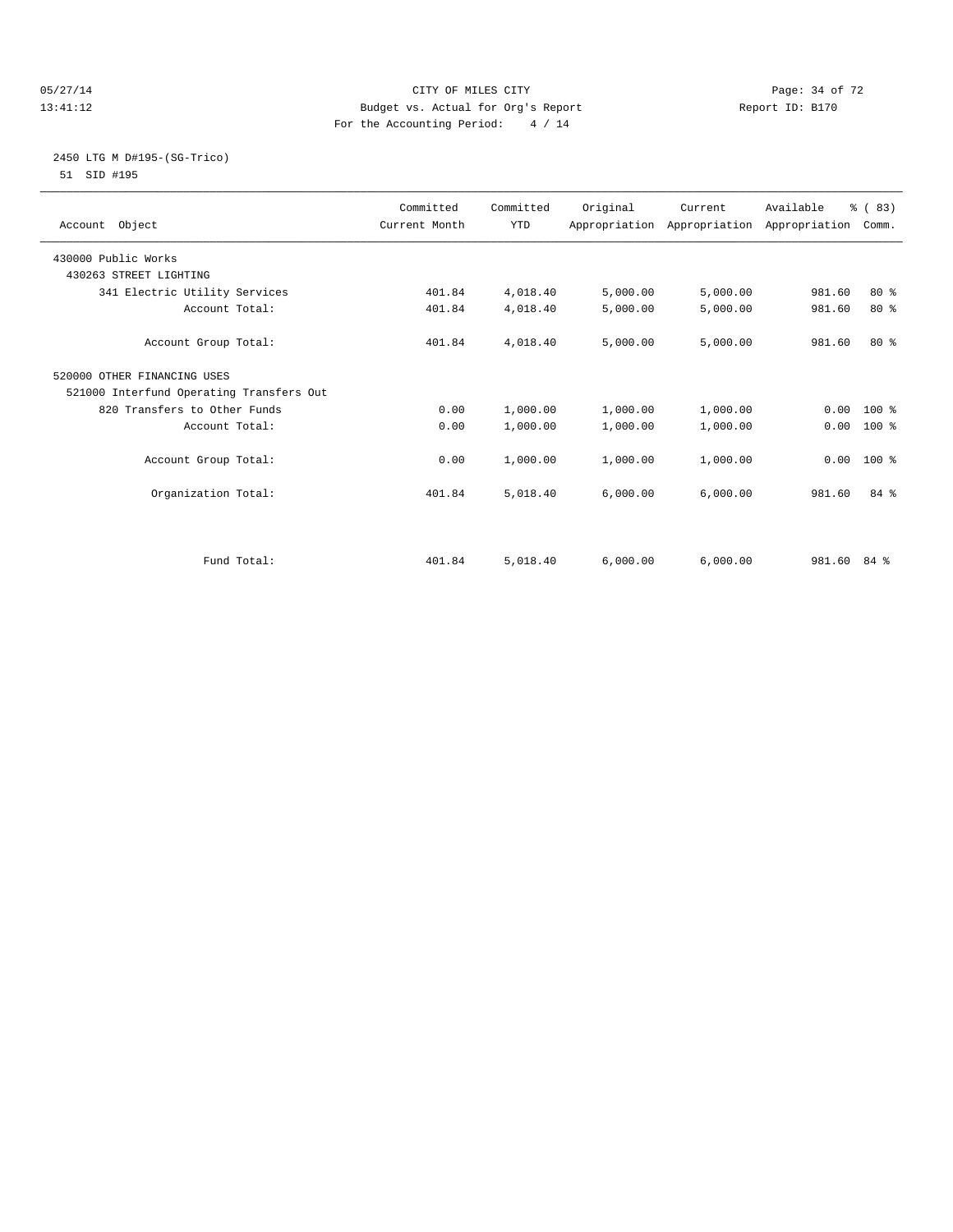05/27/14 CITY OF MILES CITY
13:41:12 Budget vs. Actual for Org's Report Report ID: B170
For the Accounting Period: 4 / 14

2450 LTG M D#195-(SG-Trico)
51 SID #195

| Account Object | Committed Current Month | Committed YTD | Original Appropriation | Current Appropriation | Available Appropriation | % ( 83) Comm. |
|---|---|---|---|---|---|---|
| 430000 Public Works | | | | | | |
| 430263 STREET LIGHTING | | | | | | |
| 341 Electric Utility Services | 401.84 | 4,018.40 | 5,000.00 | 5,000.00 | 981.60 | 80 % |
| Account Total: | 401.84 | 4,018.40 | 5,000.00 | 5,000.00 | 981.60 | 80 % |
| Account Group Total: | 401.84 | 4,018.40 | 5,000.00 | 5,000.00 | 981.60 | 80 % |
| 520000 OTHER FINANCING USES | | | | | | |
| 521000 Interfund Operating Transfers Out | | | | | | |
| 820 Transfers to Other Funds | 0.00 | 1,000.00 | 1,000.00 | 1,000.00 | 0.00 | 100 % |
| Account Total: | 0.00 | 1,000.00 | 1,000.00 | 1,000.00 | 0.00 | 100 % |
| Account Group Total: | 0.00 | 1,000.00 | 1,000.00 | 1,000.00 | 0.00 | 100 % |
| Organization Total: | 401.84 | 5,018.40 | 6,000.00 | 6,000.00 | 981.60 | 84 % |
| Fund Total: | 401.84 | 5,018.40 | 6,000.00 | 6,000.00 | 981.60 | 84 % |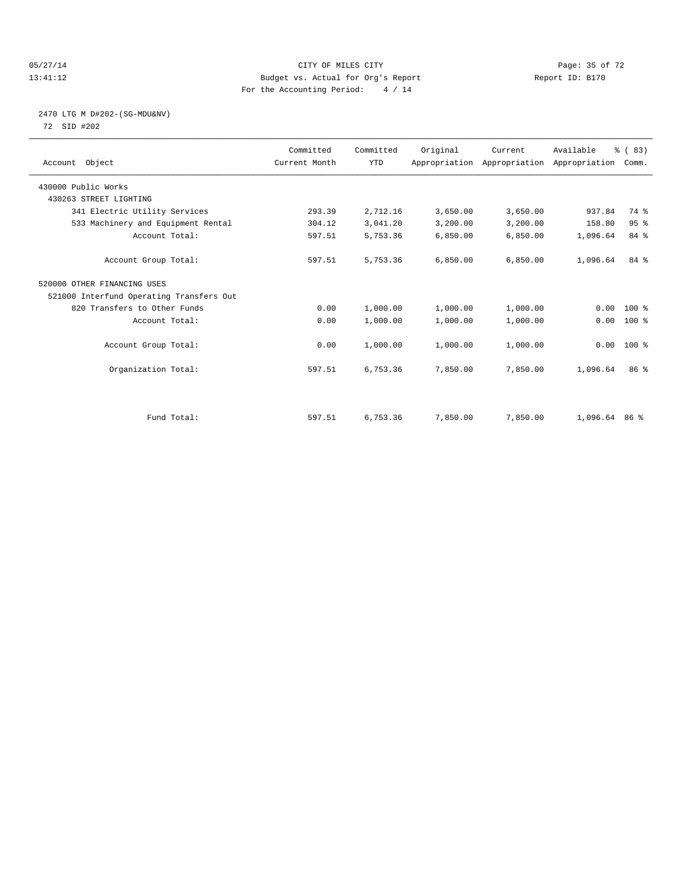CITY OF MILES CITY
Budget vs. Actual for Org's Report
For the Accounting Period: 4 / 14

05/27/14
13:41:12

Report ID: B170

## 2470 LTG M D#202-(SG-MDU&NV)

72 SID #202

| Account Object | Committed Current Month | Committed YTD | Original Appropriation | Current Appropriation | Available Appropriation | % ( 83) Comm. |
|---|---|---|---|---|---|---|
| 430000 Public Works | | | | | | |
| 430263 STREET LIGHTING | | | | | | |
| 341 Electric Utility Services | 293.39 | 2,712.16 | 3,650.00 | 3,650.00 | 937.84 | 74 % |
| 533 Machinery and Equipment Rental | 304.12 | 3,041.20 | 3,200.00 | 3,200.00 | 158.80 | 95 % |
| Account Total: | 597.51 | 5,753.36 | 6,850.00 | 6,850.00 | 1,096.64 | 84 % |
| Account Group Total: | 597.51 | 5,753.36 | 6,850.00 | 6,850.00 | 1,096.64 | 84 % |
| 520000 OTHER FINANCING USES | | | | | | |
| 521000 Interfund Operating Transfers Out | | | | | | |
| 820 Transfers to Other Funds | 0.00 | 1,000.00 | 1,000.00 | 1,000.00 | 0.00 | 100 % |
| Account Total: | 0.00 | 1,000.00 | 1,000.00 | 1,000.00 | 0.00 | 100 % |
| Account Group Total: | 0.00 | 1,000.00 | 1,000.00 | 1,000.00 | 0.00 | 100 % |
| Organization Total: | 597.51 | 6,753.36 | 7,850.00 | 7,850.00 | 1,096.64 | 86 % |
| Fund Total: | 597.51 | 6,753.36 | 7,850.00 | 7,850.00 | 1,096.64 | 86 % |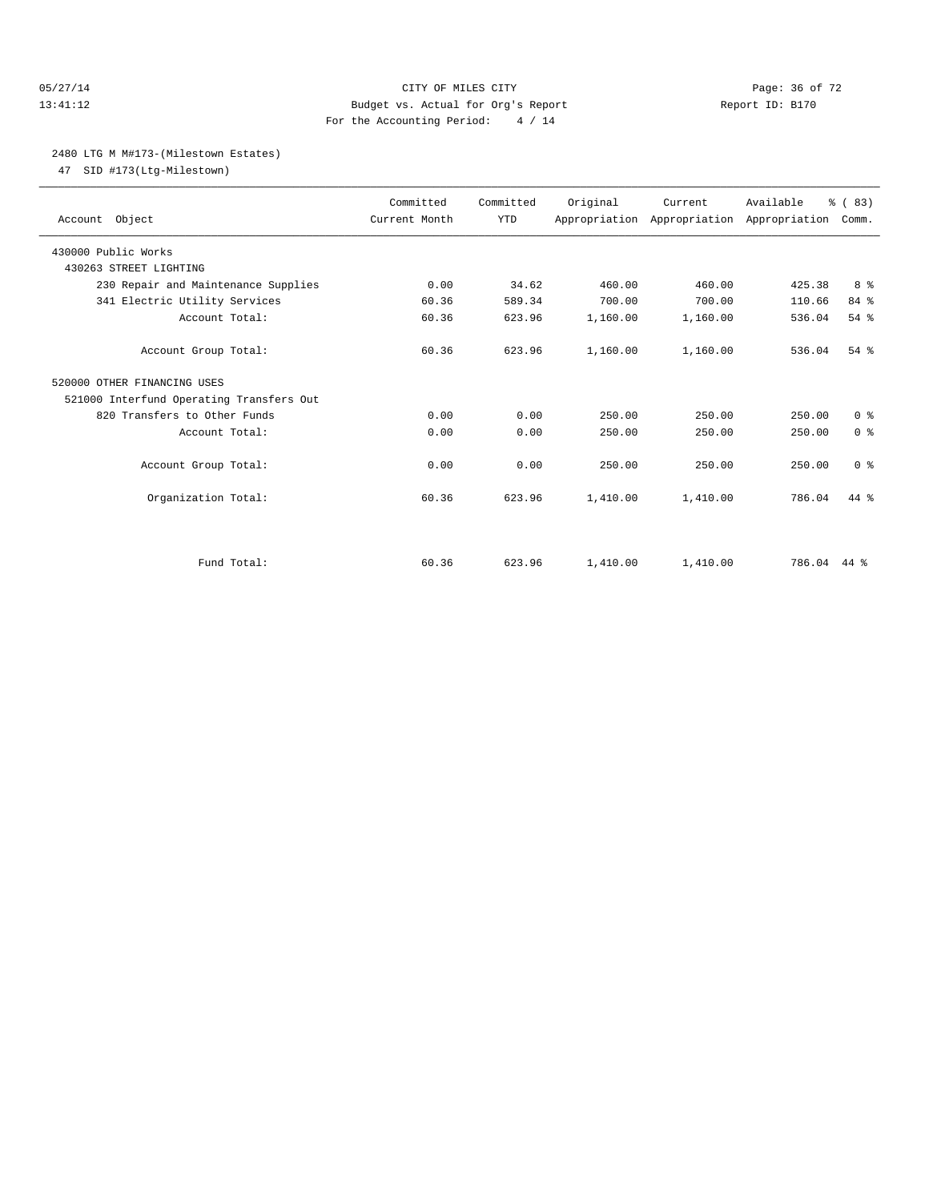CITY OF MILES CITY
Budget vs. Actual for Org's Report
For the Accounting Period: 4 / 14

05/27/14 13:41:12 Report ID: B170

## 2480 LTG M M#173-(Milestown Estates)

47 SID #173(Ltg-Milestown)

| Account Object | Committed Current Month | Committed YTD | Original Appropriation | Current Appropriation | Available Appropriation | % ( 83) Comm. |
|---|---|---|---|---|---|---|
| 430000 Public Works | | | | | | |
| 430263 STREET LIGHTING | | | | | | |
| 230 Repair and Maintenance Supplies | 0.00 | 34.62 | 460.00 | 460.00 | 425.38 | 8 % |
| 341 Electric Utility Services | 60.36 | 589.34 | 700.00 | 700.00 | 110.66 | 84 % |
| Account Total: | 60.36 | 623.96 | 1,160.00 | 1,160.00 | 536.04 | 54 % |
| Account Group Total: | 60.36 | 623.96 | 1,160.00 | 1,160.00 | 536.04 | 54 % |
| 520000 OTHER FINANCING USES | | | | | | |
| 521000 Interfund Operating Transfers Out | | | | | | |
| 820 Transfers to Other Funds | 0.00 | 0.00 | 250.00 | 250.00 | 250.00 | 0 % |
| Account Total: | 0.00 | 0.00 | 250.00 | 250.00 | 250.00 | 0 % |
| Account Group Total: | 0.00 | 0.00 | 250.00 | 250.00 | 250.00 | 0 % |
| Organization Total: | 60.36 | 623.96 | 1,410.00 | 1,410.00 | 786.04 | 44 % |
| Fund Total: | 60.36 | 623.96 | 1,410.00 | 1,410.00 | 786.04 | 44 % |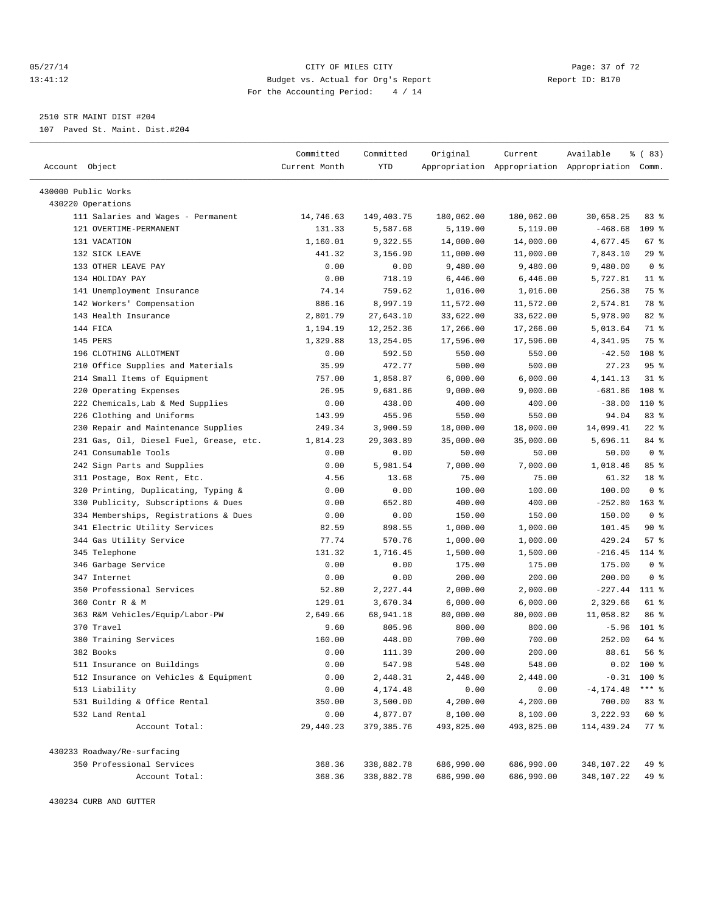05/27/14 CITY OF MILES CITY
13:41:12 Budget vs. Actual for Org's Report Report ID: B170
For the Accounting Period: 4 / 14

2510 STR MAINT DIST #204
107 Paved St. Maint. Dist.#204

| Account Object | Committed Current Month | Committed YTD | Original Appropriation | Current Appropriation | Available Appropriation | % ( 83) Comm. |
|---|---|---|---|---|---|---|
| 430000 Public Works | | | | | | |
| 430220 Operations | | | | | | |
| 111 Salaries and Wages - Permanent | 14,746.63 | 149,403.75 | 180,062.00 | 180,062.00 | 30,658.25 | 83 % |
| 121 OVERTIME-PERMANENT | 131.33 | 5,587.68 | 5,119.00 | 5,119.00 | -468.68 | 109 % |
| 131 VACATION | 1,160.01 | 9,322.55 | 14,000.00 | 14,000.00 | 4,677.45 | 67 % |
| 132 SICK LEAVE | 441.32 | 3,156.90 | 11,000.00 | 11,000.00 | 7,843.10 | 29 % |
| 133 OTHER LEAVE PAY | 0.00 | 0.00 | 9,480.00 | 9,480.00 | 9,480.00 | 0 % |
| 134 HOLIDAY PAY | 0.00 | 718.19 | 6,446.00 | 6,446.00 | 5,727.81 | 11 % |
| 141 Unemployment Insurance | 74.14 | 759.62 | 1,016.00 | 1,016.00 | 256.38 | 75 % |
| 142 Workers' Compensation | 886.16 | 8,997.19 | 11,572.00 | 11,572.00 | 2,574.81 | 78 % |
| 143 Health Insurance | 2,801.79 | 27,643.10 | 33,622.00 | 33,622.00 | 5,978.90 | 82 % |
| 144 FICA | 1,194.19 | 12,252.36 | 17,266.00 | 17,266.00 | 5,013.64 | 71 % |
| 145 PERS | 1,329.88 | 13,254.05 | 17,596.00 | 17,596.00 | 4,341.95 | 75 % |
| 196 CLOTHING ALLOTMENT | 0.00 | 592.50 | 550.00 | 550.00 | -42.50 | 108 % |
| 210 Office Supplies and Materials | 35.99 | 472.77 | 500.00 | 500.00 | 27.23 | 95 % |
| 214 Small Items of Equipment | 757.00 | 1,858.87 | 6,000.00 | 6,000.00 | 4,141.13 | 31 % |
| 220 Operating Expenses | 26.95 | 9,681.86 | 9,000.00 | 9,000.00 | -681.86 | 108 % |
| 222 Chemicals,Lab & Med Supplies | 0.00 | 438.00 | 400.00 | 400.00 | -38.00 | 110 % |
| 226 Clothing and Uniforms | 143.99 | 455.96 | 550.00 | 550.00 | 94.04 | 83 % |
| 230 Repair and Maintenance Supplies | 249.34 | 3,900.59 | 18,000.00 | 18,000.00 | 14,099.41 | 22 % |
| 231 Gas, Oil, Diesel Fuel, Grease, etc. | 1,814.23 | 29,303.89 | 35,000.00 | 35,000.00 | 5,696.11 | 84 % |
| 241 Consumable Tools | 0.00 | 0.00 | 50.00 | 50.00 | 50.00 | 0 % |
| 242 Sign Parts and Supplies | 0.00 | 5,981.54 | 7,000.00 | 7,000.00 | 1,018.46 | 85 % |
| 311 Postage, Box Rent, Etc. | 4.56 | 13.68 | 75.00 | 75.00 | 61.32 | 18 % |
| 320 Printing, Duplicating, Typing & | 0.00 | 0.00 | 100.00 | 100.00 | 100.00 | 0 % |
| 330 Publicity, Subscriptions & Dues | 0.00 | 652.80 | 400.00 | 400.00 | -252.80 | 163 % |
| 334 Memberships, Registrations & Dues | 0.00 | 0.00 | 150.00 | 150.00 | 150.00 | 0 % |
| 341 Electric Utility Services | 82.59 | 898.55 | 1,000.00 | 1,000.00 | 101.45 | 90 % |
| 344 Gas Utility Service | 77.74 | 570.76 | 1,000.00 | 1,000.00 | 429.24 | 57 % |
| 345 Telephone | 131.32 | 1,716.45 | 1,500.00 | 1,500.00 | -216.45 | 114 % |
| 346 Garbage Service | 0.00 | 0.00 | 175.00 | 175.00 | 175.00 | 0 % |
| 347 Internet | 0.00 | 0.00 | 200.00 | 200.00 | 200.00 | 0 % |
| 350 Professional Services | 52.80 | 2,227.44 | 2,000.00 | 2,000.00 | -227.44 | 111 % |
| 360 Contr R & M | 129.01 | 3,670.34 | 6,000.00 | 6,000.00 | 2,329.66 | 61 % |
| 363 R&M Vehicles/Equip/Labor-PW | 2,649.66 | 68,941.18 | 80,000.00 | 80,000.00 | 11,058.82 | 86 % |
| 370 Travel | 9.60 | 805.96 | 800.00 | 800.00 | -5.96 | 101 % |
| 380 Training Services | 160.00 | 448.00 | 700.00 | 700.00 | 252.00 | 64 % |
| 382 Books | 0.00 | 111.39 | 200.00 | 200.00 | 88.61 | 56 % |
| 511 Insurance on Buildings | 0.00 | 547.98 | 548.00 | 548.00 | 0.02 | 100 % |
| 512 Insurance on Vehicles & Equipment | 0.00 | 2,448.31 | 2,448.00 | 2,448.00 | -0.31 | 100 % |
| 513 Liability | 0.00 | 4,174.48 | 0.00 | 0.00 | -4,174.48 | *** % |
| 531 Building & Office Rental | 350.00 | 3,500.00 | 4,200.00 | 4,200.00 | 700.00 | 83 % |
| 532 Land Rental | 0.00 | 4,877.07 | 8,100.00 | 8,100.00 | 3,222.93 | 60 % |
| Account Total: | 29,440.23 | 379,385.76 | 493,825.00 | 493,825.00 | 114,439.24 | 77 % |
| 430233 Roadway/Re-surfacing | | | | | | |
| 350 Professional Services | 368.36 | 338,882.78 | 686,990.00 | 686,990.00 | 348,107.22 | 49 % |
| Account Total: | 368.36 | 338,882.78 | 686,990.00 | 686,990.00 | 348,107.22 | 49 % |
| 430234 CURB AND GUTTER | | | | | | |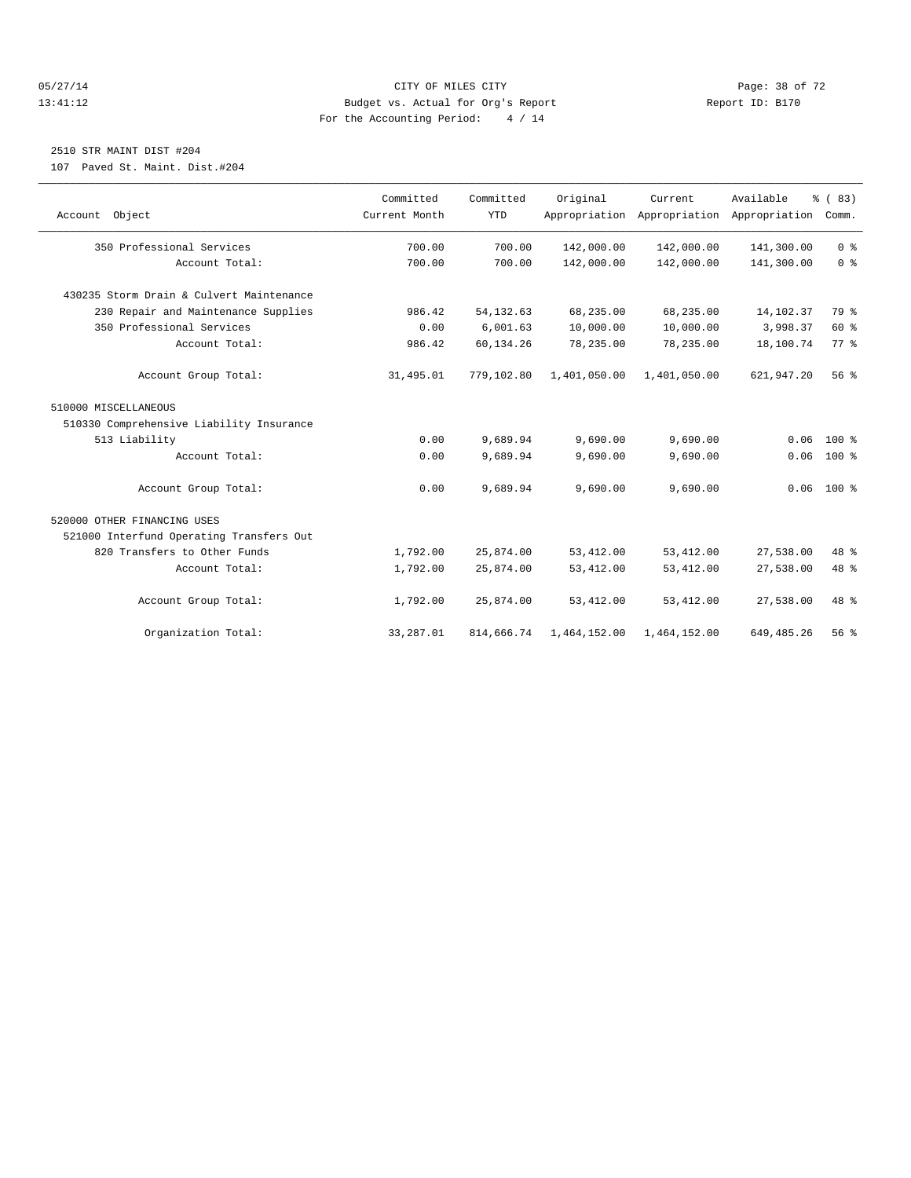CITY OF MILES CITY
Budget vs. Actual for Org's Report
For the Accounting Period: 4 / 14

05/27/14
13:41:12

Report ID: B170

## 2510 STR MAINT DIST #204

107 Paved St. Maint. Dist.#204

| Account Object | Committed Current Month | Committed YTD | Original Appropriation | Current Appropriation | Available Appropriation | % ( 83) Comm. |
|---|---|---|---|---|---|---|
| 350 Professional Services | 700.00 | 700.00 | 142,000.00 | 142,000.00 | 141,300.00 | 0 % |
| Account Total: | 700.00 | 700.00 | 142,000.00 | 142,000.00 | 141,300.00 | 0 % |
| 430235 Storm Drain & Culvert Maintenance | | | | | | |
| 230 Repair and Maintenance Supplies | 986.42 | 54,132.63 | 68,235.00 | 68,235.00 | 14,102.37 | 79 % |
| 350 Professional Services | 0.00 | 6,001.63 | 10,000.00 | 10,000.00 | 3,998.37 | 60 % |
| Account Total: | 986.42 | 60,134.26 | 78,235.00 | 78,235.00 | 18,100.74 | 77 % |
| Account Group Total: | 31,495.01 | 779,102.80 | 1,401,050.00 | 1,401,050.00 | 621,947.20 | 56 % |
| 510000 MISCELLANEOUS | | | | | | |
| 510330 Comprehensive Liability Insurance | | | | | | |
| 513 Liability | 0.00 | 9,689.94 | 9,690.00 | 9,690.00 | 0.06 | 100 % |
| Account Total: | 0.00 | 9,689.94 | 9,690.00 | 9,690.00 | 0.06 | 100 % |
| Account Group Total: | 0.00 | 9,689.94 | 9,690.00 | 9,690.00 | 0.06 | 100 % |
| 520000 OTHER FINANCING USES | | | | | | |
| 521000 Interfund Operating Transfers Out | | | | | | |
| 820 Transfers to Other Funds | 1,792.00 | 25,874.00 | 53,412.00 | 53,412.00 | 27,538.00 | 48 % |
| Account Total: | 1,792.00 | 25,874.00 | 53,412.00 | 53,412.00 | 27,538.00 | 48 % |
| Account Group Total: | 1,792.00 | 25,874.00 | 53,412.00 | 53,412.00 | 27,538.00 | 48 % |
| Organization Total: | 33,287.01 | 814,666.74 | 1,464,152.00 | 1,464,152.00 | 649,485.26 | 56 % |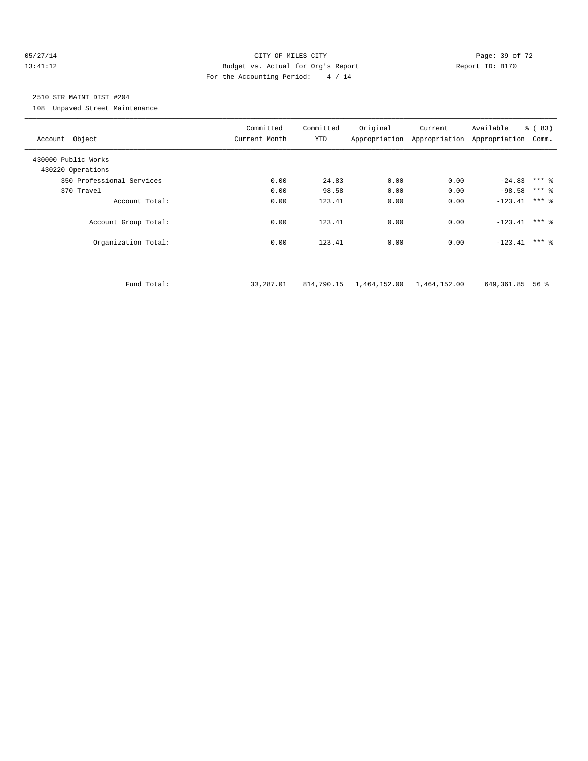CITY OF MILES CITY
Budget vs. Actual for Org's Report
For the Accounting Period: 4 / 14

05/27/14
13:41:12

Report ID: B170

## 2510 STR MAINT DIST #204

108 Unpaved Street Maintenance

| Account Object | Committed Current Month | Committed YTD | Original Appropriation | Current Appropriation | Available Appropriation | % ( 83) Comm. |
|---|---|---|---|---|---|---|
| 430000 Public Works | | | | | | |
| 430220 Operations | | | | | | |
| 350 Professional Services | 0.00 | 24.83 | 0.00 | 0.00 | -24.83 | *** % |
| 370 Travel | 0.00 | 98.58 | 0.00 | 0.00 | -98.58 | *** % |
| Account Total: | 0.00 | 123.41 | 0.00 | 0.00 | -123.41 | *** % |
| Account Group Total: | 0.00 | 123.41 | 0.00 | 0.00 | -123.41 | *** % |
| Organization Total: | 0.00 | 123.41 | 0.00 | 0.00 | -123.41 | *** % |
| Fund Total: | 33,287.01 | 814,790.15 | 1,464,152.00 | 1,464,152.00 | 649,361.85 | 56 % |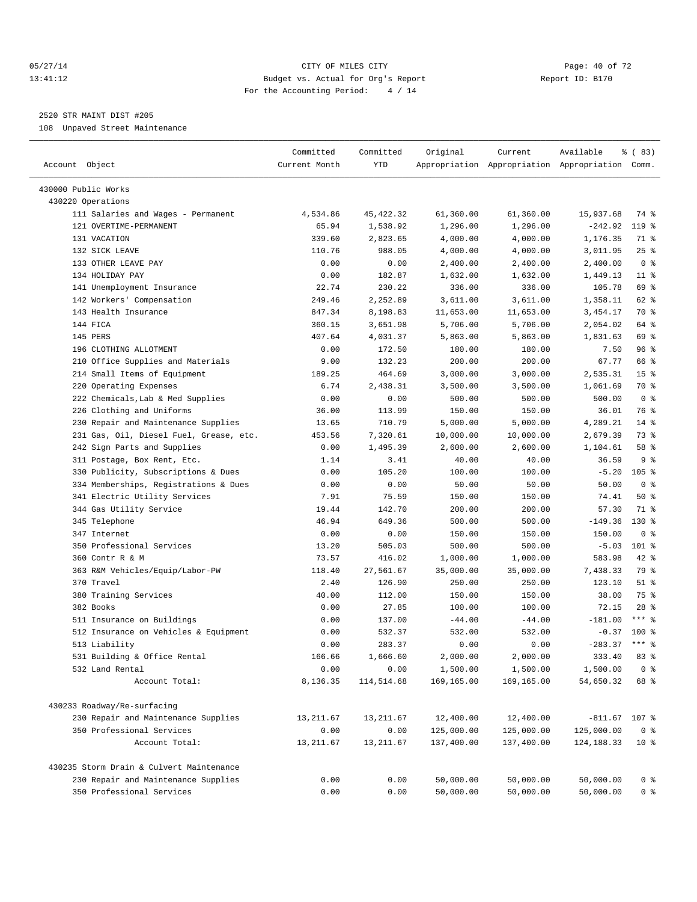CITY OF MILES CITY
Budget vs. Actual for Org's Report
For the Accounting Period: 4 / 14

05/27/14
13:41:12

Report ID: B170

2520 STR MAINT DIST #205
108 Unpaved Street Maintenance

| Account Object | Committed Current Month | Committed YTD | Original Appropriation | Current Appropriation | Available Appropriation | % ( 83) Comm. |
|---|---|---|---|---|---|---|
| 430000 Public Works | | | | | | |
| 430220 Operations | | | | | | |
| 111 Salaries and Wages - Permanent | 4,534.86 | 45,422.32 | 61,360.00 | 61,360.00 | 15,937.68 | 74 % |
| 121 OVERTIME-PERMANENT | 65.94 | 1,538.92 | 1,296.00 | 1,296.00 | -242.92 | 119 % |
| 131 VACATION | 339.60 | 2,823.65 | 4,000.00 | 4,000.00 | 1,176.35 | 71 % |
| 132 SICK LEAVE | 110.76 | 988.05 | 4,000.00 | 4,000.00 | 3,011.95 | 25 % |
| 133 OTHER LEAVE PAY | 0.00 | 0.00 | 2,400.00 | 2,400.00 | 2,400.00 | 0 % |
| 134 HOLIDAY PAY | 0.00 | 182.87 | 1,632.00 | 1,632.00 | 1,449.13 | 11 % |
| 141 Unemployment Insurance | 22.74 | 230.22 | 336.00 | 336.00 | 105.78 | 69 % |
| 142 Workers' Compensation | 249.46 | 2,252.89 | 3,611.00 | 3,611.00 | 1,358.11 | 62 % |
| 143 Health Insurance | 847.34 | 8,198.83 | 11,653.00 | 11,653.00 | 3,454.17 | 70 % |
| 144 FICA | 360.15 | 3,651.98 | 5,706.00 | 5,706.00 | 2,054.02 | 64 % |
| 145 PERS | 407.64 | 4,031.37 | 5,863.00 | 5,863.00 | 1,831.63 | 69 % |
| 196 CLOTHING ALLOTMENT | 0.00 | 172.50 | 180.00 | 180.00 | 7.50 | 96 % |
| 210 Office Supplies and Materials | 9.00 | 132.23 | 200.00 | 200.00 | 67.77 | 66 % |
| 214 Small Items of Equipment | 189.25 | 464.69 | 3,000.00 | 3,000.00 | 2,535.31 | 15 % |
| 220 Operating Expenses | 6.74 | 2,438.31 | 3,500.00 | 3,500.00 | 1,061.69 | 70 % |
| 222 Chemicals,Lab & Med Supplies | 0.00 | 0.00 | 500.00 | 500.00 | 500.00 | 0 % |
| 226 Clothing and Uniforms | 36.00 | 113.99 | 150.00 | 150.00 | 36.01 | 76 % |
| 230 Repair and Maintenance Supplies | 13.65 | 710.79 | 5,000.00 | 5,000.00 | 4,289.21 | 14 % |
| 231 Gas, Oil, Diesel Fuel, Grease, etc. | 453.56 | 7,320.61 | 10,000.00 | 10,000.00 | 2,679.39 | 73 % |
| 242 Sign Parts and Supplies | 0.00 | 1,495.39 | 2,600.00 | 2,600.00 | 1,104.61 | 58 % |
| 311 Postage, Box Rent, Etc. | 1.14 | 3.41 | 40.00 | 40.00 | 36.59 | 9 % |
| 330 Publicity, Subscriptions & Dues | 0.00 | 105.20 | 100.00 | 100.00 | -5.20 | 105 % |
| 334 Memberships, Registrations & Dues | 0.00 | 0.00 | 50.00 | 50.00 | 50.00 | 0 % |
| 341 Electric Utility Services | 7.91 | 75.59 | 150.00 | 150.00 | 74.41 | 50 % |
| 344 Gas Utility Service | 19.44 | 142.70 | 200.00 | 200.00 | 57.30 | 71 % |
| 345 Telephone | 46.94 | 649.36 | 500.00 | 500.00 | -149.36 | 130 % |
| 347 Internet | 0.00 | 0.00 | 150.00 | 150.00 | 150.00 | 0 % |
| 350 Professional Services | 13.20 | 505.03 | 500.00 | 500.00 | -5.03 | 101 % |
| 360 Contr R & M | 73.57 | 416.02 | 1,000.00 | 1,000.00 | 583.98 | 42 % |
| 363 R&M Vehicles/Equip/Labor-PW | 118.40 | 27,561.67 | 35,000.00 | 35,000.00 | 7,438.33 | 79 % |
| 370 Travel | 2.40 | 126.90 | 250.00 | 250.00 | 123.10 | 51 % |
| 380 Training Services | 40.00 | 112.00 | 150.00 | 150.00 | 38.00 | 75 % |
| 382 Books | 0.00 | 27.85 | 100.00 | 100.00 | 72.15 | 28 % |
| 511 Insurance on Buildings | 0.00 | 137.00 | -44.00 | -44.00 | -181.00 | *** % |
| 512 Insurance on Vehicles & Equipment | 0.00 | 532.37 | 532.00 | 532.00 | -0.37 | 100 % |
| 513 Liability | 0.00 | 283.37 | 0.00 | 0.00 | -283.37 | *** % |
| 531 Building & Office Rental | 166.66 | 1,666.60 | 2,000.00 | 2,000.00 | 333.40 | 83 % |
| 532 Land Rental | 0.00 | 0.00 | 1,500.00 | 1,500.00 | 1,500.00 | 0 % |
| Account Total: | 8,136.35 | 114,514.68 | 169,165.00 | 169,165.00 | 54,650.32 | 68 % |
| 430233 Roadway/Re-surfacing | | | | | | |
| 230 Repair and Maintenance Supplies | 13,211.67 | 13,211.67 | 12,400.00 | 12,400.00 | -811.67 | 107 % |
| 350 Professional Services | 0.00 | 0.00 | 125,000.00 | 125,000.00 | 125,000.00 | 0 % |
| Account Total: | 13,211.67 | 13,211.67 | 137,400.00 | 137,400.00 | 124,188.33 | 10 % |
| 430235 Storm Drain & Culvert Maintenance | | | | | | |
| 230 Repair and Maintenance Supplies | 0.00 | 0.00 | 50,000.00 | 50,000.00 | 50,000.00 | 0 % |
| 350 Professional Services | 0.00 | 0.00 | 50,000.00 | 50,000.00 | 50,000.00 | 0 % |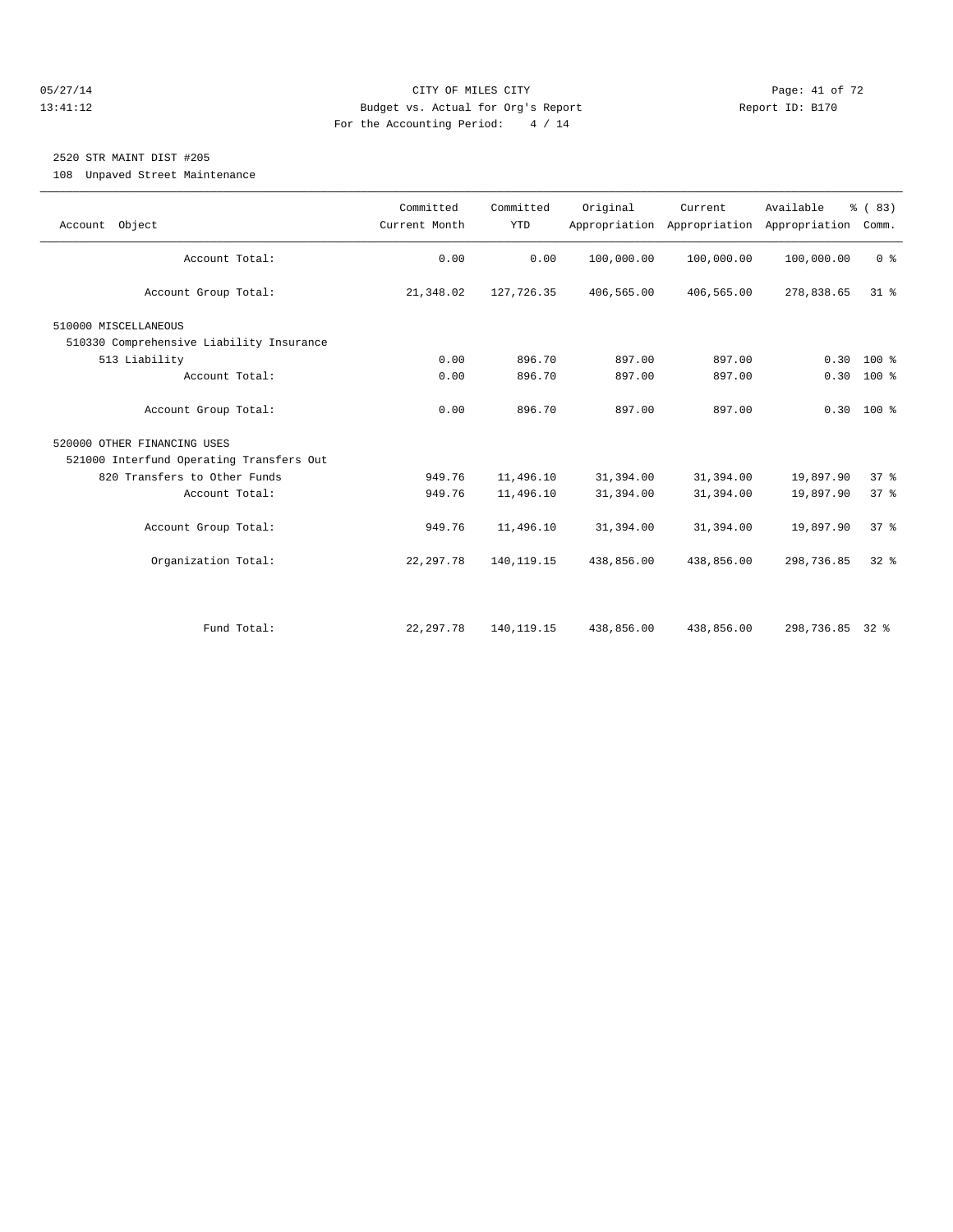CITY OF MILES CITY
Budget vs. Actual for Org's Report
For the Accounting Period: 4 / 14

05/27/14
13:41:12

Report ID: B170

## 2520 STR MAINT DIST #205

108 Unpaved Street Maintenance

| Account Object | Committed Current Month | Committed YTD | Original Appropriation | Current Appropriation | Available Appropriation | % ( 83) Comm. |
|---|---|---|---|---|---|---|
| Account Total: | 0.00 | 0.00 | 100,000.00 | 100,000.00 | 100,000.00 | 0 % |
| Account Group Total: | 21,348.02 | 127,726.35 | 406,565.00 | 406,565.00 | 278,838.65 | 31 % |
| 510000 MISCELLANEOUS | | | | | | |
| 510330 Comprehensive Liability Insurance | | | | | | |
| 513 Liability | 0.00 | 896.70 | 897.00 | 897.00 | 0.30 | 100 % |
| Account Total: | 0.00 | 896.70 | 897.00 | 897.00 | 0.30 | 100 % |
| Account Group Total: | 0.00 | 896.70 | 897.00 | 897.00 | 0.30 | 100 % |
| 520000 OTHER FINANCING USES | | | | | | |
| 521000 Interfund Operating Transfers Out | | | | | | |
| 820 Transfers to Other Funds | 949.76 | 11,496.10 | 31,394.00 | 31,394.00 | 19,897.90 | 37 % |
| Account Total: | 949.76 | 11,496.10 | 31,394.00 | 31,394.00 | 19,897.90 | 37 % |
| Account Group Total: | 949.76 | 11,496.10 | 31,394.00 | 31,394.00 | 19,897.90 | 37 % |
| Organization Total: | 22,297.78 | 140,119.15 | 438,856.00 | 438,856.00 | 298,736.85 | 32 % |
| Fund Total: | 22,297.78 | 140,119.15 | 438,856.00 | 438,856.00 | 298,736.85 | 32 % |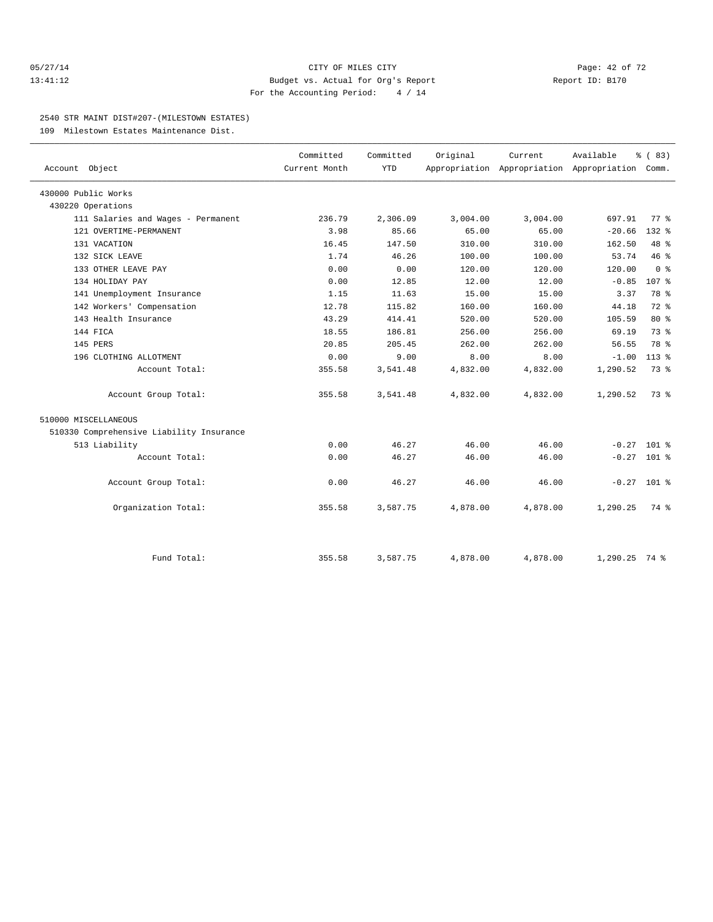CITY OF MILES CITY
Budget vs. Actual for Org's Report
For the Accounting Period: 4 / 14

05/27/14
13:41:12

Report ID: B170

## 2540 STR MAINT DIST#207-(MILESTOWN ESTATES)

109 Milestown Estates Maintenance Dist.

| Account Object | Committed Current Month | Committed YTD | Original Appropriation | Current Appropriation | Available Appropriation | % ( 83) Comm. |
|---|---|---|---|---|---|---|
| 430000 Public Works | | | | | | |
| 430220 Operations | | | | | | |
| 111 Salaries and Wages - Permanent | 236.79 | 2,306.09 | 3,004.00 | 3,004.00 | 697.91 | 77 % |
| 121 OVERTIME-PERMANENT | 3.98 | 85.66 | 65.00 | 65.00 | -20.66 | 132 % |
| 131 VACATION | 16.45 | 147.50 | 310.00 | 310.00 | 162.50 | 48 % |
| 132 SICK LEAVE | 1.74 | 46.26 | 100.00 | 100.00 | 53.74 | 46 % |
| 133 OTHER LEAVE PAY | 0.00 | 0.00 | 120.00 | 120.00 | 120.00 | 0 % |
| 134 HOLIDAY PAY | 0.00 | 12.85 | 12.00 | 12.00 | -0.85 | 107 % |
| 141 Unemployment Insurance | 1.15 | 11.63 | 15.00 | 15.00 | 3.37 | 78 % |
| 142 Workers' Compensation | 12.78 | 115.82 | 160.00 | 160.00 | 44.18 | 72 % |
| 143 Health Insurance | 43.29 | 414.41 | 520.00 | 520.00 | 105.59 | 80 % |
| 144 FICA | 18.55 | 186.81 | 256.00 | 256.00 | 69.19 | 73 % |
| 145 PERS | 20.85 | 205.45 | 262.00 | 262.00 | 56.55 | 78 % |
| 196 CLOTHING ALLOTMENT | 0.00 | 9.00 | 8.00 | 8.00 | -1.00 | 113 % |
| Account Total: | 355.58 | 3,541.48 | 4,832.00 | 4,832.00 | 1,290.52 | 73 % |
| Account Group Total: | 355.58 | 3,541.48 | 4,832.00 | 4,832.00 | 1,290.52 | 73 % |
| 510000 MISCELLANEOUS | | | | | | |
| 510330 Comprehensive Liability Insurance | | | | | | |
| 513 Liability | 0.00 | 46.27 | 46.00 | 46.00 | -0.27 | 101 % |
| Account Total: | 0.00 | 46.27 | 46.00 | 46.00 | -0.27 | 101 % |
| Account Group Total: | 0.00 | 46.27 | 46.00 | 46.00 | -0.27 | 101 % |
| Organization Total: | 355.58 | 3,587.75 | 4,878.00 | 4,878.00 | 1,290.25 | 74 % |
| Fund Total: | 355.58 | 3,587.75 | 4,878.00 | 4,878.00 | 1,290.25 | 74 % |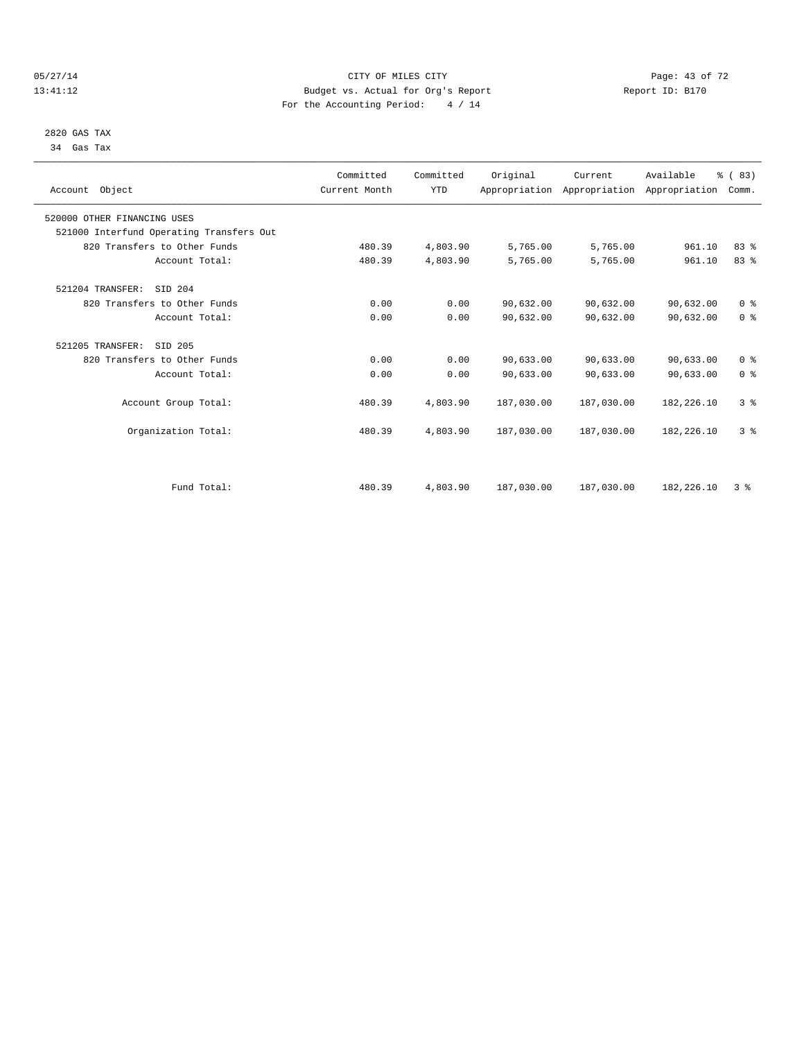CITY OF MILES CITY

Budget vs. Actual for Org's Report

For the Accounting Period: 4 / 14

05/27/14
13:41:12

Report ID: B170

2820 GAS TAX
34 Gas Tax

| Account Object | Committed Current Month | Committed YTD | Original Appropriation | Current Appropriation | Available Appropriation | % ( 83) Comm. |
|---|---|---|---|---|---|---|
| 520000 OTHER FINANCING USES | | | | | | |
| 521000 Interfund Operating Transfers Out | | | | | | |
| 820 Transfers to Other Funds | 480.39 | 4,803.90 | 5,765.00 | 5,765.00 | 961.10 | 83 % |
| Account Total: | 480.39 | 4,803.90 | 5,765.00 | 5,765.00 | 961.10 | 83 % |
| 521204 TRANSFER: SID 204 | | | | | | |
| 820 Transfers to Other Funds | 0.00 | 0.00 | 90,632.00 | 90,632.00 | 90,632.00 | 0 % |
| Account Total: | 0.00 | 0.00 | 90,632.00 | 90,632.00 | 90,632.00 | 0 % |
| 521205 TRANSFER: SID 205 | | | | | | |
| 820 Transfers to Other Funds | 0.00 | 0.00 | 90,633.00 | 90,633.00 | 90,633.00 | 0 % |
| Account Total: | 0.00 | 0.00 | 90,633.00 | 90,633.00 | 90,633.00 | 0 % |
| Account Group Total: | 480.39 | 4,803.90 | 187,030.00 | 187,030.00 | 182,226.10 | 3 % |
| Organization Total: | 480.39 | 4,803.90 | 187,030.00 | 187,030.00 | 182,226.10 | 3 % |
| Fund Total: | 480.39 | 4,803.90 | 187,030.00 | 187,030.00 | 182,226.10 | 3 % |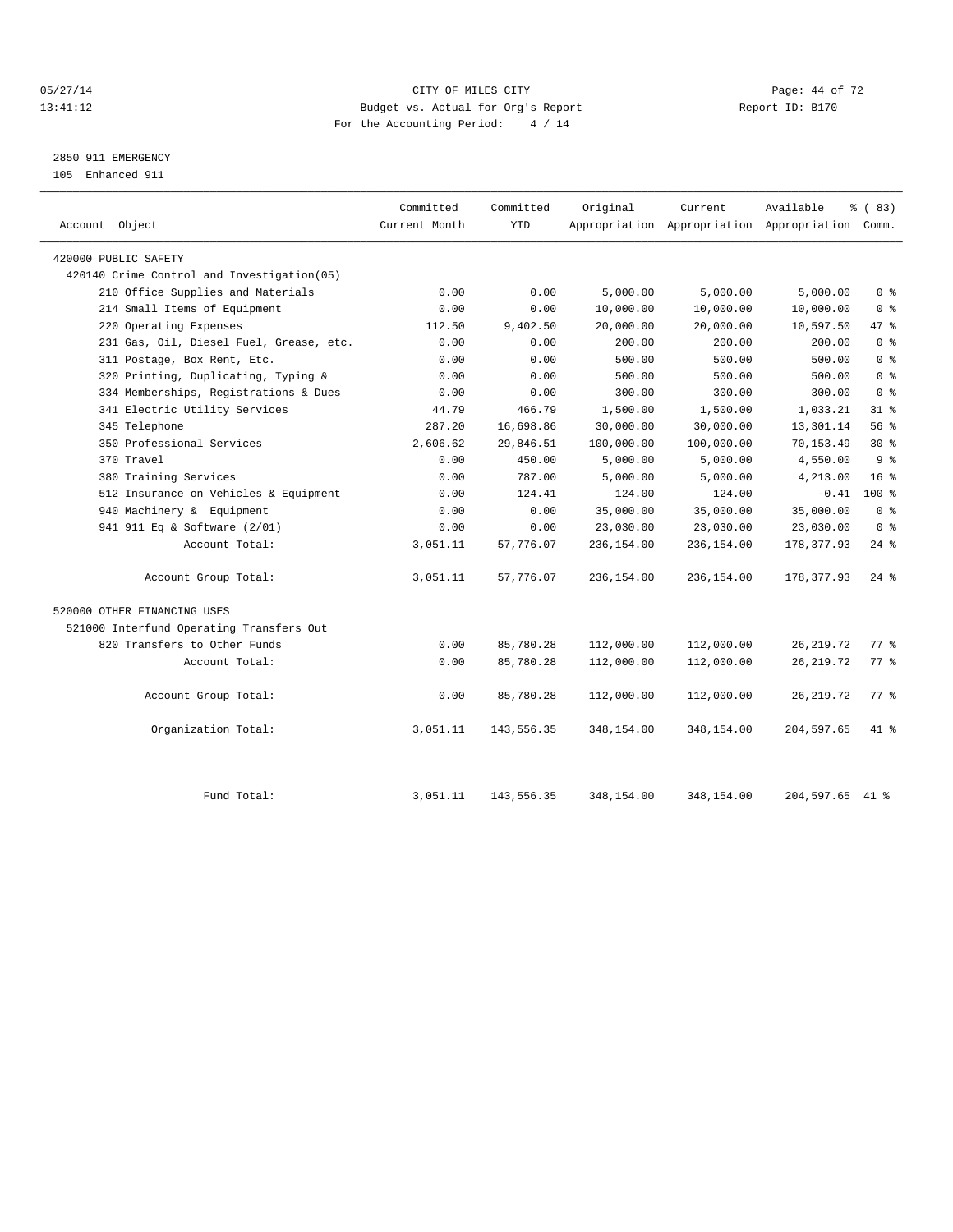CITY OF MILES CITY
Budget vs. Actual for Org's Report
For the Accounting Period: 4 / 14

05/27/14
13:41:12

Report ID: B170

2850 911 EMERGENCY
105 Enhanced 911

| Account Object | Committed Current Month | Committed YTD | Original Appropriation | Current Appropriation | Available Appropriation | % ( 83) Comm. |
|---|---|---|---|---|---|---|
| 420000 PUBLIC SAFETY | | | | | | |
| 420140 Crime Control and Investigation(05) | | | | | | |
| 210 Office Supplies and Materials | 0.00 | 0.00 | 5,000.00 | 5,000.00 | 5,000.00 | 0 % |
| 214 Small Items of Equipment | 0.00 | 0.00 | 10,000.00 | 10,000.00 | 10,000.00 | 0 % |
| 220 Operating Expenses | 112.50 | 9,402.50 | 20,000.00 | 20,000.00 | 10,597.50 | 47 % |
| 231 Gas, Oil, Diesel Fuel, Grease, etc. | 0.00 | 0.00 | 200.00 | 200.00 | 200.00 | 0 % |
| 311 Postage, Box Rent, Etc. | 0.00 | 0.00 | 500.00 | 500.00 | 500.00 | 0 % |
| 320 Printing, Duplicating, Typing & | 0.00 | 0.00 | 500.00 | 500.00 | 500.00 | 0 % |
| 334 Memberships, Registrations & Dues | 0.00 | 0.00 | 300.00 | 300.00 | 300.00 | 0 % |
| 341 Electric Utility Services | 44.79 | 466.79 | 1,500.00 | 1,500.00 | 1,033.21 | 31 % |
| 345 Telephone | 287.20 | 16,698.86 | 30,000.00 | 30,000.00 | 13,301.14 | 56 % |
| 350 Professional Services | 2,606.62 | 29,846.51 | 100,000.00 | 100,000.00 | 70,153.49 | 30 % |
| 370 Travel | 0.00 | 450.00 | 5,000.00 | 5,000.00 | 4,550.00 | 9 % |
| 380 Training Services | 0.00 | 787.00 | 5,000.00 | 5,000.00 | 4,213.00 | 16 % |
| 512 Insurance on Vehicles & Equipment | 0.00 | 124.41 | 124.00 | 124.00 | -0.41 | 100 % |
| 940 Machinery & Equipment | 0.00 | 0.00 | 35,000.00 | 35,000.00 | 35,000.00 | 0 % |
| 941 911 Eq & Software (2/01) | 0.00 | 0.00 | 23,030.00 | 23,030.00 | 23,030.00 | 0 % |
| Account Total: | 3,051.11 | 57,776.07 | 236,154.00 | 236,154.00 | 178,377.93 | 24 % |
| Account Group Total: | 3,051.11 | 57,776.07 | 236,154.00 | 236,154.00 | 178,377.93 | 24 % |
| 520000 OTHER FINANCING USES | | | | | | |
| 521000 Interfund Operating Transfers Out | | | | | | |
| 820 Transfers to Other Funds | 0.00 | 85,780.28 | 112,000.00 | 112,000.00 | 26,219.72 | 77 % |
| Account Total: | 0.00 | 85,780.28 | 112,000.00 | 112,000.00 | 26,219.72 | 77 % |
| Account Group Total: | 0.00 | 85,780.28 | 112,000.00 | 112,000.00 | 26,219.72 | 77 % |
| Organization Total: | 3,051.11 | 143,556.35 | 348,154.00 | 348,154.00 | 204,597.65 | 41 % |
| Fund Total: | 3,051.11 | 143,556.35 | 348,154.00 | 348,154.00 | 204,597.65 | 41 % |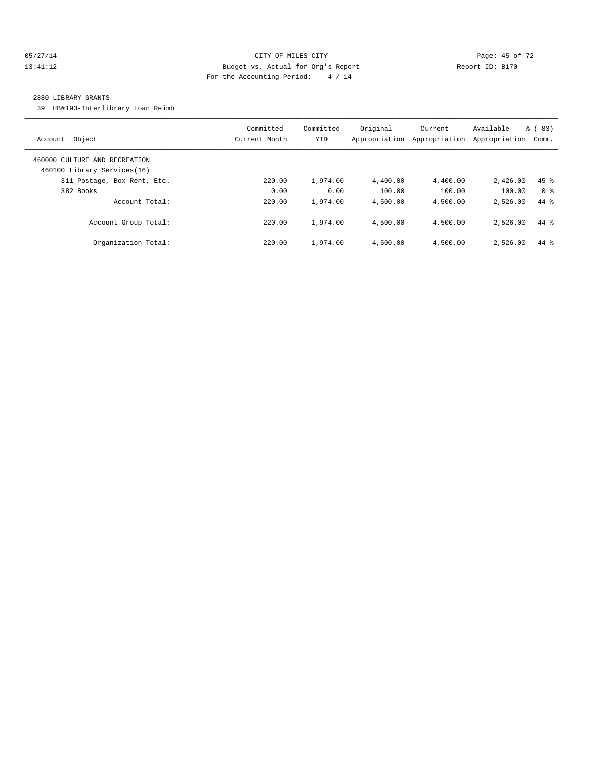05/27/14 CITY OF MILES CITY
13:41:12 Budget vs. Actual for Org's Report Report ID: B170
For the Accounting Period: 4 / 14

2880 LIBRARY GRANTS

39 HB#193-Interlibrary Loan Reimb

| Account Object | Committed Current Month | Committed YTD | Original Appropriation | Current Appropriation | Available Appropriation | % ( 83) Comm. |
|---|---|---|---|---|---|---|
| 460000 CULTURE AND RECREATION | | | | | | |
| 460100 Library Services(16) | | | | | | |
| 311 Postage, Box Rent, Etc. | 220.00 | 1,974.00 | 4,400.00 | 4,400.00 | 2,426.00 | 45 % |
| 382 Books | 0.00 | 0.00 | 100.00 | 100.00 | 100.00 | 0 % |
| Account Total: | 220.00 | 1,974.00 | 4,500.00 | 4,500.00 | 2,526.00 | 44 % |
| Account Group Total: | 220.00 | 1,974.00 | 4,500.00 | 4,500.00 | 2,526.00 | 44 % |
| Organization Total: | 220.00 | 1,974.00 | 4,500.00 | 4,500.00 | 2,526.00 | 44 % |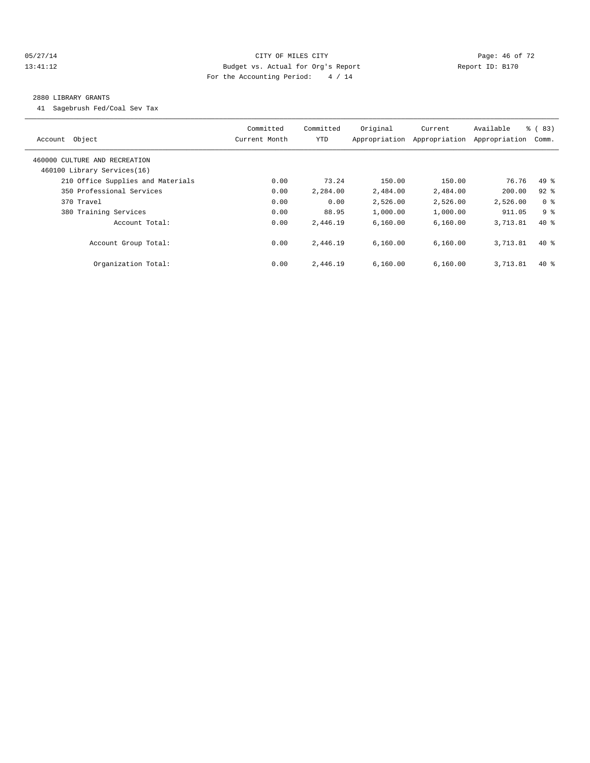CITY OF MILES CITY

Budget vs. Actual for Org's Report

For the Accounting Period: 4 / 14

05/27/14 13:41:12 Report ID: B170

## 2880 LIBRARY GRANTS

41 Sagebrush Fed/Coal Sev Tax

| Account Object | Committed Current Month | Committed YTD | Original Appropriation | Current Appropriation | Available Appropriation | % ( 83) Comm. |
|---|---|---|---|---|---|---|
| 460000 CULTURE AND RECREATION | | | | | | |
| 460100 Library Services(16) | | | | | | |
| 210 Office Supplies and Materials | 0.00 | 73.24 | 150.00 | 150.00 | 76.76 | 49 % |
| 350 Professional Services | 0.00 | 2,284.00 | 2,484.00 | 2,484.00 | 200.00 | 92 % |
| 370 Travel | 0.00 | 0.00 | 2,526.00 | 2,526.00 | 2,526.00 | 0 % |
| 380 Training Services | 0.00 | 88.95 | 1,000.00 | 1,000.00 | 911.05 | 9 % |
| Account Total: | 0.00 | 2,446.19 | 6,160.00 | 6,160.00 | 3,713.81 | 40 % |
| Account Group Total: | 0.00 | 2,446.19 | 6,160.00 | 6,160.00 | 3,713.81 | 40 % |
| Organization Total: | 0.00 | 2,446.19 | 6,160.00 | 6,160.00 | 3,713.81 | 40 % |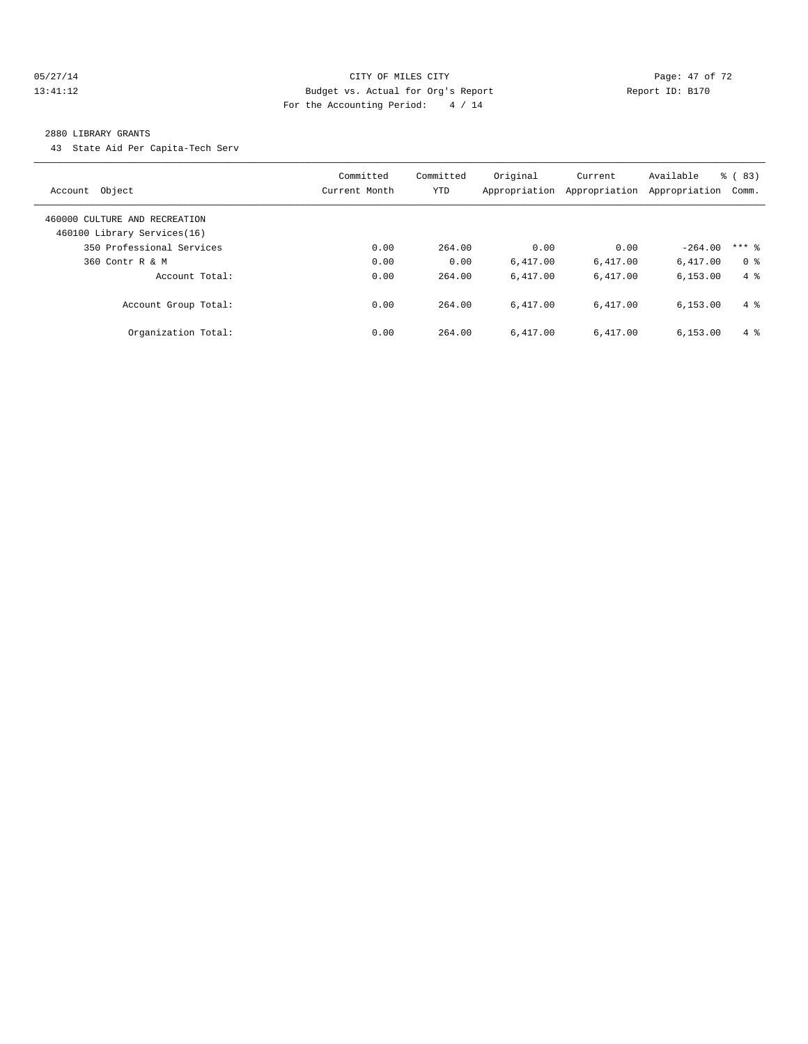CITY OF MILES CITY

Budget vs. Actual for Org's Report

For the Accounting Period: 4 / 14

## 2880 LIBRARY GRANTS

43 State Aid Per Capita-Tech Serv

| Account Object | Committed Current Month | Committed YTD | Original Appropriation | Current Appropriation | Available Appropriation | % ( 83) Comm. |
|---|---|---|---|---|---|---|
| 460000 CULTURE AND RECREATION | | | | | | |
| 460100 Library Services(16) | | | | | | |
| 350 Professional Services | 0.00 | 264.00 | 0.00 | 0.00 | -264.00 | *** % |
| 360 Contr R & M | 0.00 | 0.00 | 6,417.00 | 6,417.00 | 6,417.00 | 0 % |
| Account Total: | 0.00 | 264.00 | 6,417.00 | 6,417.00 | 6,153.00 | 4 % |
| Account Group Total: | 0.00 | 264.00 | 6,417.00 | 6,417.00 | 6,153.00 | 4 % |
| Organization Total: | 0.00 | 264.00 | 6,417.00 | 6,417.00 | 6,153.00 | 4 % |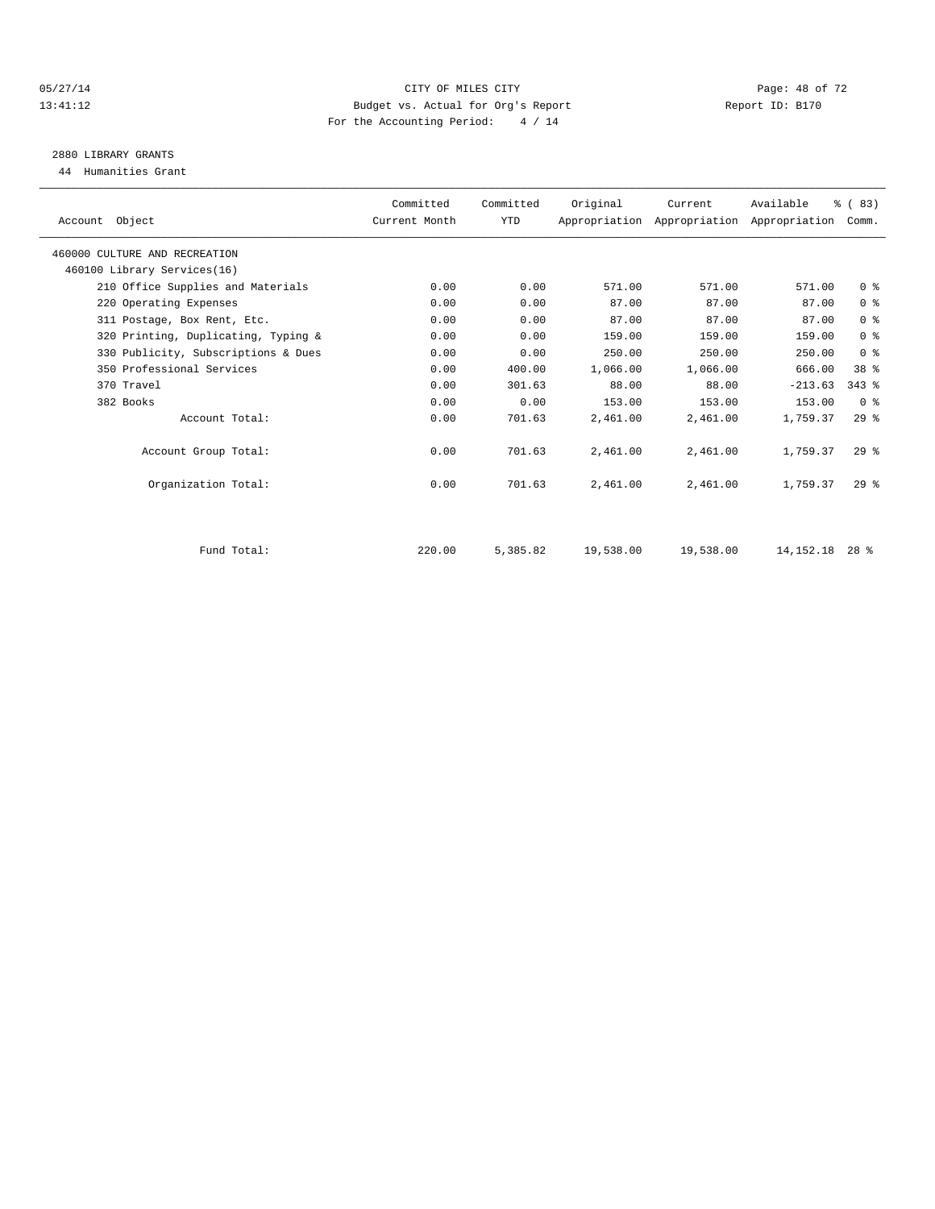CITY OF MILES CITY
Budget vs. Actual for Org's Report
For the Accounting Period: 4 / 14

## 2880 LIBRARY GRANTS

44 Humanities Grant

| Account Object | Committed Current Month | Committed YTD | Original Appropriation | Current Appropriation | Available Appropriation | % ( 83) Comm. |
|---|---|---|---|---|---|---|
| 460000 CULTURE AND RECREATION | | | | | | |
| 460100 Library Services(16) | | | | | | |
| 210 Office Supplies and Materials | 0.00 | 0.00 | 571.00 | 571.00 | 571.00 | 0 % |
| 220 Operating Expenses | 0.00 | 0.00 | 87.00 | 87.00 | 87.00 | 0 % |
| 311 Postage, Box Rent, Etc. | 0.00 | 0.00 | 87.00 | 87.00 | 87.00 | 0 % |
| 320 Printing, Duplicating, Typing & | 0.00 | 0.00 | 159.00 | 159.00 | 159.00 | 0 % |
| 330 Publicity, Subscriptions & Dues | 0.00 | 0.00 | 250.00 | 250.00 | 250.00 | 0 % |
| 350 Professional Services | 0.00 | 400.00 | 1,066.00 | 1,066.00 | 666.00 | 38 % |
| 370 Travel | 0.00 | 301.63 | 88.00 | 88.00 | -213.63 | 343 % |
| 382 Books | 0.00 | 0.00 | 153.00 | 153.00 | 153.00 | 0 % |
| Account Total: | 0.00 | 701.63 | 2,461.00 | 2,461.00 | 1,759.37 | 29 % |
| Account Group Total: | 0.00 | 701.63 | 2,461.00 | 2,461.00 | 1,759.37 | 29 % |
| Organization Total: | 0.00 | 701.63 | 2,461.00 | 2,461.00 | 1,759.37 | 29 % |
| Fund Total: | 220.00 | 5,385.82 | 19,538.00 | 19,538.00 | 14,152.18 | 28 % |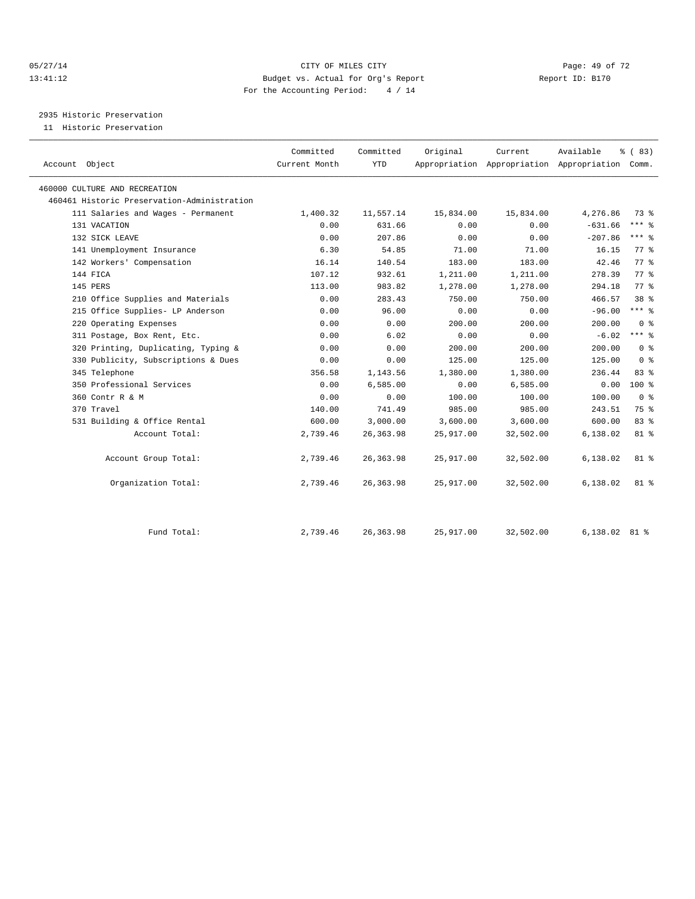CITY OF MILES CITY
Budget vs. Actual for Org's Report
For the Accounting Period: 4 / 14

05/27/14
13:41:12

Report ID: B170

## 2935 Historic Preservation

11 Historic Preservation

| Account Object | Committed Current Month | Committed YTD | Original Appropriation | Current Appropriation | Available Appropriation | % ( 83) Comm. |
|---|---|---|---|---|---|---|
| 460000 CULTURE AND RECREATION | | | | | | |
| 460461 Historic Preservation-Administration | | | | | | |
| 111 Salaries and Wages - Permanent | 1,400.32 | 11,557.14 | 15,834.00 | 15,834.00 | 4,276.86 | 73 % |
| 131 VACATION | 0.00 | 631.66 | 0.00 | 0.00 | -631.66 | *** % |
| 132 SICK LEAVE | 0.00 | 207.86 | 0.00 | 0.00 | -207.86 | *** % |
| 141 Unemployment Insurance | 6.30 | 54.85 | 71.00 | 71.00 | 16.15 | 77 % |
| 142 Workers' Compensation | 16.14 | 140.54 | 183.00 | 183.00 | 42.46 | 77 % |
| 144 FICA | 107.12 | 932.61 | 1,211.00 | 1,211.00 | 278.39 | 77 % |
| 145 PERS | 113.00 | 983.82 | 1,278.00 | 1,278.00 | 294.18 | 77 % |
| 210 Office Supplies and Materials | 0.00 | 283.43 | 750.00 | 750.00 | 466.57 | 38 % |
| 215 Office Supplies- LP Anderson | 0.00 | 96.00 | 0.00 | 0.00 | -96.00 | *** % |
| 220 Operating Expenses | 0.00 | 0.00 | 200.00 | 200.00 | 200.00 | 0 % |
| 311 Postage, Box Rent, Etc. | 0.00 | 6.02 | 0.00 | 0.00 | -6.02 | *** % |
| 320 Printing, Duplicating, Typing & | 0.00 | 0.00 | 200.00 | 200.00 | 200.00 | 0 % |
| 330 Publicity, Subscriptions & Dues | 0.00 | 0.00 | 125.00 | 125.00 | 125.00 | 0 % |
| 345 Telephone | 356.58 | 1,143.56 | 1,380.00 | 1,380.00 | 236.44 | 83 % |
| 350 Professional Services | 0.00 | 6,585.00 | 0.00 | 6,585.00 | 0.00 | 100 % |
| 360 Contr R & M | 0.00 | 0.00 | 100.00 | 100.00 | 100.00 | 0 % |
| 370 Travel | 140.00 | 741.49 | 985.00 | 985.00 | 243.51 | 75 % |
| 531 Building & Office Rental | 600.00 | 3,000.00 | 3,600.00 | 3,600.00 | 600.00 | 83 % |
| Account Total: | 2,739.46 | 26,363.98 | 25,917.00 | 32,502.00 | 6,138.02 | 81 % |
| Account Group Total: | 2,739.46 | 26,363.98 | 25,917.00 | 32,502.00 | 6,138.02 | 81 % |
| Organization Total: | 2,739.46 | 26,363.98 | 25,917.00 | 32,502.00 | 6,138.02 | 81 % |
| Fund Total: | 2,739.46 | 26,363.98 | 25,917.00 | 32,502.00 | 6,138.02 | 81 % |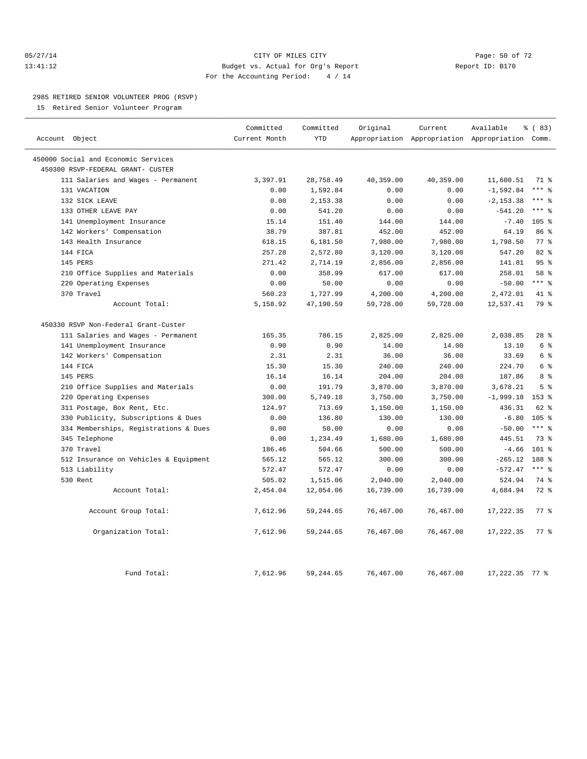CITY OF MILES CITY
Budget vs. Actual for Org's Report
For the Accounting Period: 4 / 14

05/27/14
13:41:12

Report ID: B170

## 2985 RETIRED SENIOR VOLUNTEER PROG (RSVP)

15 Retired Senior Volunteer Program

| Account Object | Committed Current Month | Committed YTD | Original Appropriation | Current Appropriation | Available Appropriation | % ( 83) Comm. |
|---|---|---|---|---|---|---|
| 450000 Social and Economic Services | | | | | | |
| 450300 RSVP-FEDERAL GRANT- CUSTER | | | | | | |
| 111 Salaries and Wages - Permanent | 3,397.91 | 28,758.49 | 40,359.00 | 40,359.00 | 11,600.51 | 71 % |
| 131 VACATION | 0.00 | 1,592.84 | 0.00 | 0.00 | -1,592.84 | *** % |
| 132 SICK LEAVE | 0.00 | 2,153.38 | 0.00 | 0.00 | -2,153.38 | *** % |
| 133 OTHER LEAVE PAY | 0.00 | 541.20 | 0.00 | 0.00 | -541.20 | *** % |
| 141 Unemployment Insurance | 15.14 | 151.40 | 144.00 | 144.00 | -7.40 | 105 % |
| 142 Workers' Compensation | 38.79 | 387.81 | 452.00 | 452.00 | 64.19 | 86 % |
| 143 Health Insurance | 618.15 | 6,181.50 | 7,980.00 | 7,980.00 | 1,798.50 | 77 % |
| 144 FICA | 257.28 | 2,572.80 | 3,120.00 | 3,120.00 | 547.20 | 82 % |
| 145 PERS | 271.42 | 2,714.19 | 2,856.00 | 2,856.00 | 141.81 | 95 % |
| 210 Office Supplies and Materials | 0.00 | 358.99 | 617.00 | 617.00 | 258.01 | 58 % |
| 220 Operating Expenses | 0.00 | 50.00 | 0.00 | 0.00 | -50.00 | *** % |
| 370 Travel | 560.23 | 1,727.99 | 4,200.00 | 4,200.00 | 2,472.01 | 41 % |
| Account Total: | 5,158.92 | 47,190.59 | 59,728.00 | 59,728.00 | 12,537.41 | 79 % |
| 450330 RSVP Non-Federal Grant-Custer | | | | | | |
| 111 Salaries and Wages - Permanent | 165.35 | 786.15 | 2,825.00 | 2,825.00 | 2,038.85 | 28 % |
| 141 Unemployment Insurance | 0.90 | 0.90 | 14.00 | 14.00 | 13.10 | 6 % |
| 142 Workers' Compensation | 2.31 | 2.31 | 36.00 | 36.00 | 33.69 | 6 % |
| 144 FICA | 15.30 | 15.30 | 240.00 | 240.00 | 224.70 | 6 % |
| 145 PERS | 16.14 | 16.14 | 204.00 | 204.00 | 187.86 | 8 % |
| 210 Office Supplies and Materials | 0.00 | 191.79 | 3,870.00 | 3,870.00 | 3,678.21 | 5 % |
| 220 Operating Expenses | 300.00 | 5,749.18 | 3,750.00 | 3,750.00 | -1,999.18 | 153 % |
| 311 Postage, Box Rent, Etc. | 124.97 | 713.69 | 1,150.00 | 1,150.00 | 436.31 | 62 % |
| 330 Publicity, Subscriptions & Dues | 0.00 | 136.80 | 130.00 | 130.00 | -6.80 | 105 % |
| 334 Memberships, Registrations & Dues | 0.00 | 50.00 | 0.00 | 0.00 | -50.00 | *** % |
| 345 Telephone | 0.00 | 1,234.49 | 1,680.00 | 1,680.00 | 445.51 | 73 % |
| 370 Travel | 186.46 | 504.66 | 500.00 | 500.00 | -4.66 | 101 % |
| 512 Insurance on Vehicles & Equipment | 565.12 | 565.12 | 300.00 | 300.00 | -265.12 | 188 % |
| 513 Liability | 572.47 | 572.47 | 0.00 | 0.00 | -572.47 | *** % |
| 530 Rent | 505.02 | 1,515.06 | 2,040.00 | 2,040.00 | 524.94 | 74 % |
| Account Total: | 2,454.04 | 12,054.06 | 16,739.00 | 16,739.00 | 4,684.94 | 72 % |
| Account Group Total: | 7,612.96 | 59,244.65 | 76,467.00 | 76,467.00 | 17,222.35 | 77 % |
| Organization Total: | 7,612.96 | 59,244.65 | 76,467.00 | 76,467.00 | 17,222.35 | 77 % |
| Fund Total: | 7,612.96 | 59,244.65 | 76,467.00 | 76,467.00 | 17,222.35 | 77 % |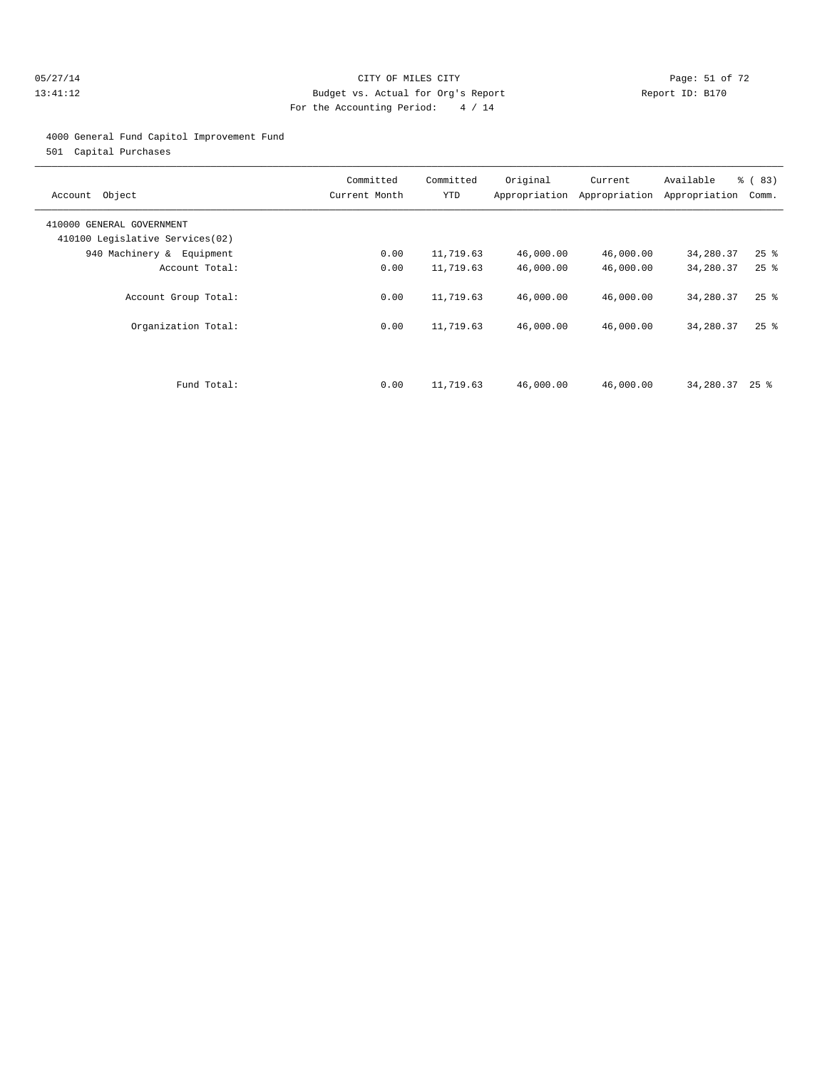CITY OF MILES CITY
Budget vs. Actual for Org's Report
For the Accounting Period: 4 / 14

05/27/14
13:41:12

Report ID: B170

4000 General Fund Capitol Improvement Fund
501 Capital Purchases

| Account Object | Committed Current Month | Committed YTD | Original Appropriation | Current Appropriation | Available Appropriation | % ( 83) Comm. |
|---|---|---|---|---|---|---|
| 410000 GENERAL GOVERNMENT | | | | | | |
| 410100 Legislative Services(02) | | | | | | |
| 940 Machinery & Equipment | 0.00 | 11,719.63 | 46,000.00 | 46,000.00 | 34,280.37 | 25 % |
| Account Total: | 0.00 | 11,719.63 | 46,000.00 | 46,000.00 | 34,280.37 | 25 % |
| Account Group Total: | 0.00 | 11,719.63 | 46,000.00 | 46,000.00 | 34,280.37 | 25 % |
| Organization Total: | 0.00 | 11,719.63 | 46,000.00 | 46,000.00 | 34,280.37 | 25 % |
| Fund Total: | 0.00 | 11,719.63 | 46,000.00 | 46,000.00 | 34,280.37 | 25 % |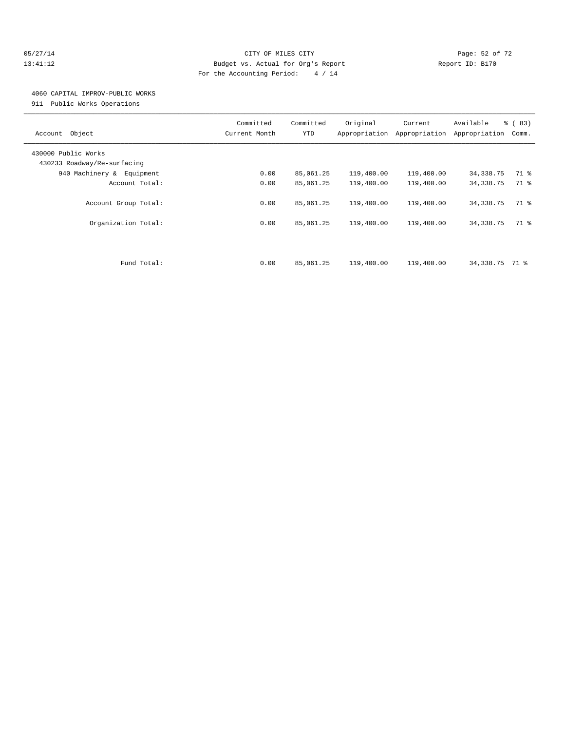CITY OF MILES CITY
Budget vs. Actual for Org's Report
For the Accounting Period: 4 / 14

05/27/14
13:41:12

Report ID: B170

4060 CAPITAL IMPROV-PUBLIC WORKS
911 Public Works Operations

| Account Object | Committed Current Month | Committed YTD | Original Appropriation | Current Appropriation | Available Appropriation | % ( 83) Comm. |
|---|---|---|---|---|---|---|
| 430000 Public Works | | | | | | |
| 430233 Roadway/Re-surfacing | | | | | | |
| 940 Machinery & Equipment | 0.00 | 85,061.25 | 119,400.00 | 119,400.00 | 34,338.75 | 71 % |
| Account Total: | 0.00 | 85,061.25 | 119,400.00 | 119,400.00 | 34,338.75 | 71 % |
| Account Group Total: | 0.00 | 85,061.25 | 119,400.00 | 119,400.00 | 34,338.75 | 71 % |
| Organization Total: | 0.00 | 85,061.25 | 119,400.00 | 119,400.00 | 34,338.75 | 71 % |
| Fund Total: | 0.00 | 85,061.25 | 119,400.00 | 119,400.00 | 34,338.75 | 71 % |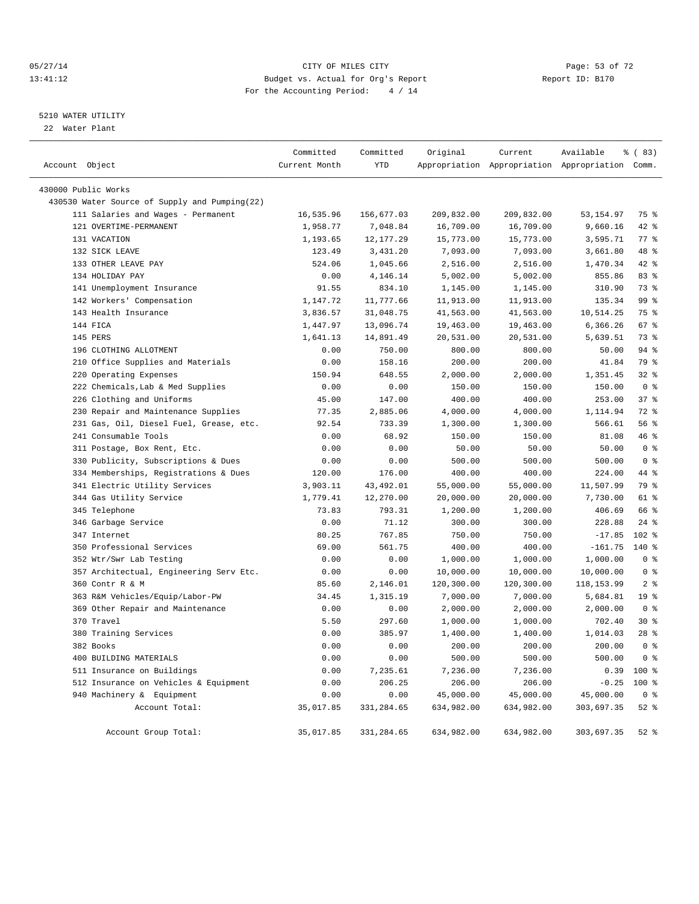CITY OF MILES CITY
Budget vs. Actual for Org's Report
For the Accounting Period: 4 / 14

05/27/14
13:41:12

Report ID: B170

5210 WATER UTILITY
22 Water Plant

| Account Object | Committed Current Month | Committed YTD | Original Appropriation | Current Appropriation | Available Appropriation | % ( 83) Comm. |
|---|---|---|---|---|---|---|
| 430000 Public Works | | | | | | |
| 430530 Water Source of Supply and Pumping(22) | | | | | | |
| 111 Salaries and Wages - Permanent | 16,535.96 | 156,677.03 | 209,832.00 | 209,832.00 | 53,154.97 | 75 % |
| 121 OVERTIME-PERMANENT | 1,958.77 | 7,048.84 | 16,709.00 | 16,709.00 | 9,660.16 | 42 % |
| 131 VACATION | 1,193.65 | 12,177.29 | 15,773.00 | 15,773.00 | 3,595.71 | 77 % |
| 132 SICK LEAVE | 123.49 | 3,431.20 | 7,093.00 | 7,093.00 | 3,661.80 | 48 % |
| 133 OTHER LEAVE PAY | 524.06 | 1,045.66 | 2,516.00 | 2,516.00 | 1,470.34 | 42 % |
| 134 HOLIDAY PAY | 0.00 | 4,146.14 | 5,002.00 | 5,002.00 | 855.86 | 83 % |
| 141 Unemployment Insurance | 91.55 | 834.10 | 1,145.00 | 1,145.00 | 310.90 | 73 % |
| 142 Workers' Compensation | 1,147.72 | 11,777.66 | 11,913.00 | 11,913.00 | 135.34 | 99 % |
| 143 Health Insurance | 3,836.57 | 31,048.75 | 41,563.00 | 41,563.00 | 10,514.25 | 75 % |
| 144 FICA | 1,447.97 | 13,096.74 | 19,463.00 | 19,463.00 | 6,366.26 | 67 % |
| 145 PERS | 1,641.13 | 14,891.49 | 20,531.00 | 20,531.00 | 5,639.51 | 73 % |
| 196 CLOTHING ALLOTMENT | 0.00 | 750.00 | 800.00 | 800.00 | 50.00 | 94 % |
| 210 Office Supplies and Materials | 0.00 | 158.16 | 200.00 | 200.00 | 41.84 | 79 % |
| 220 Operating Expenses | 150.94 | 648.55 | 2,000.00 | 2,000.00 | 1,351.45 | 32 % |
| 222 Chemicals,Lab & Med Supplies | 0.00 | 0.00 | 150.00 | 150.00 | 150.00 | 0 % |
| 226 Clothing and Uniforms | 45.00 | 147.00 | 400.00 | 400.00 | 253.00 | 37 % |
| 230 Repair and Maintenance Supplies | 77.35 | 2,885.06 | 4,000.00 | 4,000.00 | 1,114.94 | 72 % |
| 231 Gas, Oil, Diesel Fuel, Grease, etc. | 92.54 | 733.39 | 1,300.00 | 1,300.00 | 566.61 | 56 % |
| 241 Consumable Tools | 0.00 | 68.92 | 150.00 | 150.00 | 81.08 | 46 % |
| 311 Postage, Box Rent, Etc. | 0.00 | 0.00 | 50.00 | 50.00 | 50.00 | 0 % |
| 330 Publicity, Subscriptions & Dues | 0.00 | 0.00 | 500.00 | 500.00 | 500.00 | 0 % |
| 334 Memberships, Registrations & Dues | 120.00 | 176.00 | 400.00 | 400.00 | 224.00 | 44 % |
| 341 Electric Utility Services | 3,903.11 | 43,492.01 | 55,000.00 | 55,000.00 | 11,507.99 | 79 % |
| 344 Gas Utility Service | 1,779.41 | 12,270.00 | 20,000.00 | 20,000.00 | 7,730.00 | 61 % |
| 345 Telephone | 73.83 | 793.31 | 1,200.00 | 1,200.00 | 406.69 | 66 % |
| 346 Garbage Service | 0.00 | 71.12 | 300.00 | 300.00 | 228.88 | 24 % |
| 347 Internet | 80.25 | 767.85 | 750.00 | 750.00 | -17.85 | 102 % |
| 350 Professional Services | 69.00 | 561.75 | 400.00 | 400.00 | -161.75 | 140 % |
| 352 Wtr/Swr Lab Testing | 0.00 | 0.00 | 1,000.00 | 1,000.00 | 1,000.00 | 0 % |
| 357 Architectual, Engineering Serv Etc. | 0.00 | 0.00 | 10,000.00 | 10,000.00 | 10,000.00 | 0 % |
| 360 Contr R & M | 85.60 | 2,146.01 | 120,300.00 | 120,300.00 | 118,153.99 | 2 % |
| 363 R&M Vehicles/Equip/Labor-PW | 34.45 | 1,315.19 | 7,000.00 | 7,000.00 | 5,684.81 | 19 % |
| 369 Other Repair and Maintenance | 0.00 | 0.00 | 2,000.00 | 2,000.00 | 2,000.00 | 0 % |
| 370 Travel | 5.50 | 297.60 | 1,000.00 | 1,000.00 | 702.40 | 30 % |
| 380 Training Services | 0.00 | 385.97 | 1,400.00 | 1,400.00 | 1,014.03 | 28 % |
| 382 Books | 0.00 | 0.00 | 200.00 | 200.00 | 200.00 | 0 % |
| 400 BUILDING MATERIALS | 0.00 | 0.00 | 500.00 | 500.00 | 500.00 | 0 % |
| 511 Insurance on Buildings | 0.00 | 7,235.61 | 7,236.00 | 7,236.00 | 0.39 | 100 % |
| 512 Insurance on Vehicles & Equipment | 0.00 | 206.25 | 206.00 | 206.00 | -0.25 | 100 % |
| 940 Machinery & Equipment | 0.00 | 0.00 | 45,000.00 | 45,000.00 | 45,000.00 | 0 % |
| Account Total: | 35,017.85 | 331,284.65 | 634,982.00 | 634,982.00 | 303,697.35 | 52 % |
| Account Group Total: | 35,017.85 | 331,284.65 | 634,982.00 | 634,982.00 | 303,697.35 | 52 % |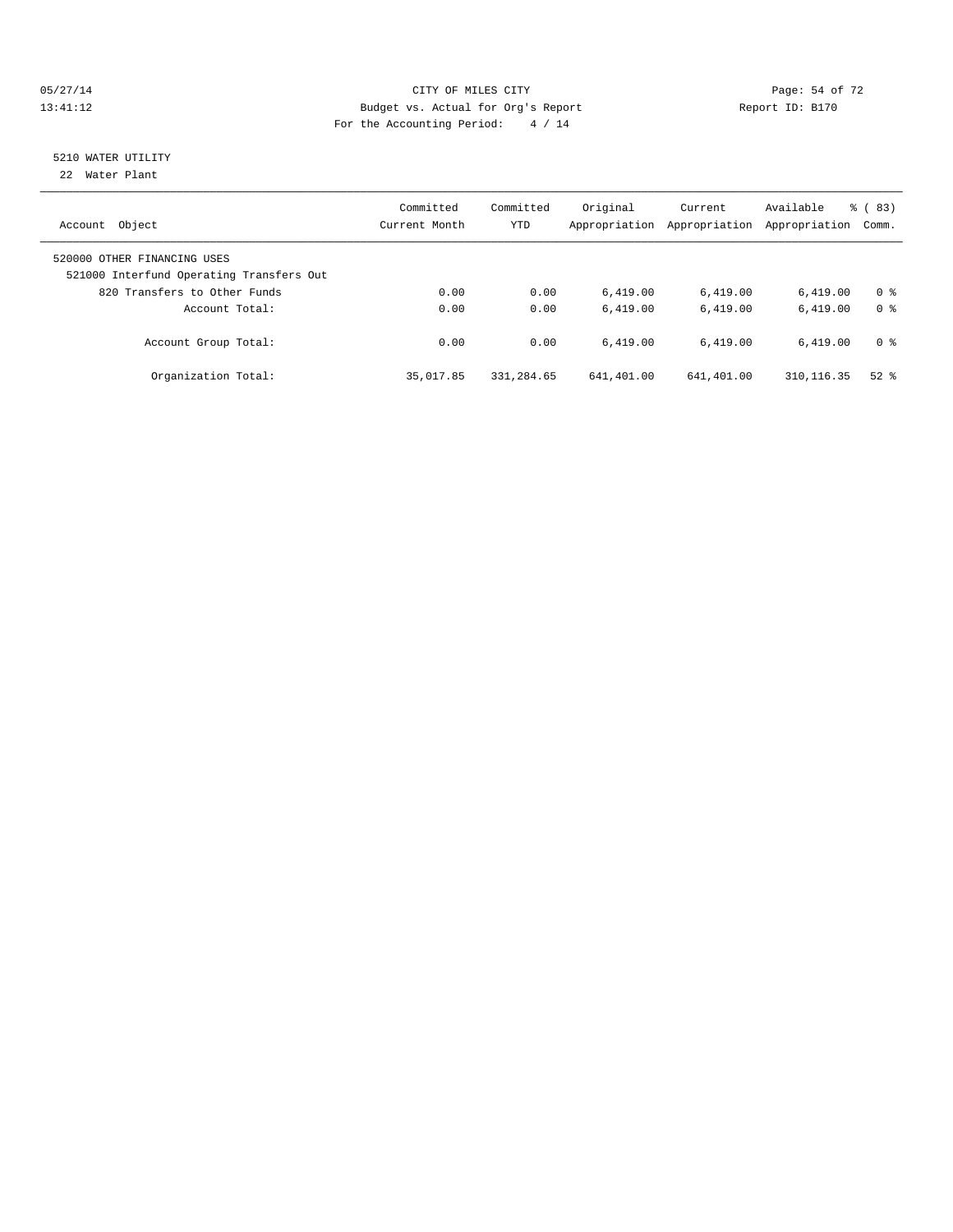## 5210 WATER UTILITY

22 Water Plant

| Account Object | Committed Current Month | Committed YTD | Original Appropriation | Current Appropriation | Available Appropriation | % ( 83) Comm. |
|---|---|---|---|---|---|---|
| 520000 OTHER FINANCING USES | | | | | | |
| 521000 Interfund Operating Transfers Out | | | | | | |
| 820 Transfers to Other Funds | 0.00 | 0.00 | 6,419.00 | 6,419.00 | 6,419.00 | 0 % |
| Account Total: | 0.00 | 0.00 | 6,419.00 | 6,419.00 | 6,419.00 | 0 % |
| Account Group Total: | 0.00 | 0.00 | 6,419.00 | 6,419.00 | 6,419.00 | 0 % |
| Organization Total: | 35,017.85 | 331,284.65 | 641,401.00 | 641,401.00 | 310,116.35 | 52 % |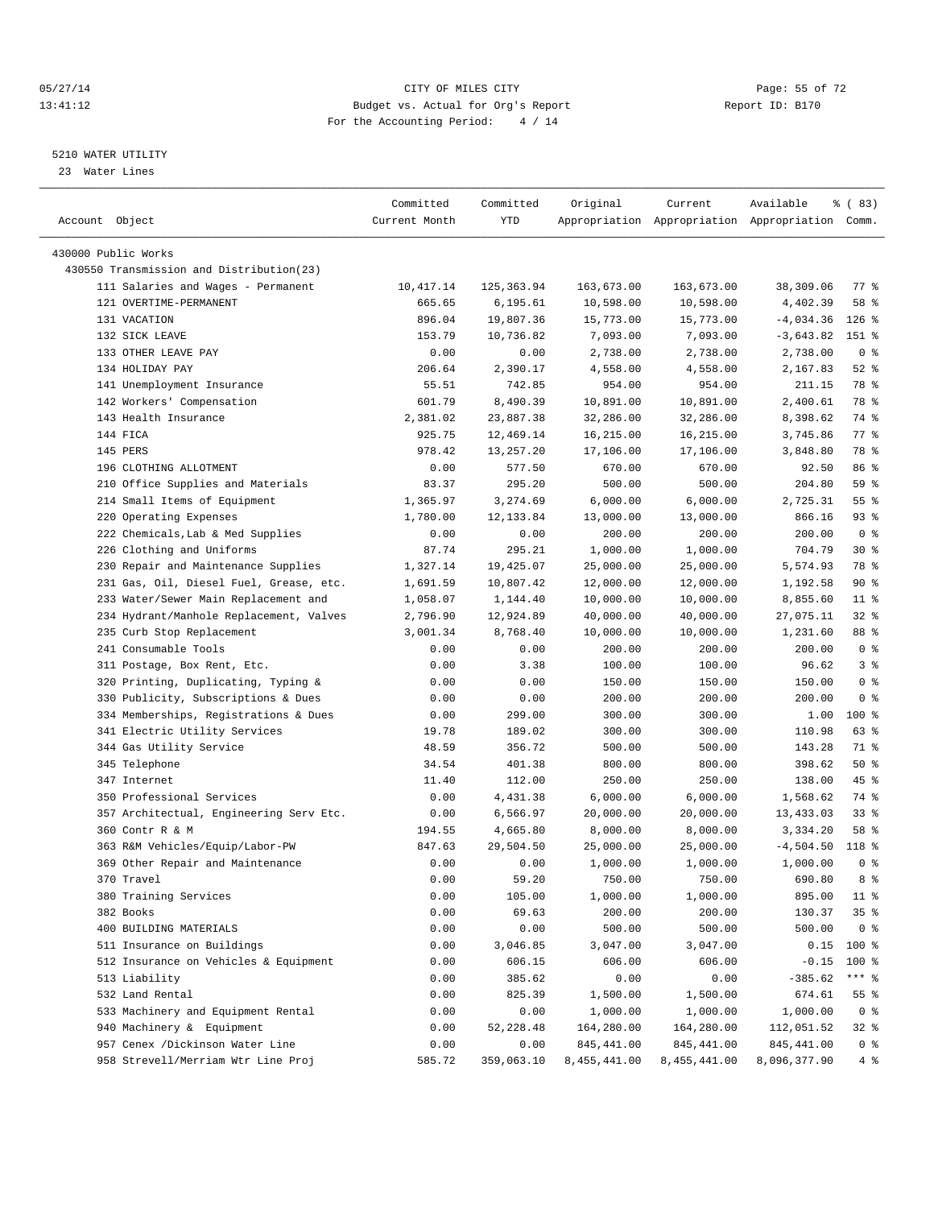CITY OF MILES CITY
Budget vs. Actual for Org's Report
For the Accounting Period: 4 / 14

5210 WATER UTILITY
23 Water Lines

| Account Object | Committed Current Month | Committed YTD | Original Appropriation | Current Appropriation | Available Appropriation | % ( 83) Comm. |
|---|---|---|---|---|---|---|
| 430000 Public Works | | | | | | |
| 430550 Transmission and Distribution(23) | | | | | | |
| 111 Salaries and Wages - Permanent | 10,417.14 | 125,363.94 | 163,673.00 | 163,673.00 | 38,309.06 | 77 % |
| 121 OVERTIME-PERMANENT | 665.65 | 6,195.61 | 10,598.00 | 10,598.00 | 4,402.39 | 58 % |
| 131 VACATION | 896.04 | 19,807.36 | 15,773.00 | 15,773.00 | -4,034.36 | 126 % |
| 132 SICK LEAVE | 153.79 | 10,736.82 | 7,093.00 | 7,093.00 | -3,643.82 | 151 % |
| 133 OTHER LEAVE PAY | 0.00 | 0.00 | 2,738.00 | 2,738.00 | 2,738.00 | 0 % |
| 134 HOLIDAY PAY | 206.64 | 2,390.17 | 4,558.00 | 4,558.00 | 2,167.83 | 52 % |
| 141 Unemployment Insurance | 55.51 | 742.85 | 954.00 | 954.00 | 211.15 | 78 % |
| 142 Workers' Compensation | 601.79 | 8,490.39 | 10,891.00 | 10,891.00 | 2,400.61 | 78 % |
| 143 Health Insurance | 2,381.02 | 23,887.38 | 32,286.00 | 32,286.00 | 8,398.62 | 74 % |
| 144 FICA | 925.75 | 12,469.14 | 16,215.00 | 16,215.00 | 3,745.86 | 77 % |
| 145 PERS | 978.42 | 13,257.20 | 17,106.00 | 17,106.00 | 3,848.80 | 78 % |
| 196 CLOTHING ALLOTMENT | 0.00 | 577.50 | 670.00 | 670.00 | 92.50 | 86 % |
| 210 Office Supplies and Materials | 83.37 | 295.20 | 500.00 | 500.00 | 204.80 | 59 % |
| 214 Small Items of Equipment | 1,365.97 | 3,274.69 | 6,000.00 | 6,000.00 | 2,725.31 | 55 % |
| 220 Operating Expenses | 1,780.00 | 12,133.84 | 13,000.00 | 13,000.00 | 866.16 | 93 % |
| 222 Chemicals,Lab & Med Supplies | 0.00 | 0.00 | 200.00 | 200.00 | 200.00 | 0 % |
| 226 Clothing and Uniforms | 87.74 | 295.21 | 1,000.00 | 1,000.00 | 704.79 | 30 % |
| 230 Repair and Maintenance Supplies | 1,327.14 | 19,425.07 | 25,000.00 | 25,000.00 | 5,574.93 | 78 % |
| 231 Gas, Oil, Diesel Fuel, Grease, etc. | 1,691.59 | 10,807.42 | 12,000.00 | 12,000.00 | 1,192.58 | 90 % |
| 233 Water/Sewer Main Replacement and | 1,058.07 | 1,144.40 | 10,000.00 | 10,000.00 | 8,855.60 | 11 % |
| 234 Hydrant/Manhole Replacement, Valves | 2,796.90 | 12,924.89 | 40,000.00 | 40,000.00 | 27,075.11 | 32 % |
| 235 Curb Stop Replacement | 3,001.34 | 8,768.40 | 10,000.00 | 10,000.00 | 1,231.60 | 88 % |
| 241 Consumable Tools | 0.00 | 0.00 | 200.00 | 200.00 | 200.00 | 0 % |
| 311 Postage, Box Rent, Etc. | 0.00 | 3.38 | 100.00 | 100.00 | 96.62 | 3 % |
| 320 Printing, Duplicating, Typing & | 0.00 | 0.00 | 150.00 | 150.00 | 150.00 | 0 % |
| 330 Publicity, Subscriptions & Dues | 0.00 | 0.00 | 200.00 | 200.00 | 200.00 | 0 % |
| 334 Memberships, Registrations & Dues | 0.00 | 299.00 | 300.00 | 300.00 | 1.00 | 100 % |
| 341 Electric Utility Services | 19.78 | 189.02 | 300.00 | 300.00 | 110.98 | 63 % |
| 344 Gas Utility Service | 48.59 | 356.72 | 500.00 | 500.00 | 143.28 | 71 % |
| 345 Telephone | 34.54 | 401.38 | 800.00 | 800.00 | 398.62 | 50 % |
| 347 Internet | 11.40 | 112.00 | 250.00 | 250.00 | 138.00 | 45 % |
| 350 Professional Services | 0.00 | 4,431.38 | 6,000.00 | 6,000.00 | 1,568.62 | 74 % |
| 357 Architectual, Engineering Serv Etc. | 0.00 | 6,566.97 | 20,000.00 | 20,000.00 | 13,433.03 | 33 % |
| 360 Contr R & M | 194.55 | 4,665.80 | 8,000.00 | 8,000.00 | 3,334.20 | 58 % |
| 363 R&M Vehicles/Equip/Labor-PW | 847.63 | 29,504.50 | 25,000.00 | 25,000.00 | -4,504.50 | 118 % |
| 369 Other Repair and Maintenance | 0.00 | 0.00 | 1,000.00 | 1,000.00 | 1,000.00 | 0 % |
| 370 Travel | 0.00 | 59.20 | 750.00 | 750.00 | 690.80 | 8 % |
| 380 Training Services | 0.00 | 105.00 | 1,000.00 | 1,000.00 | 895.00 | 11 % |
| 382 Books | 0.00 | 69.63 | 200.00 | 200.00 | 130.37 | 35 % |
| 400 BUILDING MATERIALS | 0.00 | 0.00 | 500.00 | 500.00 | 500.00 | 0 % |
| 511 Insurance on Buildings | 0.00 | 3,046.85 | 3,047.00 | 3,047.00 | 0.15 | 100 % |
| 512 Insurance on Vehicles & Equipment | 0.00 | 606.15 | 606.00 | 606.00 | -0.15 | 100 % |
| 513 Liability | 0.00 | 385.62 | 0.00 | 0.00 | -385.62 | *** % |
| 532 Land Rental | 0.00 | 825.39 | 1,500.00 | 1,500.00 | 674.61 | 55 % |
| 533 Machinery and Equipment Rental | 0.00 | 0.00 | 1,000.00 | 1,000.00 | 1,000.00 | 0 % |
| 940 Machinery & Equipment | 0.00 | 52,228.48 | 164,280.00 | 164,280.00 | 112,051.52 | 32 % |
| 957 Cenex /Dickinson Water Line | 0.00 | 0.00 | 845,441.00 | 845,441.00 | 845,441.00 | 0 % |
| 958 Strevell/Merriam Wtr Line Proj | 585.72 | 359,063.10 | 8,455,441.00 | 8,455,441.00 | 8,096,377.90 | 4 % |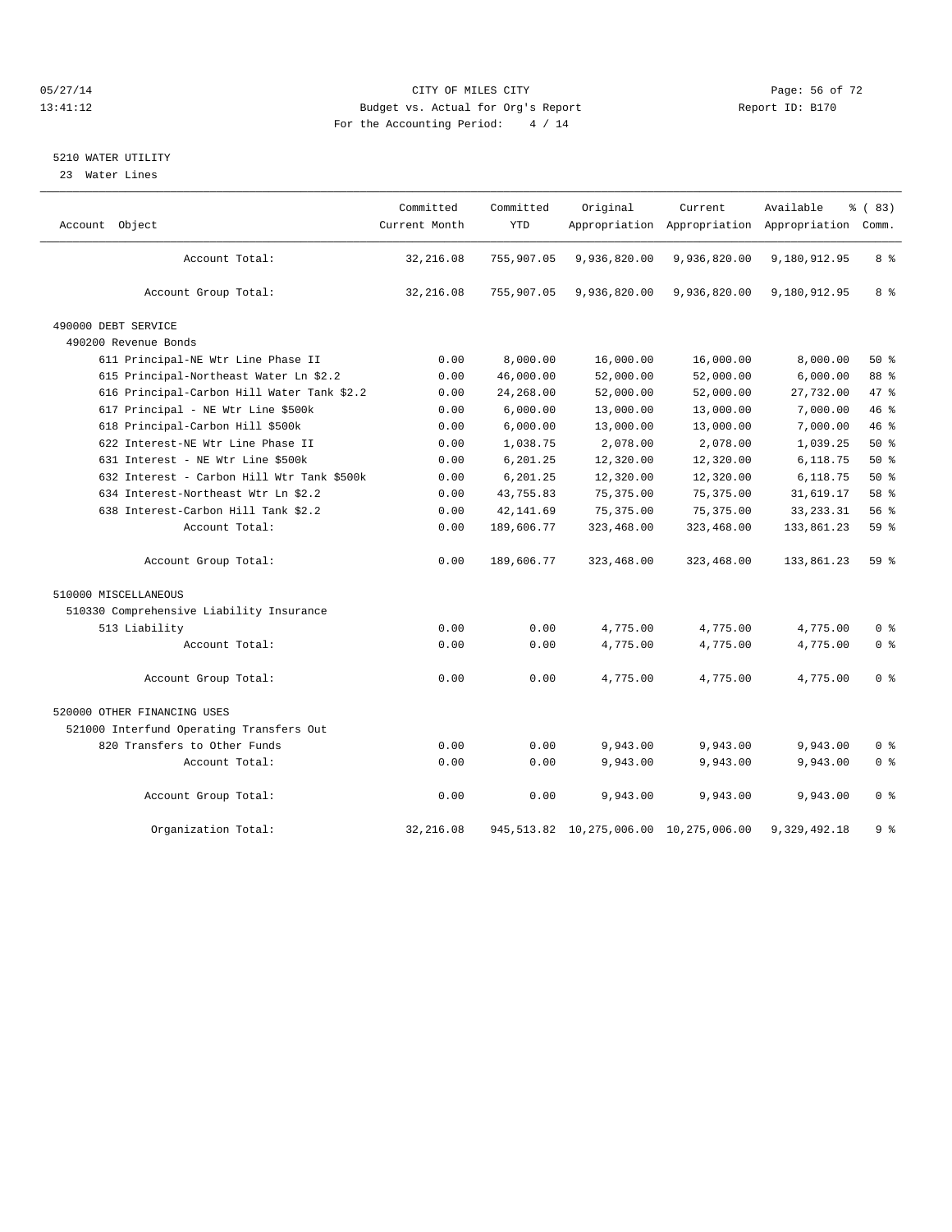CITY OF MILES CITY
Budget vs. Actual for Org's Report
For the Accounting Period: 4 / 14

05/27/14
13:41:12

Report ID: B170

## 5210 WATER UTILITY

23 Water Lines

| Account Object | Committed Current Month | Committed YTD | Original Appropriation | Current Appropriation | Available Appropriation | % ( 83) Comm. |
|---|---|---|---|---|---|---|
| Account Total: | 32,216.08 | 755,907.05 | 9,936,820.00 | 9,936,820.00 | 9,180,912.95 | 8 % |
| Account Group Total: | 32,216.08 | 755,907.05 | 9,936,820.00 | 9,936,820.00 | 9,180,912.95 | 8 % |
| 490000 DEBT SERVICE | | | | | | |
| 490200 Revenue Bonds | | | | | | |
| 611 Principal-NE Wtr Line Phase II | 0.00 | 8,000.00 | 16,000.00 | 16,000.00 | 8,000.00 | 50 % |
| 615 Principal-Northeast Water Ln $2.2 | 0.00 | 46,000.00 | 52,000.00 | 52,000.00 | 6,000.00 | 88 % |
| 616 Principal-Carbon Hill Water Tank $2.2 | 0.00 | 24,268.00 | 52,000.00 | 52,000.00 | 27,732.00 | 47 % |
| 617 Principal - NE Wtr Line $500k | 0.00 | 6,000.00 | 13,000.00 | 13,000.00 | 7,000.00 | 46 % |
| 618 Principal-Carbon Hill $500k | 0.00 | 6,000.00 | 13,000.00 | 13,000.00 | 7,000.00 | 46 % |
| 622 Interest-NE Wtr Line Phase II | 0.00 | 1,038.75 | 2,078.00 | 2,078.00 | 1,039.25 | 50 % |
| 631 Interest - NE Wtr Line $500k | 0.00 | 6,201.25 | 12,320.00 | 12,320.00 | 6,118.75 | 50 % |
| 632 Interest - Carbon Hill Wtr Tank $500k | 0.00 | 6,201.25 | 12,320.00 | 12,320.00 | 6,118.75 | 50 % |
| 634 Interest-Northeast Wtr Ln $2.2 | 0.00 | 43,755.83 | 75,375.00 | 75,375.00 | 31,619.17 | 58 % |
| 638 Interest-Carbon Hill Tank $2.2 | 0.00 | 42,141.69 | 75,375.00 | 75,375.00 | 33,233.31 | 56 % |
| Account Total: | 0.00 | 189,606.77 | 323,468.00 | 323,468.00 | 133,861.23 | 59 % |
| Account Group Total: | 0.00 | 189,606.77 | 323,468.00 | 323,468.00 | 133,861.23 | 59 % |
| 510000 MISCELLANEOUS | | | | | | |
| 510330 Comprehensive Liability Insurance | | | | | | |
| 513 Liability | 0.00 | 0.00 | 4,775.00 | 4,775.00 | 4,775.00 | 0 % |
| Account Total: | 0.00 | 0.00 | 4,775.00 | 4,775.00 | 4,775.00 | 0 % |
| Account Group Total: | 0.00 | 0.00 | 4,775.00 | 4,775.00 | 4,775.00 | 0 % |
| 520000 OTHER FINANCING USES | | | | | | |
| 521000 Interfund Operating Transfers Out | | | | | | |
| 820 Transfers to Other Funds | 0.00 | 0.00 | 9,943.00 | 9,943.00 | 9,943.00 | 0 % |
| Account Total: | 0.00 | 0.00 | 9,943.00 | 9,943.00 | 9,943.00 | 0 % |
| Account Group Total: | 0.00 | 0.00 | 9,943.00 | 9,943.00 | 9,943.00 | 0 % |
| Organization Total: | 32,216.08 | 945,513.82 | 10,275,006.00 | 10,275,006.00 | 9,329,492.18 | 9 % |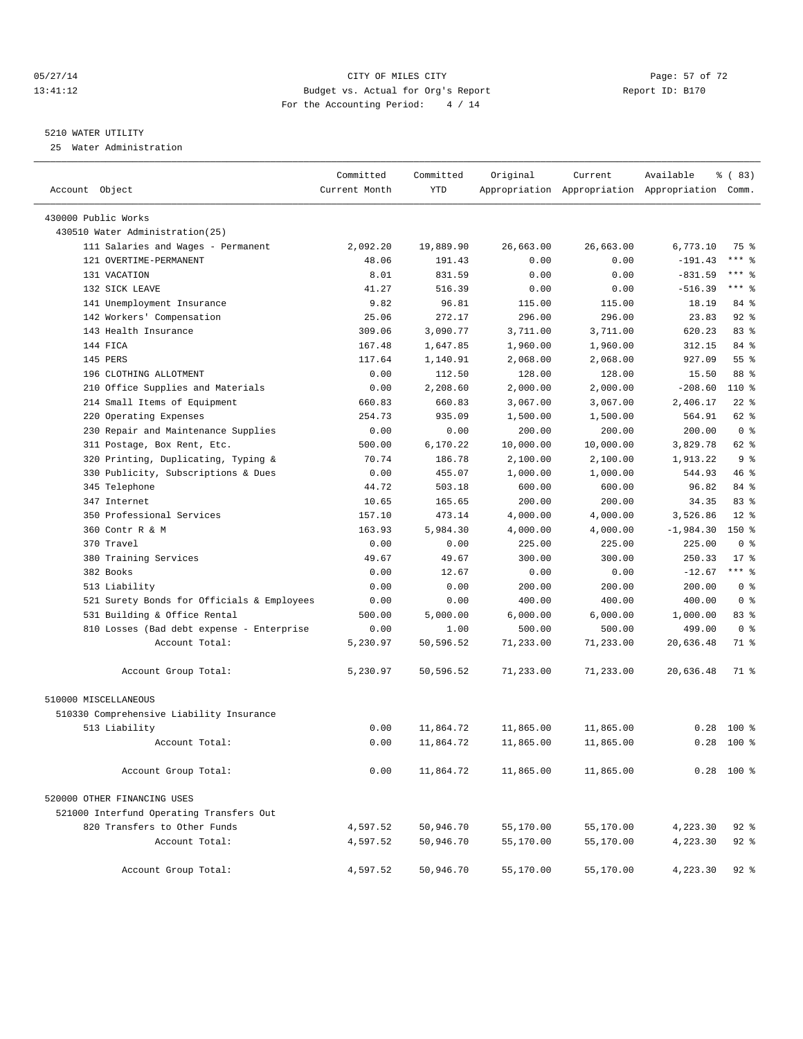05/27/14 CITY OF MILES CITY
13:41:12 Budget vs. Actual for Org's Report Report ID: B170
For the Accounting Period: 4 / 14

5210 WATER UTILITY

25 Water Administration

| Account Object | Committed Current Month | Committed YTD | Original Appropriation | Current Appropriation | Available Appropriation | % ( 83) Comm. |
|---|---|---|---|---|---|---|
| 430000 Public Works | | | | | | |
| 430510 Water Administration(25) | | | | | | |
| 111 Salaries and Wages - Permanent | 2,092.20 | 19,889.90 | 26,663.00 | 26,663.00 | 6,773.10 | 75 % |
| 121 OVERTIME-PERMANENT | 48.06 | 191.43 | 0.00 | 0.00 | -191.43 | *** % |
| 131 VACATION | 8.01 | 831.59 | 0.00 | 0.00 | -831.59 | *** % |
| 132 SICK LEAVE | 41.27 | 516.39 | 0.00 | 0.00 | -516.39 | *** % |
| 141 Unemployment Insurance | 9.82 | 96.81 | 115.00 | 115.00 | 18.19 | 84 % |
| 142 Workers' Compensation | 25.06 | 272.17 | 296.00 | 296.00 | 23.83 | 92 % |
| 143 Health Insurance | 309.06 | 3,090.77 | 3,711.00 | 3,711.00 | 620.23 | 83 % |
| 144 FICA | 167.48 | 1,647.85 | 1,960.00 | 1,960.00 | 312.15 | 84 % |
| 145 PERS | 117.64 | 1,140.91 | 2,068.00 | 2,068.00 | 927.09 | 55 % |
| 196 CLOTHING ALLOTMENT | 0.00 | 112.50 | 128.00 | 128.00 | 15.50 | 88 % |
| 210 Office Supplies and Materials | 0.00 | 2,208.60 | 2,000.00 | 2,000.00 | -208.60 | 110 % |
| 214 Small Items of Equipment | 660.83 | 660.83 | 3,067.00 | 3,067.00 | 2,406.17 | 22 % |
| 220 Operating Expenses | 254.73 | 935.09 | 1,500.00 | 1,500.00 | 564.91 | 62 % |
| 230 Repair and Maintenance Supplies | 0.00 | 0.00 | 200.00 | 200.00 | 200.00 | 0 % |
| 311 Postage, Box Rent, Etc. | 500.00 | 6,170.22 | 10,000.00 | 10,000.00 | 3,829.78 | 62 % |
| 320 Printing, Duplicating, Typing & | 70.74 | 186.78 | 2,100.00 | 2,100.00 | 1,913.22 | 9 % |
| 330 Publicity, Subscriptions & Dues | 0.00 | 455.07 | 1,000.00 | 1,000.00 | 544.93 | 46 % |
| 345 Telephone | 44.72 | 503.18 | 600.00 | 600.00 | 96.82 | 84 % |
| 347 Internet | 10.65 | 165.65 | 200.00 | 200.00 | 34.35 | 83 % |
| 350 Professional Services | 157.10 | 473.14 | 4,000.00 | 4,000.00 | 3,526.86 | 12 % |
| 360 Contr R & M | 163.93 | 5,984.30 | 4,000.00 | 4,000.00 | -1,984.30 | 150 % |
| 370 Travel | 0.00 | 0.00 | 225.00 | 225.00 | 225.00 | 0 % |
| 380 Training Services | 49.67 | 49.67 | 300.00 | 300.00 | 250.33 | 17 % |
| 382 Books | 0.00 | 12.67 | 0.00 | 0.00 | -12.67 | *** % |
| 513 Liability | 0.00 | 0.00 | 200.00 | 200.00 | 200.00 | 0 % |
| 521 Surety Bonds for Officials & Employees | 0.00 | 0.00 | 400.00 | 400.00 | 400.00 | 0 % |
| 531 Building & Office Rental | 500.00 | 5,000.00 | 6,000.00 | 6,000.00 | 1,000.00 | 83 % |
| 810 Losses (Bad debt expense - Enterprise | 0.00 | 1.00 | 500.00 | 500.00 | 499.00 | 0 % |
| Account Total: | 5,230.97 | 50,596.52 | 71,233.00 | 71,233.00 | 20,636.48 | 71 % |
| Account Group Total: | 5,230.97 | 50,596.52 | 71,233.00 | 71,233.00 | 20,636.48 | 71 % |
| 510000 MISCELLANEOUS | | | | | | |
| 510330 Comprehensive Liability Insurance | | | | | | |
| 513 Liability | 0.00 | 11,864.72 | 11,865.00 | 11,865.00 | 0.28 | 100 % |
| Account Total: | 0.00 | 11,864.72 | 11,865.00 | 11,865.00 | 0.28 | 100 % |
| Account Group Total: | 0.00 | 11,864.72 | 11,865.00 | 11,865.00 | 0.28 | 100 % |
| 520000 OTHER FINANCING USES | | | | | | |
| 521000 Interfund Operating Transfers Out | | | | | | |
| 820 Transfers to Other Funds | 4,597.52 | 50,946.70 | 55,170.00 | 55,170.00 | 4,223.30 | 92 % |
| Account Total: | 4,597.52 | 50,946.70 | 55,170.00 | 55,170.00 | 4,223.30 | 92 % |
| Account Group Total: | 4,597.52 | 50,946.70 | 55,170.00 | 55,170.00 | 4,223.30 | 92 % |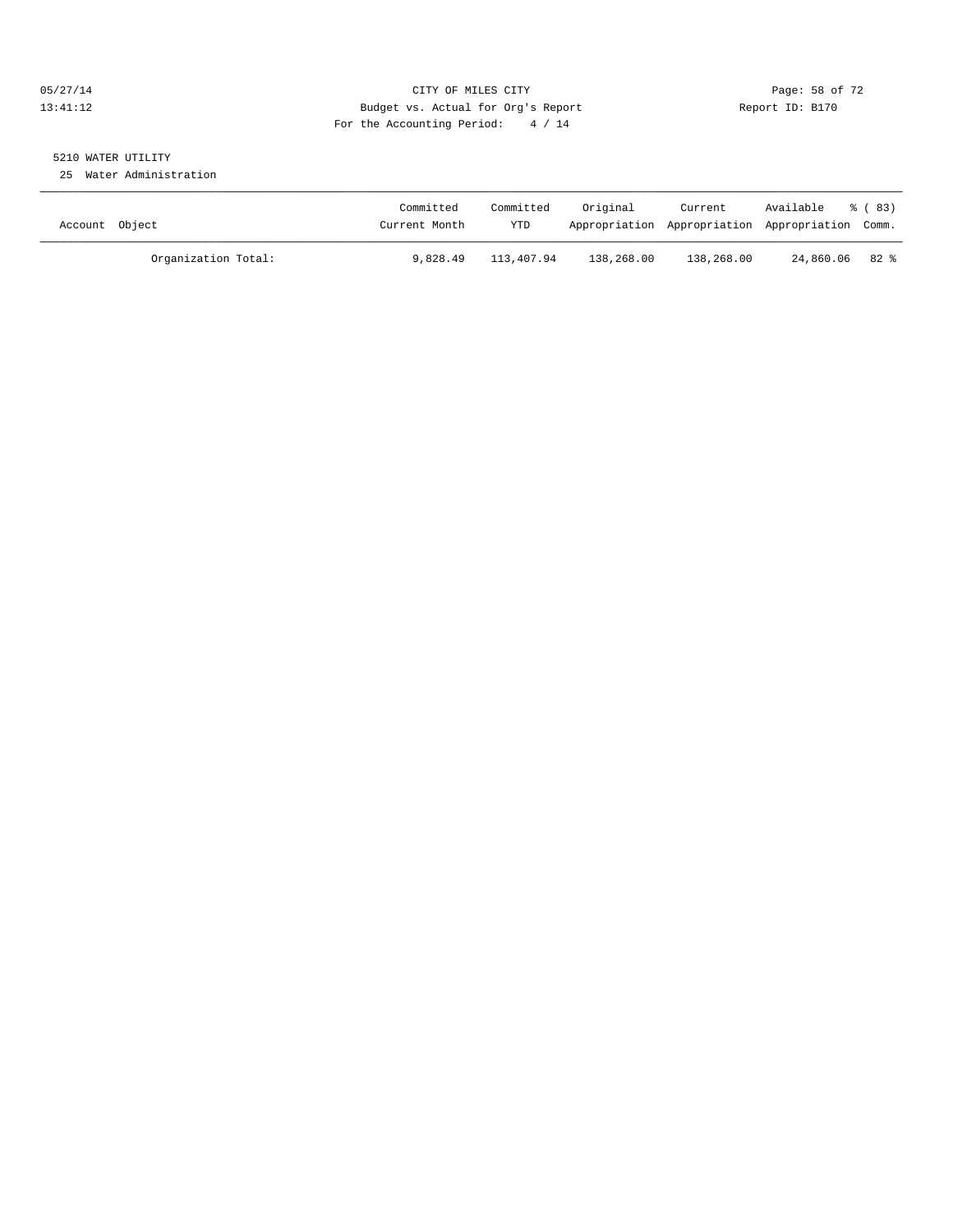CITY OF MILES CITY
Budget vs. Actual for Org's Report
For the Accounting Period: 4 / 14

05/27/14
13:41:12

Report ID: B170

5210 WATER UTILITY

25 Water Administration

| Account Object | Committed Current Month | Committed YTD | Original Appropriation | Current Appropriation | Available Appropriation | % ( 83) Comm. |
|---|---|---|---|---|---|---|
| Organization Total: | 9,828.49 | 113,407.94 | 138,268.00 | 138,268.00 | 24,860.06 | 82 % |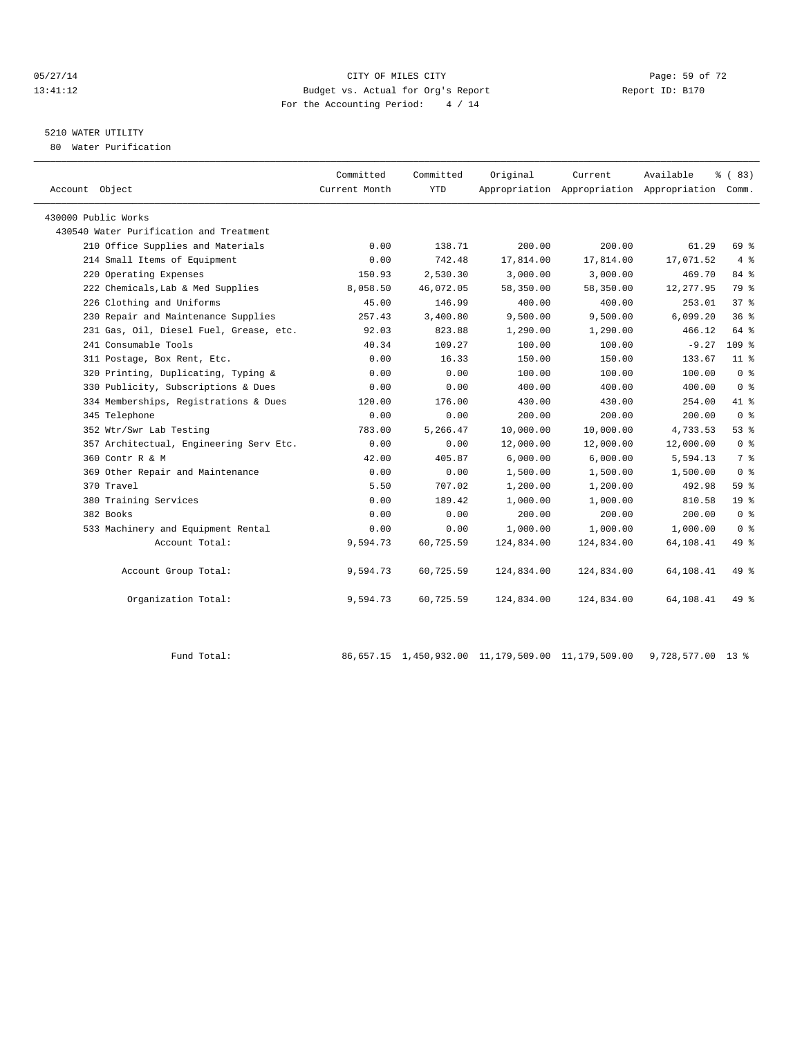CITY OF MILES CITY

Budget vs. Actual for Org's Report

For the Accounting Period: 4 / 14

05/27/14 13:41:12 Report ID: B170

5210 WATER UTILITY

80 Water Purification

| Account Object | Committed Current Month | Committed YTD | Original Appropriation | Current Appropriation | Available Appropriation | % ( 83) Comm. |
|---|---|---|---|---|---|---|
| 430000 Public Works | | | | | | |
| 430540 Water Purification and Treatment | | | | | | |
| 210 Office Supplies and Materials | 0.00 | 138.71 | 200.00 | 200.00 | 61.29 | 69 % |
| 214 Small Items of Equipment | 0.00 | 742.48 | 17,814.00 | 17,814.00 | 17,071.52 | 4 % |
| 220 Operating Expenses | 150.93 | 2,530.30 | 3,000.00 | 3,000.00 | 469.70 | 84 % |
| 222 Chemicals,Lab & Med Supplies | 8,058.50 | 46,072.05 | 58,350.00 | 58,350.00 | 12,277.95 | 79 % |
| 226 Clothing and Uniforms | 45.00 | 146.99 | 400.00 | 400.00 | 253.01 | 37 % |
| 230 Repair and Maintenance Supplies | 257.43 | 3,400.80 | 9,500.00 | 9,500.00 | 6,099.20 | 36 % |
| 231 Gas, Oil, Diesel Fuel, Grease, etc. | 92.03 | 823.88 | 1,290.00 | 1,290.00 | 466.12 | 64 % |
| 241 Consumable Tools | 40.34 | 109.27 | 100.00 | 100.00 | -9.27 | 109 % |
| 311 Postage, Box Rent, Etc. | 0.00 | 16.33 | 150.00 | 150.00 | 133.67 | 11 % |
| 320 Printing, Duplicating, Typing & | 0.00 | 0.00 | 100.00 | 100.00 | 100.00 | 0 % |
| 330 Publicity, Subscriptions & Dues | 0.00 | 0.00 | 400.00 | 400.00 | 400.00 | 0 % |
| 334 Memberships, Registrations & Dues | 120.00 | 176.00 | 430.00 | 430.00 | 254.00 | 41 % |
| 345 Telephone | 0.00 | 0.00 | 200.00 | 200.00 | 200.00 | 0 % |
| 352 Wtr/Swr Lab Testing | 783.00 | 5,266.47 | 10,000.00 | 10,000.00 | 4,733.53 | 53 % |
| 357 Architectual, Engineering Serv Etc. | 0.00 | 0.00 | 12,000.00 | 12,000.00 | 12,000.00 | 0 % |
| 360 Contr R & M | 42.00 | 405.87 | 6,000.00 | 6,000.00 | 5,594.13 | 7 % |
| 369 Other Repair and Maintenance | 0.00 | 0.00 | 1,500.00 | 1,500.00 | 1,500.00 | 0 % |
| 370 Travel | 5.50 | 707.02 | 1,200.00 | 1,200.00 | 492.98 | 59 % |
| 380 Training Services | 0.00 | 189.42 | 1,000.00 | 1,000.00 | 810.58 | 19 % |
| 382 Books | 0.00 | 0.00 | 200.00 | 200.00 | 200.00 | 0 % |
| 533 Machinery and Equipment Rental | 0.00 | 0.00 | 1,000.00 | 1,000.00 | 1,000.00 | 0 % |
| Account Total: | 9,594.73 | 60,725.59 | 124,834.00 | 124,834.00 | 64,108.41 | 49 % |
| Account Group Total: | 9,594.73 | 60,725.59 | 124,834.00 | 124,834.00 | 64,108.41 | 49 % |
| Organization Total: | 9,594.73 | 60,725.59 | 124,834.00 | 124,834.00 | 64,108.41 | 49 % |
| Fund Total: | 86,657.15 | 1,450,932.00 | 11,179,509.00 | 11,179,509.00 | 9,728,577.00 | 13 % |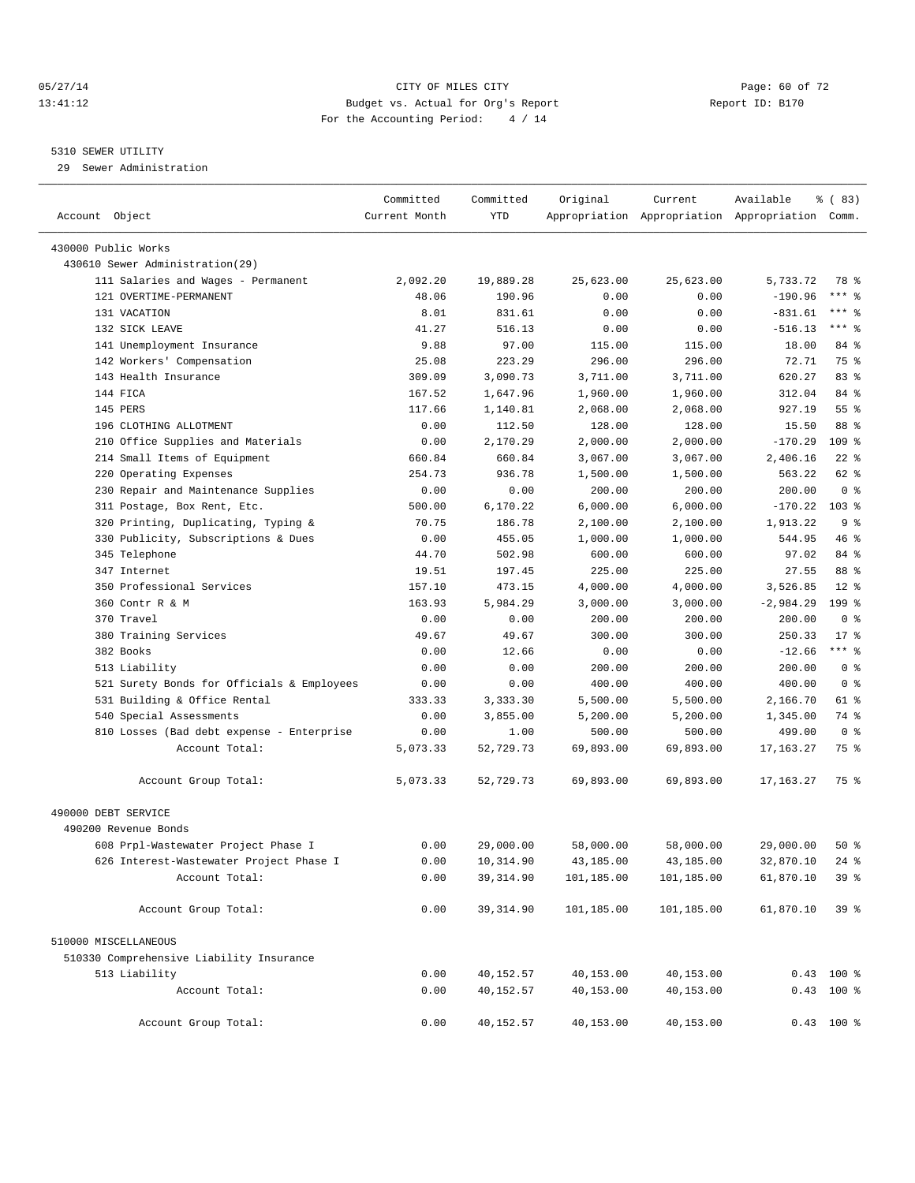05/27/14 CITY OF MILES CITY
13:41:12 Budget vs. Actual for Org's Report Report ID: B170
For the Accounting Period: 4 / 14

5310 SEWER UTILITY
29 Sewer Administration

| Account Object | Committed Current Month | Committed YTD | Original Appropriation | Current Appropriation | Available Appropriation | % ( 83) Comm. |
|---|---|---|---|---|---|---|
| 430000 Public Works | | | | | | |
| 430610 Sewer Administration(29) | | | | | | |
| 111 Salaries and Wages - Permanent | 2,092.20 | 19,889.28 | 25,623.00 | 25,623.00 | 5,733.72 | 78 % |
| 121 OVERTIME-PERMANENT | 48.06 | 190.96 | 0.00 | 0.00 | -190.96 | *** % |
| 131 VACATION | 8.01 | 831.61 | 0.00 | 0.00 | -831.61 | *** % |
| 132 SICK LEAVE | 41.27 | 516.13 | 0.00 | 0.00 | -516.13 | *** % |
| 141 Unemployment Insurance | 9.88 | 97.00 | 115.00 | 115.00 | 18.00 | 84 % |
| 142 Workers' Compensation | 25.08 | 223.29 | 296.00 | 296.00 | 72.71 | 75 % |
| 143 Health Insurance | 309.09 | 3,090.73 | 3,711.00 | 3,711.00 | 620.27 | 83 % |
| 144 FICA | 167.52 | 1,647.96 | 1,960.00 | 1,960.00 | 312.04 | 84 % |
| 145 PERS | 117.66 | 1,140.81 | 2,068.00 | 2,068.00 | 927.19 | 55 % |
| 196 CLOTHING ALLOTMENT | 0.00 | 112.50 | 128.00 | 128.00 | 15.50 | 88 % |
| 210 Office Supplies and Materials | 0.00 | 2,170.29 | 2,000.00 | 2,000.00 | -170.29 | 109 % |
| 214 Small Items of Equipment | 660.84 | 660.84 | 3,067.00 | 3,067.00 | 2,406.16 | 22 % |
| 220 Operating Expenses | 254.73 | 936.78 | 1,500.00 | 1,500.00 | 563.22 | 62 % |
| 230 Repair and Maintenance Supplies | 0.00 | 0.00 | 200.00 | 200.00 | 200.00 | 0 % |
| 311 Postage, Box Rent, Etc. | 500.00 | 6,170.22 | 6,000.00 | 6,000.00 | -170.22 | 103 % |
| 320 Printing, Duplicating, Typing & | 70.75 | 186.78 | 2,100.00 | 2,100.00 | 1,913.22 | 9 % |
| 330 Publicity, Subscriptions & Dues | 0.00 | 455.05 | 1,000.00 | 1,000.00 | 544.95 | 46 % |
| 345 Telephone | 44.70 | 502.98 | 600.00 | 600.00 | 97.02 | 84 % |
| 347 Internet | 19.51 | 197.45 | 225.00 | 225.00 | 27.55 | 88 % |
| 350 Professional Services | 157.10 | 473.15 | 4,000.00 | 4,000.00 | 3,526.85 | 12 % |
| 360 Contr R & M | 163.93 | 5,984.29 | 3,000.00 | 3,000.00 | -2,984.29 | 199 % |
| 370 Travel | 0.00 | 0.00 | 200.00 | 200.00 | 200.00 | 0 % |
| 380 Training Services | 49.67 | 49.67 | 300.00 | 300.00 | 250.33 | 17 % |
| 382 Books | 0.00 | 12.66 | 0.00 | 0.00 | -12.66 | *** % |
| 513 Liability | 0.00 | 0.00 | 200.00 | 200.00 | 200.00 | 0 % |
| 521 Surety Bonds for Officials & Employees | 0.00 | 0.00 | 400.00 | 400.00 | 400.00 | 0 % |
| 531 Building & Office Rental | 333.33 | 3,333.30 | 5,500.00 | 5,500.00 | 2,166.70 | 61 % |
| 540 Special Assessments | 0.00 | 3,855.00 | 5,200.00 | 5,200.00 | 1,345.00 | 74 % |
| 810 Losses (Bad debt expense - Enterprise | 0.00 | 1.00 | 500.00 | 500.00 | 499.00 | 0 % |
| Account Total: | 5,073.33 | 52,729.73 | 69,893.00 | 69,893.00 | 17,163.27 | 75 % |
| Account Group Total: | 5,073.33 | 52,729.73 | 69,893.00 | 69,893.00 | 17,163.27 | 75 % |
| 490000 DEBT SERVICE | | | | | | |
| 490200 Revenue Bonds | | | | | | |
| 608 Prpl-Wastewater Project Phase I | 0.00 | 29,000.00 | 58,000.00 | 58,000.00 | 29,000.00 | 50 % |
| 626 Interest-Wastewater Project Phase I | 0.00 | 10,314.90 | 43,185.00 | 43,185.00 | 32,870.10 | 24 % |
| Account Total: | 0.00 | 39,314.90 | 101,185.00 | 101,185.00 | 61,870.10 | 39 % |
| Account Group Total: | 0.00 | 39,314.90 | 101,185.00 | 101,185.00 | 61,870.10 | 39 % |
| 510000 MISCELLANEOUS | | | | | | |
| 510330 Comprehensive Liability Insurance | | | | | | |
| 513 Liability | 0.00 | 40,152.57 | 40,153.00 | 40,153.00 | 0.43 | 100 % |
| Account Total: | 0.00 | 40,152.57 | 40,153.00 | 40,153.00 | 0.43 | 100 % |
| Account Group Total: | 0.00 | 40,152.57 | 40,153.00 | 40,153.00 | 0.43 | 100 % |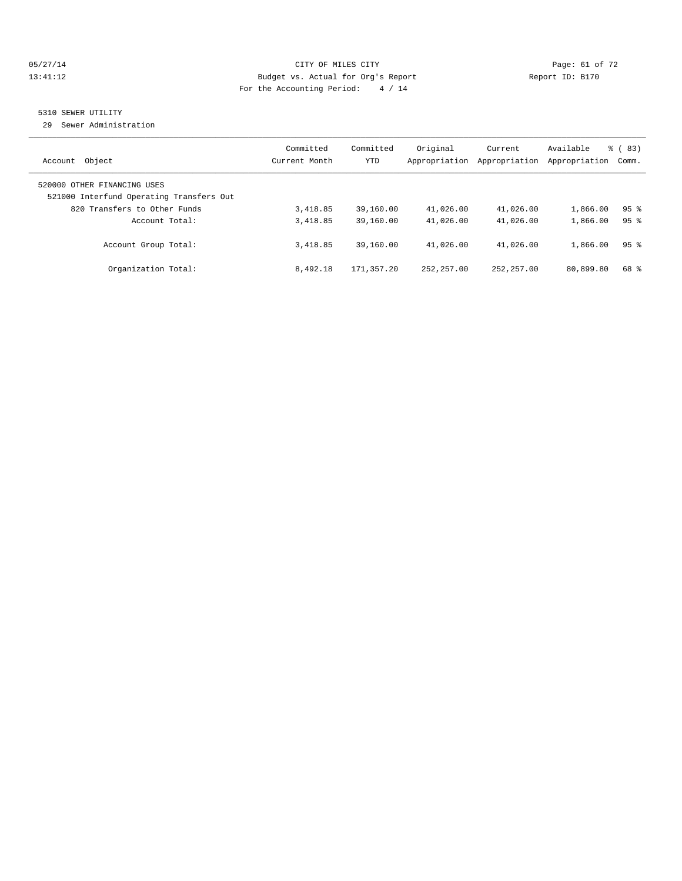CITY OF MILES CITY

Budget vs. Actual for Org's Report

For the Accounting Period: 4 / 14

05/27/14
13:41:12

Report ID: B170

5310 SEWER UTILITY

29 Sewer Administration

| Account Object | Committed Current Month | Committed YTD | Original Appropriation | Current Appropriation | Available Appropriation | % ( 83) Comm. |
|---|---|---|---|---|---|---|
| 520000 OTHER FINANCING USES | | | | | | |
| 521000 Interfund Operating Transfers Out | | | | | | |
| 820 Transfers to Other Funds | 3,418.85 | 39,160.00 | 41,026.00 | 41,026.00 | 1,866.00 | 95 % |
| Account Total: | 3,418.85 | 39,160.00 | 41,026.00 | 41,026.00 | 1,866.00 | 95 % |
| Account Group Total: | 3,418.85 | 39,160.00 | 41,026.00 | 41,026.00 | 1,866.00 | 95 % |
| Organization Total: | 8,492.18 | 171,357.20 | 252,257.00 | 252,257.00 | 80,899.80 | 68 % |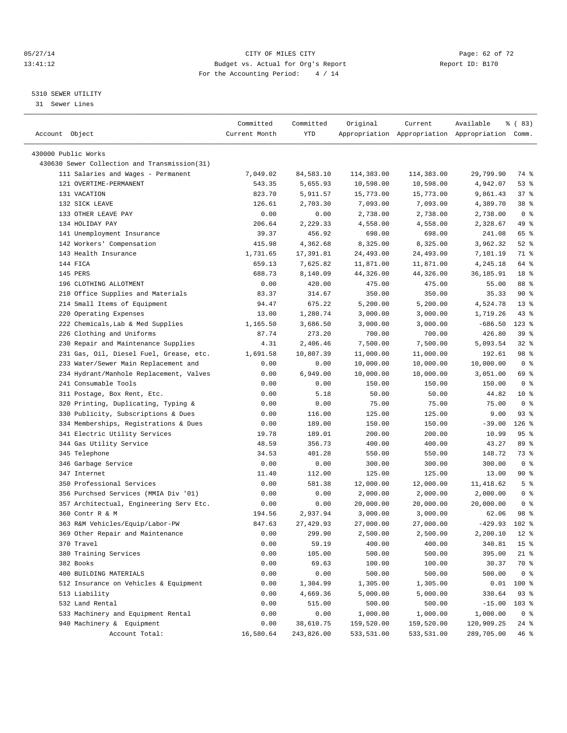05/27/14 CITY OF MILES CITY
13:41:12 Budget vs. Actual for Org's Report Report ID: B170
For the Accounting Period: 4 / 14

5310 SEWER UTILITY
31 Sewer Lines

| Account Object | Committed Current Month | Committed YTD | Original Appropriation | Current Appropriation | Available Appropriation | % ( 83) Comm. |
|---|---|---|---|---|---|---|
| 430000 Public Works | | | | | | |
| 430630 Sewer Collection and Transmission(31) | | | | | | |
| 111 Salaries and Wages - Permanent | 7,049.02 | 84,583.10 | 114,383.00 | 114,383.00 | 29,799.90 | 74 % |
| 121 OVERTIME-PERMANENT | 543.35 | 5,655.93 | 10,598.00 | 10,598.00 | 4,942.07 | 53 % |
| 131 VACATION | 823.70 | 5,911.57 | 15,773.00 | 15,773.00 | 9,861.43 | 37 % |
| 132 SICK LEAVE | 126.61 | 2,703.30 | 7,093.00 | 7,093.00 | 4,389.70 | 38 % |
| 133 OTHER LEAVE PAY | 0.00 | 0.00 | 2,738.00 | 2,738.00 | 2,738.00 | 0 % |
| 134 HOLIDAY PAY | 206.64 | 2,229.33 | 4,558.00 | 4,558.00 | 2,328.67 | 49 % |
| 141 Unemployment Insurance | 39.37 | 456.92 | 698.00 | 698.00 | 241.08 | 65 % |
| 142 Workers' Compensation | 415.98 | 4,362.68 | 8,325.00 | 8,325.00 | 3,962.32 | 52 % |
| 143 Health Insurance | 1,731.65 | 17,391.81 | 24,493.00 | 24,493.00 | 7,101.19 | 71 % |
| 144 FICA | 659.13 | 7,625.82 | 11,871.00 | 11,871.00 | 4,245.18 | 64 % |
| 145 PERS | 688.73 | 8,140.09 | 44,326.00 | 44,326.00 | 36,185.91 | 18 % |
| 196 CLOTHING ALLOTMENT | 0.00 | 420.00 | 475.00 | 475.00 | 55.00 | 88 % |
| 210 Office Supplies and Materials | 83.37 | 314.67 | 350.00 | 350.00 | 35.33 | 90 % |
| 214 Small Items of Equipment | 94.47 | 675.22 | 5,200.00 | 5,200.00 | 4,524.78 | 13 % |
| 220 Operating Expenses | 13.00 | 1,280.74 | 3,000.00 | 3,000.00 | 1,719.26 | 43 % |
| 222 Chemicals,Lab & Med Supplies | 1,165.50 | 3,686.50 | 3,000.00 | 3,000.00 | -686.50 | 123 % |
| 226 Clothing and Uniforms | 87.74 | 273.20 | 700.00 | 700.00 | 426.80 | 39 % |
| 230 Repair and Maintenance Supplies | 4.31 | 2,406.46 | 7,500.00 | 7,500.00 | 5,093.54 | 32 % |
| 231 Gas, Oil, Diesel Fuel, Grease, etc. | 1,691.58 | 10,807.39 | 11,000.00 | 11,000.00 | 192.61 | 98 % |
| 233 Water/Sewer Main Replacement and | 0.00 | 0.00 | 10,000.00 | 10,000.00 | 10,000.00 | 0 % |
| 234 Hydrant/Manhole Replacement, Valves | 0.00 | 6,949.00 | 10,000.00 | 10,000.00 | 3,051.00 | 69 % |
| 241 Consumable Tools | 0.00 | 0.00 | 150.00 | 150.00 | 150.00 | 0 % |
| 311 Postage, Box Rent, Etc. | 0.00 | 5.18 | 50.00 | 50.00 | 44.82 | 10 % |
| 320 Printing, Duplicating, Typing & | 0.00 | 0.00 | 75.00 | 75.00 | 75.00 | 0 % |
| 330 Publicity, Subscriptions & Dues | 0.00 | 116.00 | 125.00 | 125.00 | 9.00 | 93 % |
| 334 Memberships, Registrations & Dues | 0.00 | 189.00 | 150.00 | 150.00 | -39.00 | 126 % |
| 341 Electric Utility Services | 19.78 | 189.01 | 200.00 | 200.00 | 10.99 | 95 % |
| 344 Gas Utility Service | 48.59 | 356.73 | 400.00 | 400.00 | 43.27 | 89 % |
| 345 Telephone | 34.53 | 401.28 | 550.00 | 550.00 | 148.72 | 73 % |
| 346 Garbage Service | 0.00 | 0.00 | 300.00 | 300.00 | 300.00 | 0 % |
| 347 Internet | 11.40 | 112.00 | 125.00 | 125.00 | 13.00 | 90 % |
| 350 Professional Services | 0.00 | 581.38 | 12,000.00 | 12,000.00 | 11,418.62 | 5 % |
| 356 Purchsed Services (MMIA Div '01) | 0.00 | 0.00 | 2,000.00 | 2,000.00 | 2,000.00 | 0 % |
| 357 Architectual, Engineering Serv Etc. | 0.00 | 0.00 | 20,000.00 | 20,000.00 | 20,000.00 | 0 % |
| 360 Contr R & M | 194.56 | 2,937.94 | 3,000.00 | 3,000.00 | 62.06 | 98 % |
| 363 R&M Vehicles/Equip/Labor-PW | 847.63 | 27,429.93 | 27,000.00 | 27,000.00 | -429.93 | 102 % |
| 369 Other Repair and Maintenance | 0.00 | 299.90 | 2,500.00 | 2,500.00 | 2,200.10 | 12 % |
| 370 Travel | 0.00 | 59.19 | 400.00 | 400.00 | 340.81 | 15 % |
| 380 Training Services | 0.00 | 105.00 | 500.00 | 500.00 | 395.00 | 21 % |
| 382 Books | 0.00 | 69.63 | 100.00 | 100.00 | 30.37 | 70 % |
| 400 BUILDING MATERIALS | 0.00 | 0.00 | 500.00 | 500.00 | 500.00 | 0 % |
| 512 Insurance on Vehicles & Equipment | 0.00 | 1,304.99 | 1,305.00 | 1,305.00 | 0.01 | 100 % |
| 513 Liability | 0.00 | 4,669.36 | 5,000.00 | 5,000.00 | 330.64 | 93 % |
| 532 Land Rental | 0.00 | 515.00 | 500.00 | 500.00 | -15.00 | 103 % |
| 533 Machinery and Equipment Rental | 0.00 | 0.00 | 1,000.00 | 1,000.00 | 1,000.00 | 0 % |
| 940 Machinery & Equipment | 0.00 | 38,610.75 | 159,520.00 | 159,520.00 | 120,909.25 | 24 % |
| Account Total: | 16,580.64 | 243,826.00 | 533,531.00 | 533,531.00 | 289,705.00 | 46 % |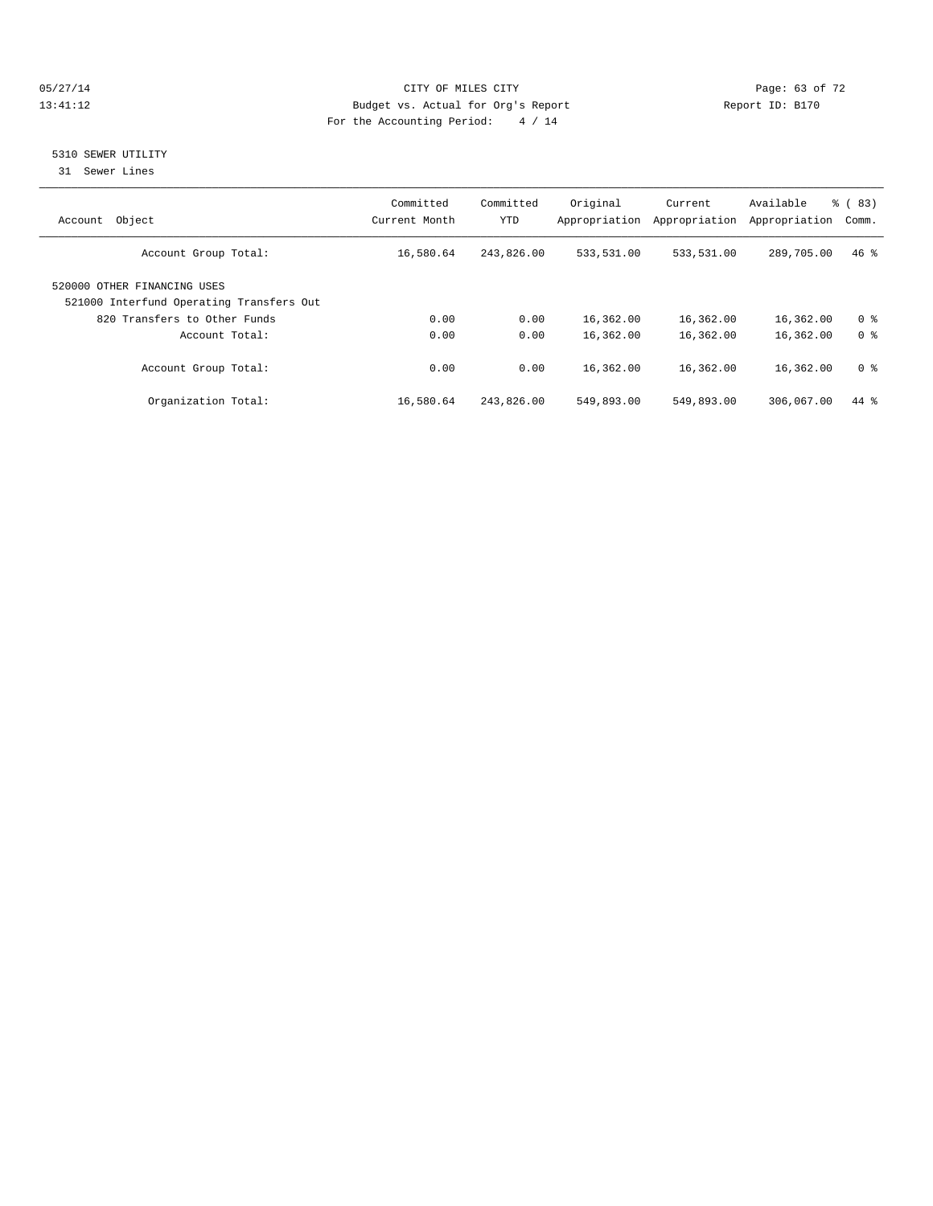## 5310 SEWER UTILITY

31 Sewer Lines

| Account Object | Committed Current Month | Committed YTD | Original Appropriation | Current Appropriation | Available Appropriation | % ( 83) Comm. |
|---|---|---|---|---|---|---|
| Account Group Total: | 16,580.64 | 243,826.00 | 533,531.00 | 533,531.00 | 289,705.00 | 46 % |
| 520000 OTHER FINANCING USES | | | | | | |
| 521000 Interfund Operating Transfers Out | | | | | | |
| 820 Transfers to Other Funds | 0.00 | 0.00 | 16,362.00 | 16,362.00 | 16,362.00 | 0 % |
| Account Total: | 0.00 | 0.00 | 16,362.00 | 16,362.00 | 16,362.00 | 0 % |
| Account Group Total: | 0.00 | 0.00 | 16,362.00 | 16,362.00 | 16,362.00 | 0 % |
| Organization Total: | 16,580.64 | 243,826.00 | 549,893.00 | 549,893.00 | 306,067.00 | 44 % |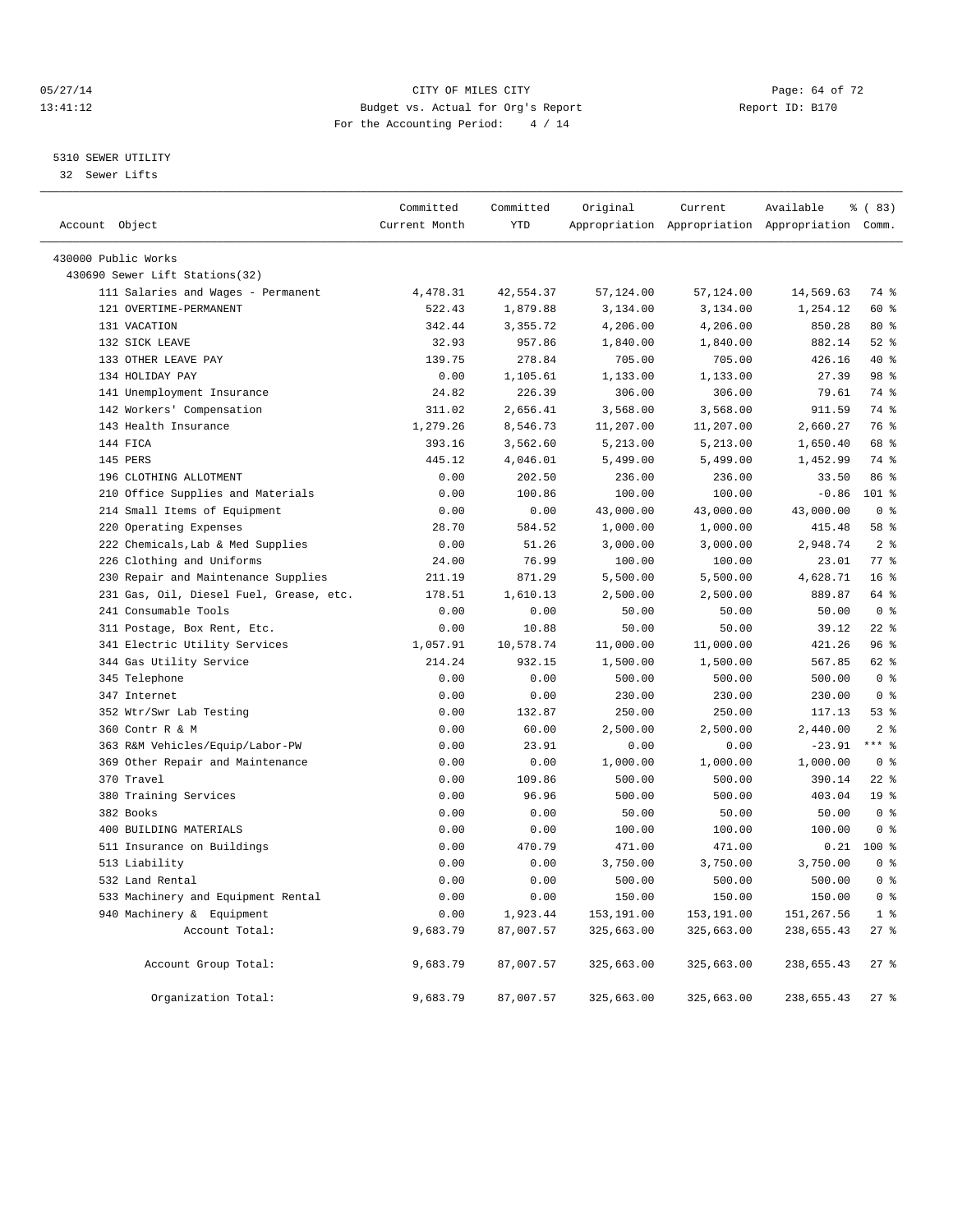05/27/14 CITY OF MILES CITY
13:41:12 Budget vs. Actual for Org's Report Report ID: B170
For the Accounting Period: 4 / 14

5310 SEWER UTILITY
32 Sewer Lifts

| Account Object | Committed Current Month | Committed YTD | Original Appropriation | Current Appropriation | Available Appropriation | % ( 83) Comm. |
|---|---|---|---|---|---|---|
| 430000 Public Works | | | | | | |
| 430690 Sewer Lift Stations(32) | | | | | | |
| 111 Salaries and Wages - Permanent | 4,478.31 | 42,554.37 | 57,124.00 | 57,124.00 | 14,569.63 | 74 % |
| 121 OVERTIME-PERMANENT | 522.43 | 1,879.88 | 3,134.00 | 3,134.00 | 1,254.12 | 60 % |
| 131 VACATION | 342.44 | 3,355.72 | 4,206.00 | 4,206.00 | 850.28 | 80 % |
| 132 SICK LEAVE | 32.93 | 957.86 | 1,840.00 | 1,840.00 | 882.14 | 52 % |
| 133 OTHER LEAVE PAY | 139.75 | 278.84 | 705.00 | 705.00 | 426.16 | 40 % |
| 134 HOLIDAY PAY | 0.00 | 1,105.61 | 1,133.00 | 1,133.00 | 27.39 | 98 % |
| 141 Unemployment Insurance | 24.82 | 226.39 | 306.00 | 306.00 | 79.61 | 74 % |
| 142 Workers' Compensation | 311.02 | 2,656.41 | 3,568.00 | 3,568.00 | 911.59 | 74 % |
| 143 Health Insurance | 1,279.26 | 8,546.73 | 11,207.00 | 11,207.00 | 2,660.27 | 76 % |
| 144 FICA | 393.16 | 3,562.60 | 5,213.00 | 5,213.00 | 1,650.40 | 68 % |
| 145 PERS | 445.12 | 4,046.01 | 5,499.00 | 5,499.00 | 1,452.99 | 74 % |
| 196 CLOTHING ALLOTMENT | 0.00 | 202.50 | 236.00 | 236.00 | 33.50 | 86 % |
| 210 Office Supplies and Materials | 0.00 | 100.86 | 100.00 | 100.00 | -0.86 | 101 % |
| 214 Small Items of Equipment | 0.00 | 0.00 | 43,000.00 | 43,000.00 | 43,000.00 | 0 % |
| 220 Operating Expenses | 28.70 | 584.52 | 1,000.00 | 1,000.00 | 415.48 | 58 % |
| 222 Chemicals,Lab & Med Supplies | 0.00 | 51.26 | 3,000.00 | 3,000.00 | 2,948.74 | 2 % |
| 226 Clothing and Uniforms | 24.00 | 76.99 | 100.00 | 100.00 | 23.01 | 77 % |
| 230 Repair and Maintenance Supplies | 211.19 | 871.29 | 5,500.00 | 5,500.00 | 4,628.71 | 16 % |
| 231 Gas, Oil, Diesel Fuel, Grease, etc. | 178.51 | 1,610.13 | 2,500.00 | 2,500.00 | 889.87 | 64 % |
| 241 Consumable Tools | 0.00 | 0.00 | 50.00 | 50.00 | 50.00 | 0 % |
| 311 Postage, Box Rent, Etc. | 0.00 | 10.88 | 50.00 | 50.00 | 39.12 | 22 % |
| 341 Electric Utility Services | 1,057.91 | 10,578.74 | 11,000.00 | 11,000.00 | 421.26 | 96 % |
| 344 Gas Utility Service | 214.24 | 932.15 | 1,500.00 | 1,500.00 | 567.85 | 62 % |
| 345 Telephone | 0.00 | 0.00 | 500.00 | 500.00 | 500.00 | 0 % |
| 347 Internet | 0.00 | 0.00 | 230.00 | 230.00 | 230.00 | 0 % |
| 352 Wtr/Swr Lab Testing | 0.00 | 132.87 | 250.00 | 250.00 | 117.13 | 53 % |
| 360 Contr R & M | 0.00 | 60.00 | 2,500.00 | 2,500.00 | 2,440.00 | 2 % |
| 363 R&M Vehicles/Equip/Labor-PW | 0.00 | 23.91 | 0.00 | 0.00 | -23.91 | *** % |
| 369 Other Repair and Maintenance | 0.00 | 0.00 | 1,000.00 | 1,000.00 | 1,000.00 | 0 % |
| 370 Travel | 0.00 | 109.86 | 500.00 | 500.00 | 390.14 | 22 % |
| 380 Training Services | 0.00 | 96.96 | 500.00 | 500.00 | 403.04 | 19 % |
| 382 Books | 0.00 | 0.00 | 50.00 | 50.00 | 50.00 | 0 % |
| 400 BUILDING MATERIALS | 0.00 | 0.00 | 100.00 | 100.00 | 100.00 | 0 % |
| 511 Insurance on Buildings | 0.00 | 470.79 | 471.00 | 471.00 | 0.21 | 100 % |
| 513 Liability | 0.00 | 0.00 | 3,750.00 | 3,750.00 | 3,750.00 | 0 % |
| 532 Land Rental | 0.00 | 0.00 | 500.00 | 500.00 | 500.00 | 0 % |
| 533 Machinery and Equipment Rental | 0.00 | 0.00 | 150.00 | 150.00 | 150.00 | 0 % |
| 940 Machinery & Equipment | 0.00 | 1,923.44 | 153,191.00 | 153,191.00 | 151,267.56 | 1 % |
| Account Total: | 9,683.79 | 87,007.57 | 325,663.00 | 325,663.00 | 238,655.43 | 27 % |
| Account Group Total: | 9,683.79 | 87,007.57 | 325,663.00 | 325,663.00 | 238,655.43 | 27 % |
| Organization Total: | 9,683.79 | 87,007.57 | 325,663.00 | 325,663.00 | 238,655.43 | 27 % |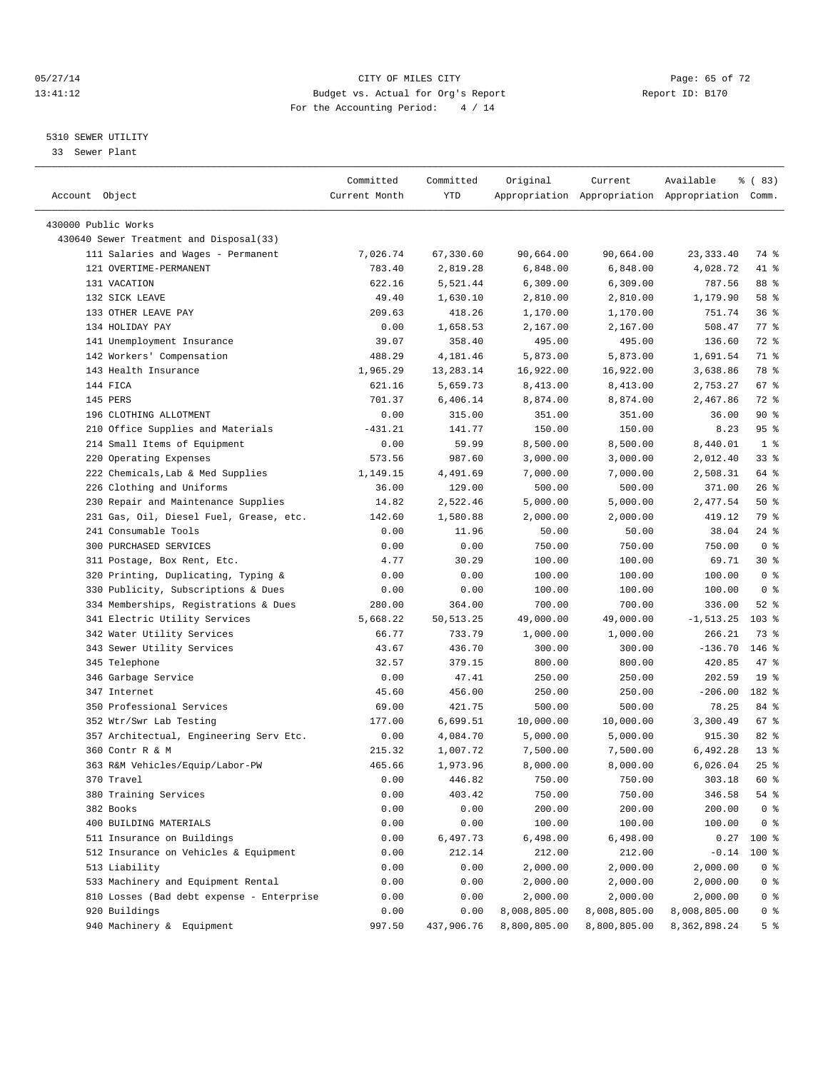CITY OF MILES CITY
Budget vs. Actual for Org's Report
For the Accounting Period: 4 / 14

05/27/14
13:41:12

Report ID: B170

5310 SEWER UTILITY
33 Sewer Plant

| Account Object | Committed Current Month | Committed YTD | Original Appropriation | Current Appropriation | Available Appropriation | % ( 83) Comm. |
|---|---|---|---|---|---|---|
| 430000 Public Works | | | | | | |
| 430640 Sewer Treatment and Disposal(33) | | | | | | |
| 111 Salaries and Wages - Permanent | 7,026.74 | 67,330.60 | 90,664.00 | 90,664.00 | 23,333.40 | 74 % |
| 121 OVERTIME-PERMANENT | 783.40 | 2,819.28 | 6,848.00 | 6,848.00 | 4,028.72 | 41 % |
| 131 VACATION | 622.16 | 5,521.44 | 6,309.00 | 6,309.00 | 787.56 | 88 % |
| 132 SICK LEAVE | 49.40 | 1,630.10 | 2,810.00 | 2,810.00 | 1,179.90 | 58 % |
| 133 OTHER LEAVE PAY | 209.63 | 418.26 | 1,170.00 | 1,170.00 | 751.74 | 36 % |
| 134 HOLIDAY PAY | 0.00 | 1,658.53 | 2,167.00 | 2,167.00 | 508.47 | 77 % |
| 141 Unemployment Insurance | 39.07 | 358.40 | 495.00 | 495.00 | 136.60 | 72 % |
| 142 Workers' Compensation | 488.29 | 4,181.46 | 5,873.00 | 5,873.00 | 1,691.54 | 71 % |
| 143 Health Insurance | 1,965.29 | 13,283.14 | 16,922.00 | 16,922.00 | 3,638.86 | 78 % |
| 144 FICA | 621.16 | 5,659.73 | 8,413.00 | 8,413.00 | 2,753.27 | 67 % |
| 145 PERS | 701.37 | 6,406.14 | 8,874.00 | 8,874.00 | 2,467.86 | 72 % |
| 196 CLOTHING ALLOTMENT | 0.00 | 315.00 | 351.00 | 351.00 | 36.00 | 90 % |
| 210 Office Supplies and Materials | -431.21 | 141.77 | 150.00 | 150.00 | 8.23 | 95 % |
| 214 Small Items of Equipment | 0.00 | 59.99 | 8,500.00 | 8,500.00 | 8,440.01 | 1 % |
| 220 Operating Expenses | 573.56 | 987.60 | 3,000.00 | 3,000.00 | 2,012.40 | 33 % |
| 222 Chemicals,Lab & Med Supplies | 1,149.15 | 4,491.69 | 7,000.00 | 7,000.00 | 2,508.31 | 64 % |
| 226 Clothing and Uniforms | 36.00 | 129.00 | 500.00 | 500.00 | 371.00 | 26 % |
| 230 Repair and Maintenance Supplies | 14.82 | 2,522.46 | 5,000.00 | 5,000.00 | 2,477.54 | 50 % |
| 231 Gas, Oil, Diesel Fuel, Grease, etc. | 142.60 | 1,580.88 | 2,000.00 | 2,000.00 | 419.12 | 79 % |
| 241 Consumable Tools | 0.00 | 11.96 | 50.00 | 50.00 | 38.04 | 24 % |
| 300 PURCHASED SERVICES | 0.00 | 0.00 | 750.00 | 750.00 | 750.00 | 0 % |
| 311 Postage, Box Rent, Etc. | 4.77 | 30.29 | 100.00 | 100.00 | 69.71 | 30 % |
| 320 Printing, Duplicating, Typing & | 0.00 | 0.00 | 100.00 | 100.00 | 100.00 | 0 % |
| 330 Publicity, Subscriptions & Dues | 0.00 | 0.00 | 100.00 | 100.00 | 100.00 | 0 % |
| 334 Memberships, Registrations & Dues | 280.00 | 364.00 | 700.00 | 700.00 | 336.00 | 52 % |
| 341 Electric Utility Services | 5,668.22 | 50,513.25 | 49,000.00 | 49,000.00 | -1,513.25 | 103 % |
| 342 Water Utility Services | 66.77 | 733.79 | 1,000.00 | 1,000.00 | 266.21 | 73 % |
| 343 Sewer Utility Services | 43.67 | 436.70 | 300.00 | 300.00 | -136.70 | 146 % |
| 345 Telephone | 32.57 | 379.15 | 800.00 | 800.00 | 420.85 | 47 % |
| 346 Garbage Service | 0.00 | 47.41 | 250.00 | 250.00 | 202.59 | 19 % |
| 347 Internet | 45.60 | 456.00 | 250.00 | 250.00 | -206.00 | 182 % |
| 350 Professional Services | 69.00 | 421.75 | 500.00 | 500.00 | 78.25 | 84 % |
| 352 Wtr/Swr Lab Testing | 177.00 | 6,699.51 | 10,000.00 | 10,000.00 | 3,300.49 | 67 % |
| 357 Architectual, Engineering Serv Etc. | 0.00 | 4,084.70 | 5,000.00 | 5,000.00 | 915.30 | 82 % |
| 360 Contr R & M | 215.32 | 1,007.72 | 7,500.00 | 7,500.00 | 6,492.28 | 13 % |
| 363 R&M Vehicles/Equip/Labor-PW | 465.66 | 1,973.96 | 8,000.00 | 8,000.00 | 6,026.04 | 25 % |
| 370 Travel | 0.00 | 446.82 | 750.00 | 750.00 | 303.18 | 60 % |
| 380 Training Services | 0.00 | 403.42 | 750.00 | 750.00 | 346.58 | 54 % |
| 382 Books | 0.00 | 0.00 | 200.00 | 200.00 | 200.00 | 0 % |
| 400 BUILDING MATERIALS | 0.00 | 0.00 | 100.00 | 100.00 | 100.00 | 0 % |
| 511 Insurance on Buildings | 0.00 | 6,497.73 | 6,498.00 | 6,498.00 | 0.27 | 100 % |
| 512 Insurance on Vehicles & Equipment | 0.00 | 212.14 | 212.00 | 212.00 | -0.14 | 100 % |
| 513 Liability | 0.00 | 0.00 | 2,000.00 | 2,000.00 | 2,000.00 | 0 % |
| 533 Machinery and Equipment Rental | 0.00 | 0.00 | 2,000.00 | 2,000.00 | 2,000.00 | 0 % |
| 810 Losses (Bad debt expense - Enterprise | 0.00 | 0.00 | 2,000.00 | 2,000.00 | 2,000.00 | 0 % |
| 920 Buildings | 0.00 | 0.00 | 8,008,805.00 | 8,008,805.00 | 8,008,805.00 | 0 % |
| 940 Machinery & Equipment | 997.50 | 437,906.76 | 8,800,805.00 | 8,800,805.00 | 8,362,898.24 | 5 % |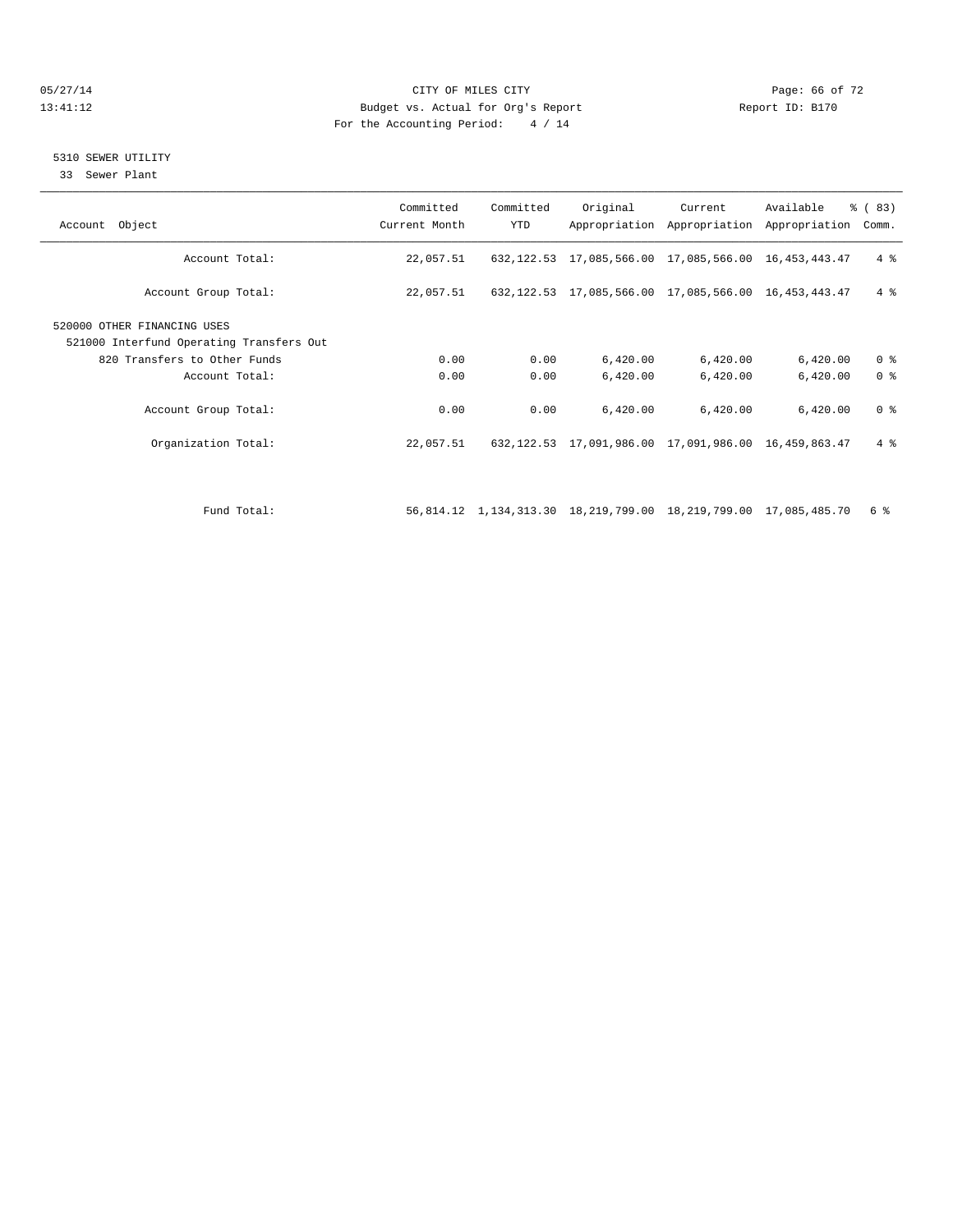CITY OF MILES CITY
Budget vs. Actual for Org's Report
For the Accounting Period: 4 / 14

05/27/14
13:41:12

Report ID: B170

## 5310 SEWER UTILITY

33 Sewer Plant

| Account Object | Committed Current Month | Committed YTD | Original Appropriation | Current Appropriation | Available Appropriation | % ( 83) Comm. |
|---|---|---|---|---|---|---|
| Account Total: | 22,057.51 | 632,122.53 | 17,085,566.00 | 17,085,566.00 | 16,453,443.47 | 4 % |
| Account Group Total: | 22,057.51 | 632,122.53 | 17,085,566.00 | 17,085,566.00 | 16,453,443.47 | 4 % |
| 520000 OTHER FINANCING USES | | | | | | |
| 521000 Interfund Operating Transfers Out | | | | | | |
| 820 Transfers to Other Funds | 0.00 | 0.00 | 6,420.00 | 6,420.00 | 6,420.00 | 0 % |
| Account Total: | 0.00 | 0.00 | 6,420.00 | 6,420.00 | 6,420.00 | 0 % |
| Account Group Total: | 0.00 | 0.00 | 6,420.00 | 6,420.00 | 6,420.00 | 0 % |
| Organization Total: | 22,057.51 | 632,122.53 | 17,091,986.00 | 17,091,986.00 | 16,459,863.47 | 4 % |
| Fund Total: | 56,814.12 | 1,134,313.30 | 18,219,799.00 | 18,219,799.00 | 17,085,485.70 | 6 % |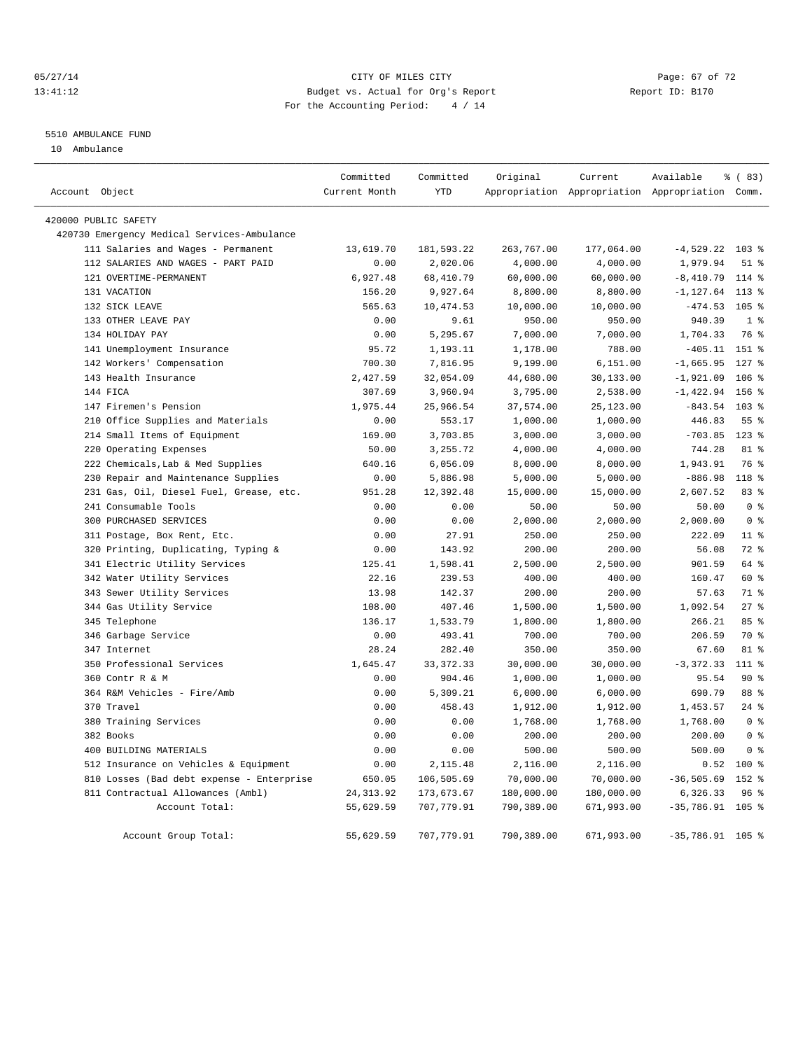05/27/14 CITY OF MILES CITY
13:41:12 Budget vs. Actual for Org's Report Report ID: B170
For the Accounting Period: 4 / 14

5510 AMBULANCE FUND

10 Ambulance

| Account Object | Committed Current Month | Committed YTD | Original Appropriation | Current Appropriation | Available Appropriation | % ( 83) Comm. |
|---|---|---|---|---|---|---|
| 420000 PUBLIC SAFETY | | | | | | |
| 420730 Emergency Medical Services-Ambulance | | | | | | |
| 111 Salaries and Wages - Permanent | 13,619.70 | 181,593.22 | 263,767.00 | 177,064.00 | -4,529.22 | 103 % |
| 112 SALARIES AND WAGES - PART PAID | 0.00 | 2,020.06 | 4,000.00 | 4,000.00 | 1,979.94 | 51 % |
| 121 OVERTIME-PERMANENT | 6,927.48 | 68,410.79 | 60,000.00 | 60,000.00 | -8,410.79 | 114 % |
| 131 VACATION | 156.20 | 9,927.64 | 8,800.00 | 8,800.00 | -1,127.64 | 113 % |
| 132 SICK LEAVE | 565.63 | 10,474.53 | 10,000.00 | 10,000.00 | -474.53 | 105 % |
| 133 OTHER LEAVE PAY | 0.00 | 9.61 | 950.00 | 950.00 | 940.39 | 1 % |
| 134 HOLIDAY PAY | 0.00 | 5,295.67 | 7,000.00 | 7,000.00 | 1,704.33 | 76 % |
| 141 Unemployment Insurance | 95.72 | 1,193.11 | 1,178.00 | 788.00 | -405.11 | 151 % |
| 142 Workers' Compensation | 700.30 | 7,816.95 | 9,199.00 | 6,151.00 | -1,665.95 | 127 % |
| 143 Health Insurance | 2,427.59 | 32,054.09 | 44,680.00 | 30,133.00 | -1,921.09 | 106 % |
| 144 FICA | 307.69 | 3,960.94 | 3,795.00 | 2,538.00 | -1,422.94 | 156 % |
| 147 Firemen's Pension | 1,975.44 | 25,966.54 | 37,574.00 | 25,123.00 | -843.54 | 103 % |
| 210 Office Supplies and Materials | 0.00 | 553.17 | 1,000.00 | 1,000.00 | 446.83 | 55 % |
| 214 Small Items of Equipment | 169.00 | 3,703.85 | 3,000.00 | 3,000.00 | -703.85 | 123 % |
| 220 Operating Expenses | 50.00 | 3,255.72 | 4,000.00 | 4,000.00 | 744.28 | 81 % |
| 222 Chemicals,Lab & Med Supplies | 640.16 | 6,056.09 | 8,000.00 | 8,000.00 | 1,943.91 | 76 % |
| 230 Repair and Maintenance Supplies | 0.00 | 5,886.98 | 5,000.00 | 5,000.00 | -886.98 | 118 % |
| 231 Gas, Oil, Diesel Fuel, Grease, etc. | 951.28 | 12,392.48 | 15,000.00 | 15,000.00 | 2,607.52 | 83 % |
| 241 Consumable Tools | 0.00 | 0.00 | 50.00 | 50.00 | 50.00 | 0 % |
| 300 PURCHASED SERVICES | 0.00 | 0.00 | 2,000.00 | 2,000.00 | 2,000.00 | 0 % |
| 311 Postage, Box Rent, Etc. | 0.00 | 27.91 | 250.00 | 250.00 | 222.09 | 11 % |
| 320 Printing, Duplicating, Typing & | 0.00 | 143.92 | 200.00 | 200.00 | 56.08 | 72 % |
| 341 Electric Utility Services | 125.41 | 1,598.41 | 2,500.00 | 2,500.00 | 901.59 | 64 % |
| 342 Water Utility Services | 22.16 | 239.53 | 400.00 | 400.00 | 160.47 | 60 % |
| 343 Sewer Utility Services | 13.98 | 142.37 | 200.00 | 200.00 | 57.63 | 71 % |
| 344 Gas Utility Service | 108.00 | 407.46 | 1,500.00 | 1,500.00 | 1,092.54 | 27 % |
| 345 Telephone | 136.17 | 1,533.79 | 1,800.00 | 1,800.00 | 266.21 | 85 % |
| 346 Garbage Service | 0.00 | 493.41 | 700.00 | 700.00 | 206.59 | 70 % |
| 347 Internet | 28.24 | 282.40 | 350.00 | 350.00 | 67.60 | 81 % |
| 350 Professional Services | 1,645.47 | 33,372.33 | 30,000.00 | 30,000.00 | -3,372.33 | 111 % |
| 360 Contr R & M | 0.00 | 904.46 | 1,000.00 | 1,000.00 | 95.54 | 90 % |
| 364 R&M Vehicles - Fire/Amb | 0.00 | 5,309.21 | 6,000.00 | 6,000.00 | 690.79 | 88 % |
| 370 Travel | 0.00 | 458.43 | 1,912.00 | 1,912.00 | 1,453.57 | 24 % |
| 380 Training Services | 0.00 | 0.00 | 1,768.00 | 1,768.00 | 1,768.00 | 0 % |
| 382 Books | 0.00 | 0.00 | 200.00 | 200.00 | 200.00 | 0 % |
| 400 BUILDING MATERIALS | 0.00 | 0.00 | 500.00 | 500.00 | 500.00 | 0 % |
| 512 Insurance on Vehicles & Equipment | 0.00 | 2,115.48 | 2,116.00 | 2,116.00 | 0.52 | 100 % |
| 810 Losses (Bad debt expense - Enterprise | 650.05 | 106,505.69 | 70,000.00 | 70,000.00 | -36,505.69 | 152 % |
| 811 Contractual Allowances (Ambl) | 24,313.92 | 173,673.67 | 180,000.00 | 180,000.00 | 6,326.33 | 96 % |
| Account Total: | 55,629.59 | 707,779.91 | 790,389.00 | 671,993.00 | -35,786.91 | 105 % |
| Account Group Total: | 55,629.59 | 707,779.91 | 790,389.00 | 671,993.00 | -35,786.91 | 105 % |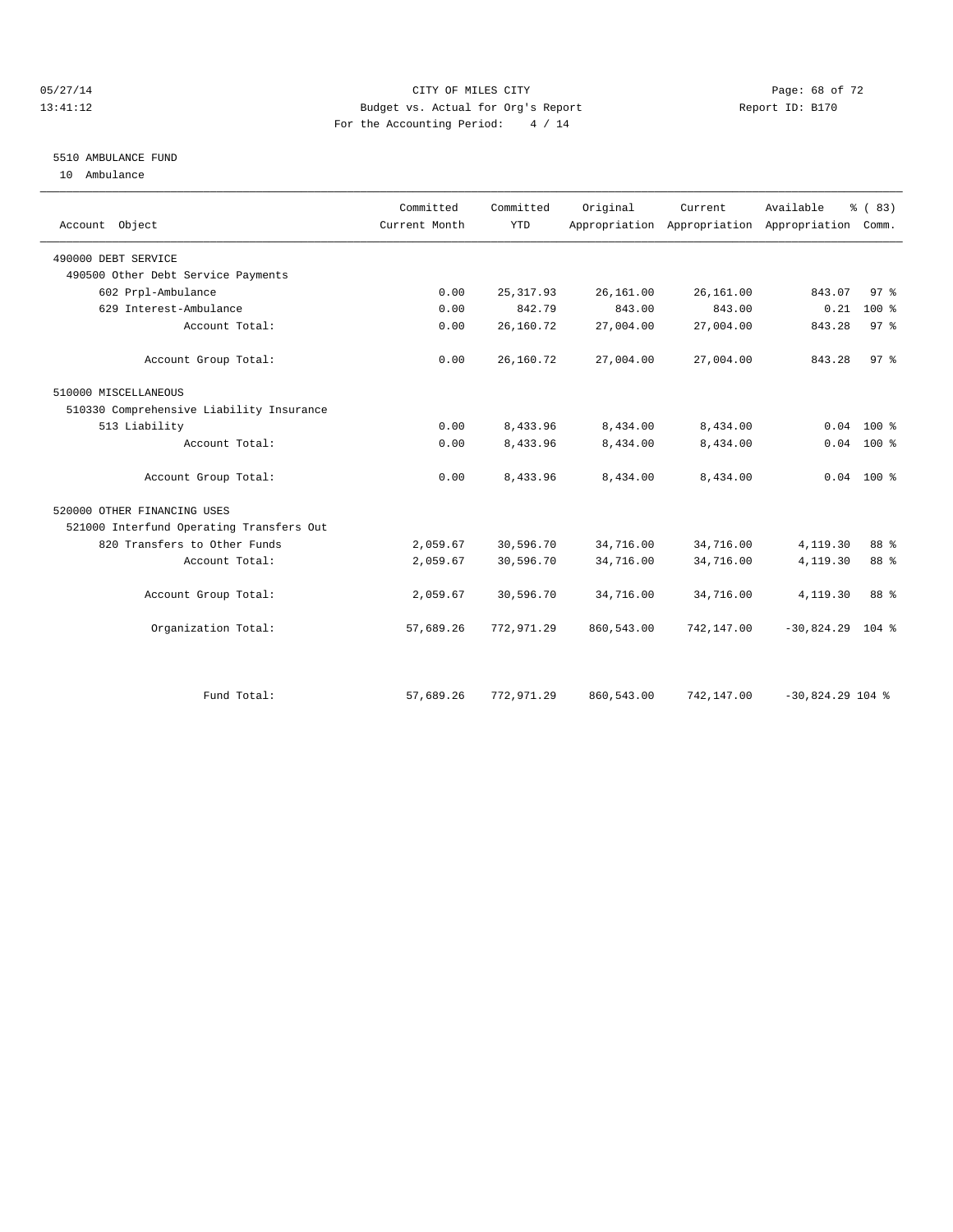CITY OF MILES CITY
Budget vs. Actual for Org's Report
For the Accounting Period: 4 / 14

05/27/14
13:41:12

Report ID: B170

## 5510 AMBULANCE FUND

10 Ambulance

| Account Object | Committed Current Month | Committed YTD | Original Appropriation | Current Appropriation | Available Appropriation | % ( 83) Comm. |
|---|---|---|---|---|---|---|
| 490000 DEBT SERVICE | | | | | | |
| 490500 Other Debt Service Payments | | | | | | |
| 602 Prpl-Ambulance | 0.00 | 25,317.93 | 26,161.00 | 26,161.00 | 843.07 | 97 % |
| 629 Interest-Ambulance | 0.00 | 842.79 | 843.00 | 843.00 | 0.21 | 100 % |
| Account Total: | 0.00 | 26,160.72 | 27,004.00 | 27,004.00 | 843.28 | 97 % |
| Account Group Total: | 0.00 | 26,160.72 | 27,004.00 | 27,004.00 | 843.28 | 97 % |
| 510000 MISCELLANEOUS | | | | | | |
| 510330 Comprehensive Liability Insurance | | | | | | |
| 513 Liability | 0.00 | 8,433.96 | 8,434.00 | 8,434.00 | 0.04 | 100 % |
| Account Total: | 0.00 | 8,433.96 | 8,434.00 | 8,434.00 | 0.04 | 100 % |
| Account Group Total: | 0.00 | 8,433.96 | 8,434.00 | 8,434.00 | 0.04 | 100 % |
| 520000 OTHER FINANCING USES | | | | | | |
| 521000 Interfund Operating Transfers Out | | | | | | |
| 820 Transfers to Other Funds | 2,059.67 | 30,596.70 | 34,716.00 | 34,716.00 | 4,119.30 | 88 % |
| Account Total: | 2,059.67 | 30,596.70 | 34,716.00 | 34,716.00 | 4,119.30 | 88 % |
| Account Group Total: | 2,059.67 | 30,596.70 | 34,716.00 | 34,716.00 | 4,119.30 | 88 % |
| Organization Total: | 57,689.26 | 772,971.29 | 860,543.00 | 742,147.00 | -30,824.29 | 104 % |
| Fund Total: | 57,689.26 | 772,971.29 | 860,543.00 | 742,147.00 | -30,824.29 | 104 % |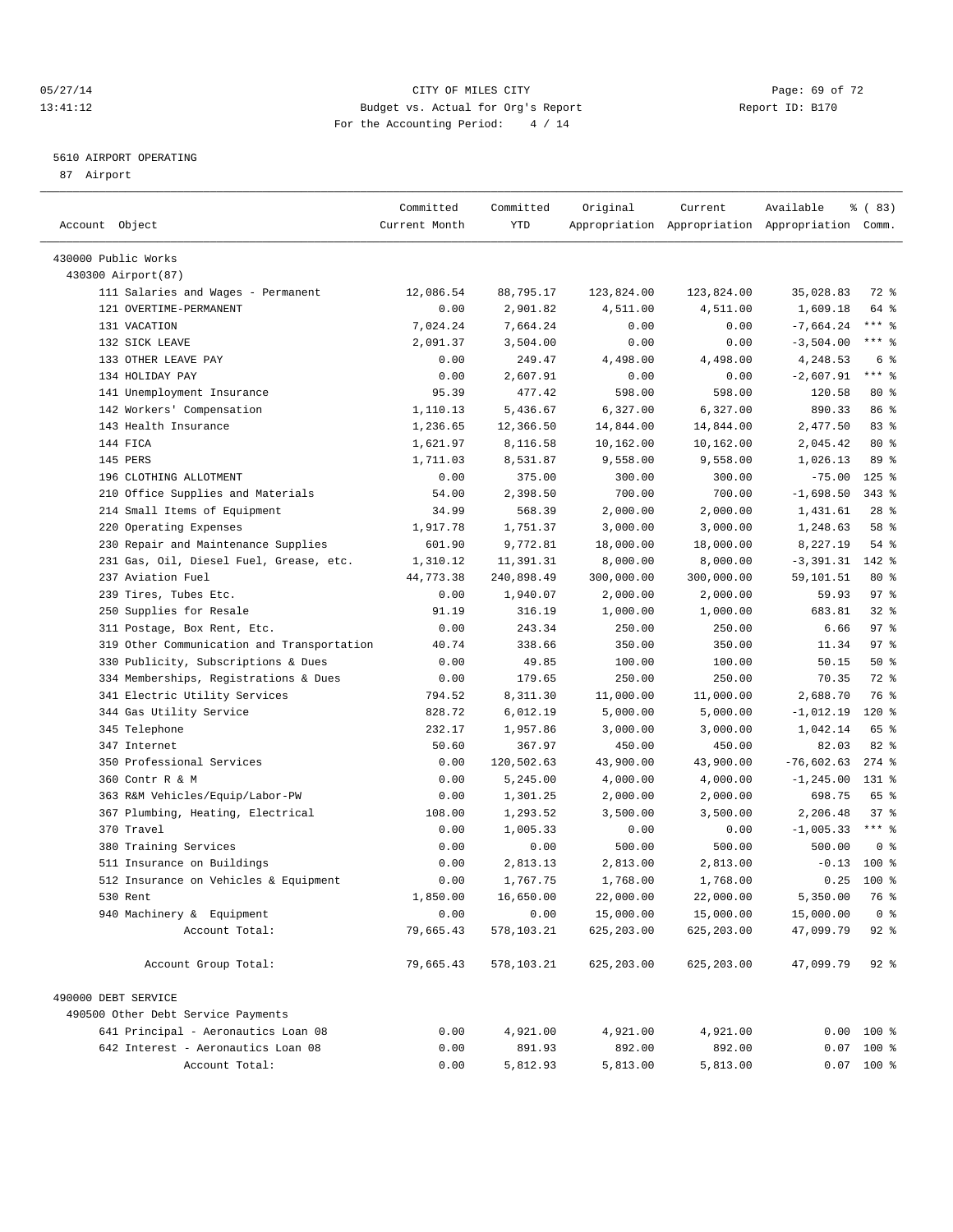CITY OF MILES CITY
Budget vs. Actual for Org's Report
For the Accounting Period: 4 / 14

05/27/14
13:41:12

Report ID: B170

5610 AIRPORT OPERATING
87 Airport

| Account Object | Committed Current Month | Committed YTD | Original Appropriation | Current Appropriation | Available Appropriation | % ( 83) Comm. |
|---|---|---|---|---|---|---|
| 430000 Public Works | | | | | | |
| 430300 Airport(87) | | | | | | |
| 111 Salaries and Wages - Permanent | 12,086.54 | 88,795.17 | 123,824.00 | 123,824.00 | 35,028.83 | 72 % |
| 121 OVERTIME-PERMANENT | 0.00 | 2,901.82 | 4,511.00 | 4,511.00 | 1,609.18 | 64 % |
| 131 VACATION | 7,024.24 | 7,664.24 | 0.00 | 0.00 | -7,664.24 | *** % |
| 132 SICK LEAVE | 2,091.37 | 3,504.00 | 0.00 | 0.00 | -3,504.00 | *** % |
| 133 OTHER LEAVE PAY | 0.00 | 249.47 | 4,498.00 | 4,498.00 | 4,248.53 | 6 % |
| 134 HOLIDAY PAY | 0.00 | 2,607.91 | 0.00 | 0.00 | -2,607.91 | *** % |
| 141 Unemployment Insurance | 95.39 | 477.42 | 598.00 | 598.00 | 120.58 | 80 % |
| 142 Workers' Compensation | 1,110.13 | 5,436.67 | 6,327.00 | 6,327.00 | 890.33 | 86 % |
| 143 Health Insurance | 1,236.65 | 12,366.50 | 14,844.00 | 14,844.00 | 2,477.50 | 83 % |
| 144 FICA | 1,621.97 | 8,116.58 | 10,162.00 | 10,162.00 | 2,045.42 | 80 % |
| 145 PERS | 1,711.03 | 8,531.87 | 9,558.00 | 9,558.00 | 1,026.13 | 89 % |
| 196 CLOTHING ALLOTMENT | 0.00 | 375.00 | 300.00 | 300.00 | -75.00 | 125 % |
| 210 Office Supplies and Materials | 54.00 | 2,398.50 | 700.00 | 700.00 | -1,698.50 | 343 % |
| 214 Small Items of Equipment | 34.99 | 568.39 | 2,000.00 | 2,000.00 | 1,431.61 | 28 % |
| 220 Operating Expenses | 1,917.78 | 1,751.37 | 3,000.00 | 3,000.00 | 1,248.63 | 58 % |
| 230 Repair and Maintenance Supplies | 601.90 | 9,772.81 | 18,000.00 | 18,000.00 | 8,227.19 | 54 % |
| 231 Gas, Oil, Diesel Fuel, Grease, etc. | 1,310.12 | 11,391.31 | 8,000.00 | 8,000.00 | -3,391.31 | 142 % |
| 237 Aviation Fuel | 44,773.38 | 240,898.49 | 300,000.00 | 300,000.00 | 59,101.51 | 80 % |
| 239 Tires, Tubes Etc. | 0.00 | 1,940.07 | 2,000.00 | 2,000.00 | 59.93 | 97 % |
| 250 Supplies for Resale | 91.19 | 316.19 | 1,000.00 | 1,000.00 | 683.81 | 32 % |
| 311 Postage, Box Rent, Etc. | 0.00 | 243.34 | 250.00 | 250.00 | 6.66 | 97 % |
| 319 Other Communication and Transportation | 40.74 | 338.66 | 350.00 | 350.00 | 11.34 | 97 % |
| 330 Publicity, Subscriptions & Dues | 0.00 | 49.85 | 100.00 | 100.00 | 50.15 | 50 % |
| 334 Memberships, Registrations & Dues | 0.00 | 179.65 | 250.00 | 250.00 | 70.35 | 72 % |
| 341 Electric Utility Services | 794.52 | 8,311.30 | 11,000.00 | 11,000.00 | 2,688.70 | 76 % |
| 344 Gas Utility Service | 828.72 | 6,012.19 | 5,000.00 | 5,000.00 | -1,012.19 | 120 % |
| 345 Telephone | 232.17 | 1,957.86 | 3,000.00 | 3,000.00 | 1,042.14 | 65 % |
| 347 Internet | 50.60 | 367.97 | 450.00 | 450.00 | 82.03 | 82 % |
| 350 Professional Services | 0.00 | 120,502.63 | 43,900.00 | 43,900.00 | -76,602.63 | 274 % |
| 360 Contr R & M | 0.00 | 5,245.00 | 4,000.00 | 4,000.00 | -1,245.00 | 131 % |
| 363 R&M Vehicles/Equip/Labor-PW | 0.00 | 1,301.25 | 2,000.00 | 2,000.00 | 698.75 | 65 % |
| 367 Plumbing, Heating, Electrical | 108.00 | 1,293.52 | 3,500.00 | 3,500.00 | 2,206.48 | 37 % |
| 370 Travel | 0.00 | 1,005.33 | 0.00 | 0.00 | -1,005.33 | *** % |
| 380 Training Services | 0.00 | 0.00 | 500.00 | 500.00 | 500.00 | 0 % |
| 511 Insurance on Buildings | 0.00 | 2,813.13 | 2,813.00 | 2,813.00 | -0.13 | 100 % |
| 512 Insurance on Vehicles & Equipment | 0.00 | 1,767.75 | 1,768.00 | 1,768.00 | 0.25 | 100 % |
| 530 Rent | 1,850.00 | 16,650.00 | 22,000.00 | 22,000.00 | 5,350.00 | 76 % |
| 940 Machinery & Equipment | 0.00 | 0.00 | 15,000.00 | 15,000.00 | 15,000.00 | 0 % |
| Account Total: | 79,665.43 | 578,103.21 | 625,203.00 | 625,203.00 | 47,099.79 | 92 % |
| Account Group Total: | 79,665.43 | 578,103.21 | 625,203.00 | 625,203.00 | 47,099.79 | 92 % |
| 490000 DEBT SERVICE | | | | | | |
| 490500 Other Debt Service Payments | | | | | | |
| 641 Principal - Aeronautics Loan 08 | 0.00 | 4,921.00 | 4,921.00 | 4,921.00 | 0.00 | 100 % |
| 642 Interest - Aeronautics Loan 08 | 0.00 | 891.93 | 892.00 | 892.00 | 0.07 | 100 % |
| Account Total: | 0.00 | 5,812.93 | 5,813.00 | 5,813.00 | 0.07 | 100 % |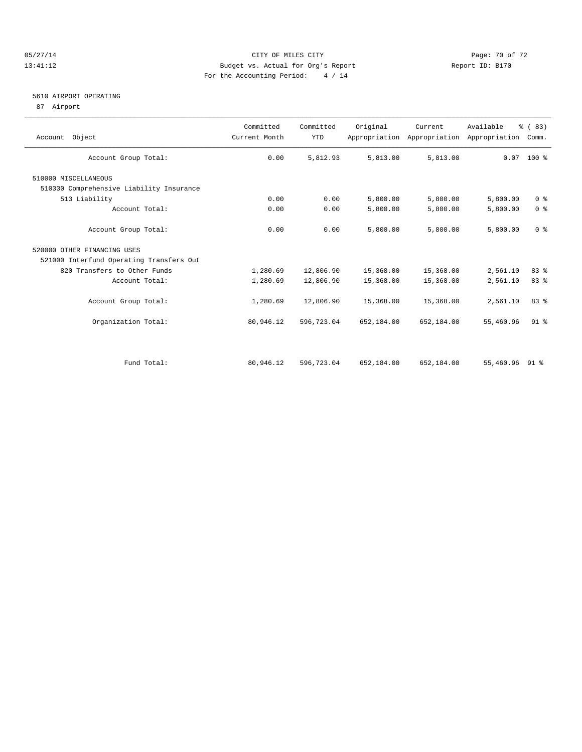CITY OF MILES CITY
Budget vs. Actual for Org's Report
For the Accounting Period: 4 / 14

05/27/14
13:41:12

Report ID: B170

5610 AIRPORT OPERATING
87 Airport

| Account Object | Committed Current Month | Committed YTD | Original Appropriation | Current Appropriation | Available Appropriation | % ( 83) Comm. |
|---|---|---|---|---|---|---|
| Account Group Total: | 0.00 | 5,812.93 | 5,813.00 | 5,813.00 | 0.07 | 100 % |
| 510000 MISCELLANEOUS | | | | | | |
| 510330 Comprehensive Liability Insurance | | | | | | |
| 513 Liability | 0.00 | 0.00 | 5,800.00 | 5,800.00 | 5,800.00 | 0 % |
| Account Total: | 0.00 | 0.00 | 5,800.00 | 5,800.00 | 5,800.00 | 0 % |
| Account Group Total: | 0.00 | 0.00 | 5,800.00 | 5,800.00 | 5,800.00 | 0 % |
| 520000 OTHER FINANCING USES | | | | | | |
| 521000 Interfund Operating Transfers Out | | | | | | |
| 820 Transfers to Other Funds | 1,280.69 | 12,806.90 | 15,368.00 | 15,368.00 | 2,561.10 | 83 % |
| Account Total: | 1,280.69 | 12,806.90 | 15,368.00 | 15,368.00 | 2,561.10 | 83 % |
| Account Group Total: | 1,280.69 | 12,806.90 | 15,368.00 | 15,368.00 | 2,561.10 | 83 % |
| Organization Total: | 80,946.12 | 596,723.04 | 652,184.00 | 652,184.00 | 55,460.96 | 91 % |
| Fund Total: | 80,946.12 | 596,723.04 | 652,184.00 | 652,184.00 | 55,460.96 | 91 % |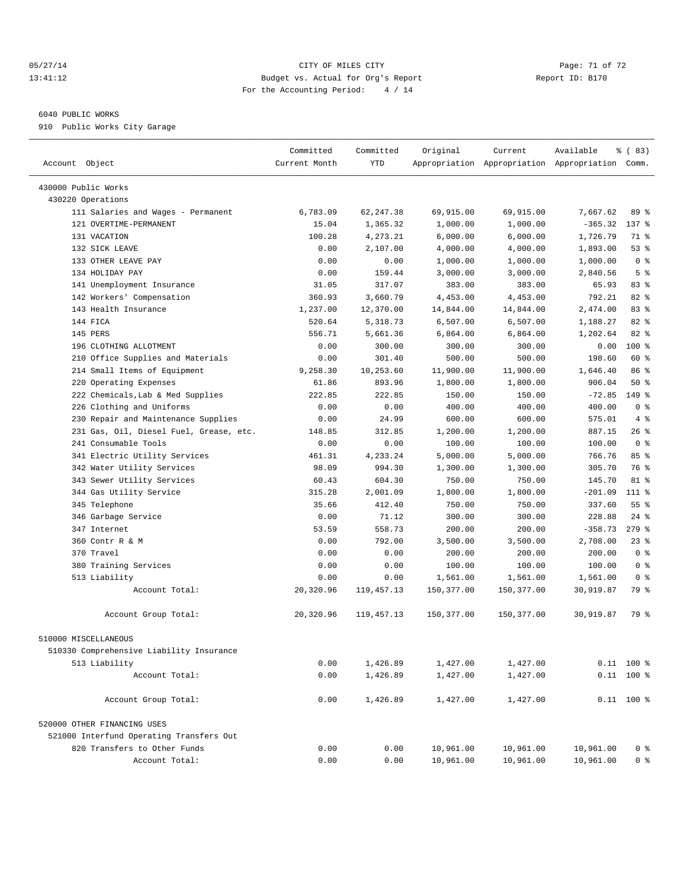CITY OF MILES CITY
Budget vs. Actual for Org's Report
For the Accounting Period: 4 / 14

05/27/14
13:41:12

Report ID: B170

6040 PUBLIC WORKS
910 Public Works City Garage

| Account Object | Committed Current Month | Committed YTD | Original Appropriation | Current Appropriation | Available Appropriation | % ( 83) Comm. |
|---|---|---|---|---|---|---|
| 430000 Public Works | | | | | | |
| 430220 Operations | | | | | | |
| 111 Salaries and Wages - Permanent | 6,783.09 | 62,247.38 | 69,915.00 | 69,915.00 | 7,667.62 | 89 % |
| 121 OVERTIME-PERMANENT | 15.04 | 1,365.32 | 1,000.00 | 1,000.00 | -365.32 | 137 % |
| 131 VACATION | 100.28 | 4,273.21 | 6,000.00 | 6,000.00 | 1,726.79 | 71 % |
| 132 SICK LEAVE | 0.00 | 2,107.00 | 4,000.00 | 4,000.00 | 1,893.00 | 53 % |
| 133 OTHER LEAVE PAY | 0.00 | 0.00 | 1,000.00 | 1,000.00 | 1,000.00 | 0 % |
| 134 HOLIDAY PAY | 0.00 | 159.44 | 3,000.00 | 3,000.00 | 2,840.56 | 5 % |
| 141 Unemployment Insurance | 31.05 | 317.07 | 383.00 | 383.00 | 65.93 | 83 % |
| 142 Workers' Compensation | 360.93 | 3,660.79 | 4,453.00 | 4,453.00 | 792.21 | 82 % |
| 143 Health Insurance | 1,237.00 | 12,370.00 | 14,844.00 | 14,844.00 | 2,474.00 | 83 % |
| 144 FICA | 520.64 | 5,318.73 | 6,507.00 | 6,507.00 | 1,188.27 | 82 % |
| 145 PERS | 556.71 | 5,661.36 | 6,864.00 | 6,864.00 | 1,202.64 | 82 % |
| 196 CLOTHING ALLOTMENT | 0.00 | 300.00 | 300.00 | 300.00 | 0.00 | 100 % |
| 210 Office Supplies and Materials | 0.00 | 301.40 | 500.00 | 500.00 | 198.60 | 60 % |
| 214 Small Items of Equipment | 9,258.30 | 10,253.60 | 11,900.00 | 11,900.00 | 1,646.40 | 86 % |
| 220 Operating Expenses | 61.86 | 893.96 | 1,800.00 | 1,800.00 | 906.04 | 50 % |
| 222 Chemicals,Lab & Med Supplies | 222.85 | 222.85 | 150.00 | 150.00 | -72.85 | 149 % |
| 226 Clothing and Uniforms | 0.00 | 0.00 | 400.00 | 400.00 | 400.00 | 0 % |
| 230 Repair and Maintenance Supplies | 0.00 | 24.99 | 600.00 | 600.00 | 575.01 | 4 % |
| 231 Gas, Oil, Diesel Fuel, Grease, etc. | 148.85 | 312.85 | 1,200.00 | 1,200.00 | 887.15 | 26 % |
| 241 Consumable Tools | 0.00 | 0.00 | 100.00 | 100.00 | 100.00 | 0 % |
| 341 Electric Utility Services | 461.31 | 4,233.24 | 5,000.00 | 5,000.00 | 766.76 | 85 % |
| 342 Water Utility Services | 98.09 | 994.30 | 1,300.00 | 1,300.00 | 305.70 | 76 % |
| 343 Sewer Utility Services | 60.43 | 604.30 | 750.00 | 750.00 | 145.70 | 81 % |
| 344 Gas Utility Service | 315.28 | 2,001.09 | 1,800.00 | 1,800.00 | -201.09 | 111 % |
| 345 Telephone | 35.66 | 412.40 | 750.00 | 750.00 | 337.60 | 55 % |
| 346 Garbage Service | 0.00 | 71.12 | 300.00 | 300.00 | 228.88 | 24 % |
| 347 Internet | 53.59 | 558.73 | 200.00 | 200.00 | -358.73 | 279 % |
| 360 Contr R & M | 0.00 | 792.00 | 3,500.00 | 3,500.00 | 2,708.00 | 23 % |
| 370 Travel | 0.00 | 0.00 | 200.00 | 200.00 | 200.00 | 0 % |
| 380 Training Services | 0.00 | 0.00 | 100.00 | 100.00 | 100.00 | 0 % |
| 513 Liability | 0.00 | 0.00 | 1,561.00 | 1,561.00 | 1,561.00 | 0 % |
| Account Total: | 20,320.96 | 119,457.13 | 150,377.00 | 150,377.00 | 30,919.87 | 79 % |
| Account Group Total: | 20,320.96 | 119,457.13 | 150,377.00 | 150,377.00 | 30,919.87 | 79 % |
| 510000 MISCELLANEOUS | | | | | | |
| 510330 Comprehensive Liability Insurance | | | | | | |
| 513 Liability | 0.00 | 1,426.89 | 1,427.00 | 1,427.00 | 0.11 | 100 % |
| Account Total: | 0.00 | 1,426.89 | 1,427.00 | 1,427.00 | 0.11 | 100 % |
| Account Group Total: | 0.00 | 1,426.89 | 1,427.00 | 1,427.00 | 0.11 | 100 % |
| 520000 OTHER FINANCING USES | | | | | | |
| 521000 Interfund Operating Transfers Out | | | | | | |
| 820 Transfers to Other Funds | 0.00 | 0.00 | 10,961.00 | 10,961.00 | 10,961.00 | 0 % |
| Account Total: | 0.00 | 0.00 | 10,961.00 | 10,961.00 | 10,961.00 | 0 % |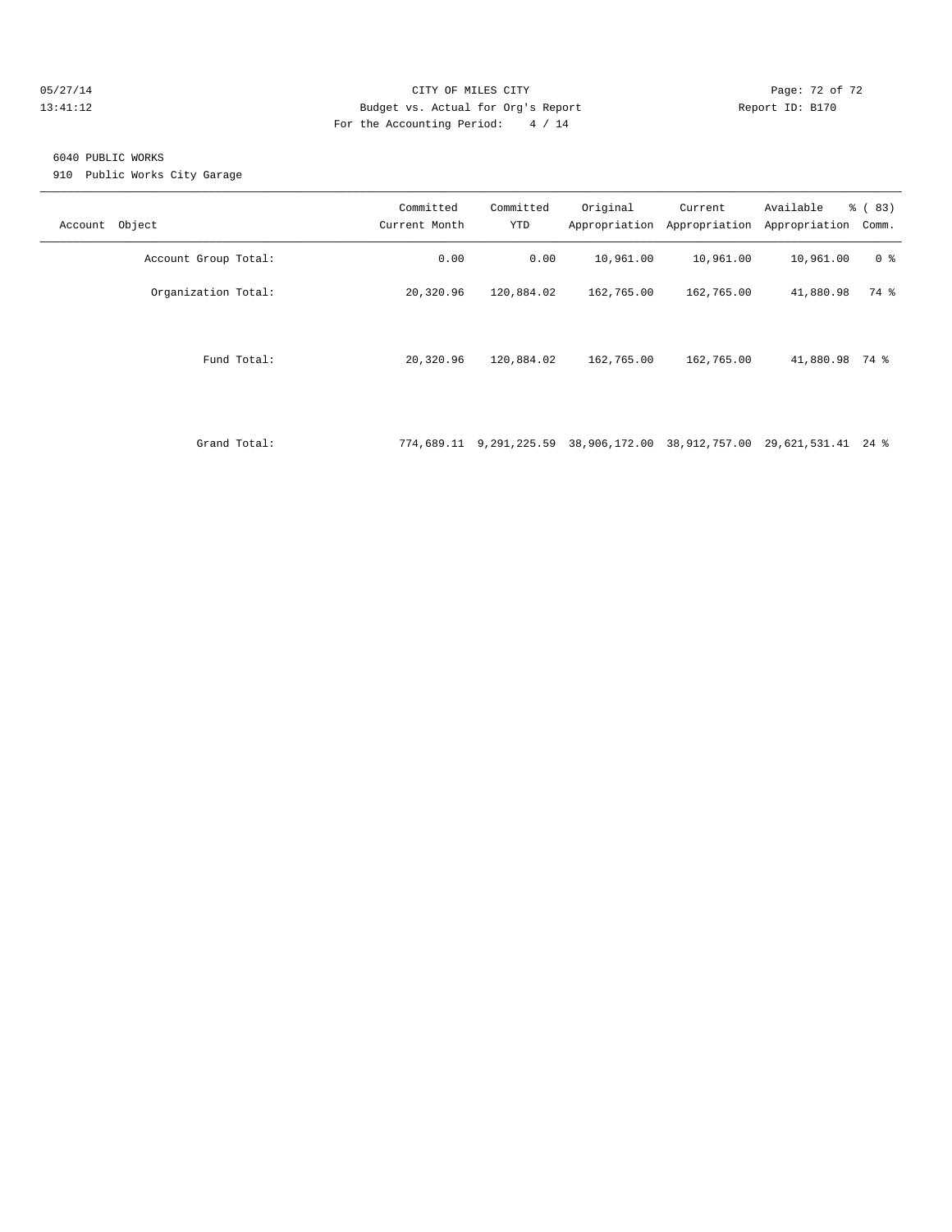CITY OF MILES CITY
Budget vs. Actual for Org's Report
For the Accounting Period: 4 / 14

05/27/14
13:41:12

Report ID: B170

6040 PUBLIC WORKS
910 Public Works City Garage

| Account Object | Committed Current Month | Committed YTD | Original Appropriation | Current Appropriation | Available Appropriation | % ( 83) Comm. |
|---|---|---|---|---|---|---|
| Account Group Total: | 0.00 | 0.00 | 10,961.00 | 10,961.00 | 10,961.00 | 0 % |
| Organization Total: | 20,320.96 | 120,884.02 | 162,765.00 | 162,765.00 | 41,880.98 | 74 % |
| Fund Total: | 20,320.96 | 120,884.02 | 162,765.00 | 162,765.00 | 41,880.98 | 74 % |
| Grand Total: | 774,689.11 | 9,291,225.59 | 38,906,172.00 | 38,912,757.00 | 29,621,531.41 | 24 % |